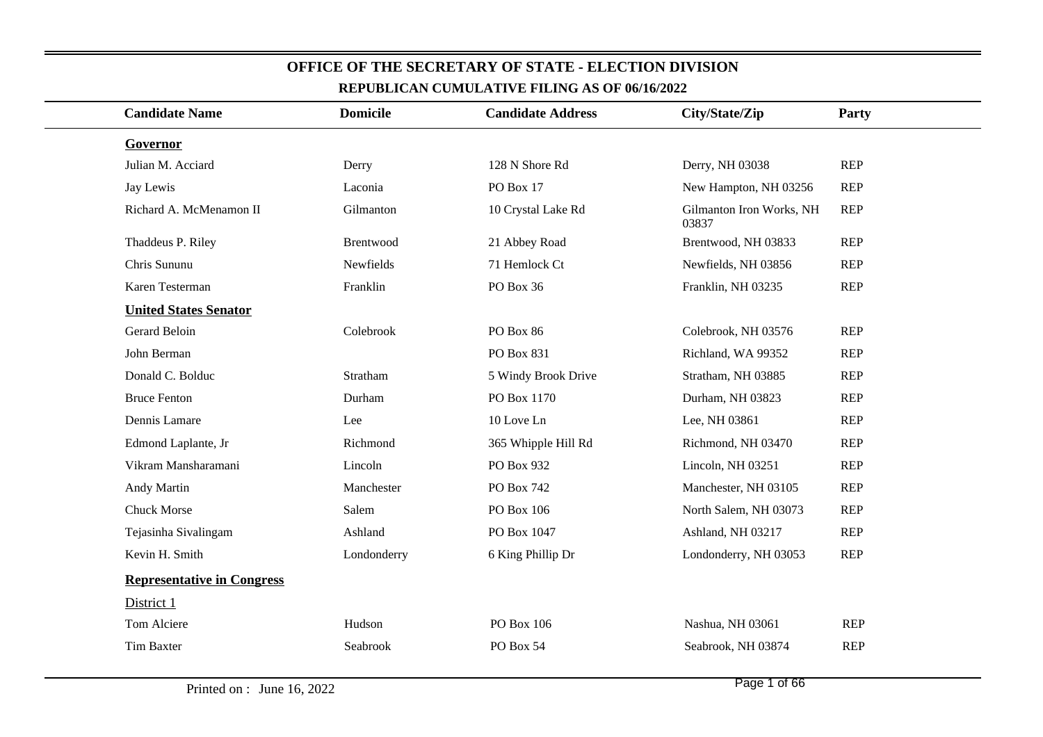# OFFICE OF THE SECRETARY OF STATE - ELECTION DIVISION

## REPUBLICAN CUMULATIVE FILING AS OF 06/16/2022

| Candidate Name | Domicile | Candidate Address | City/State/Zip | Party |
|---|---|---|---|---|
| **Governor** | | | | |
| Julian M. Acciard | Derry | 128 N Shore Rd | Derry, NH 03038 | REP |
| Jay Lewis | Laconia | PO Box 17 | New Hampton, NH 03256 | REP |
| Richard A. McMenamon II | Gilmanton | 10 Crystal Lake Rd | Gilmanton Iron Works, NH 03837 | REP |
| Thaddeus P. Riley | Brentwood | 21 Abbey Road | Brentwood, NH 03833 | REP |
| Chris Sununu | Newfields | 71 Hemlock Ct | Newfields, NH 03856 | REP |
| Karen Testerman | Franklin | PO Box 36 | Franklin, NH 03235 | REP |
| **United States Senator** | | | | |
| Gerard Beloin | Colebrook | PO Box 86 | Colebrook, NH 03576 | REP |
| John Berman | | PO Box 831 | Richland, WA 99352 | REP |
| Donald C. Bolduc | Stratham | 5 Windy Brook Drive | Stratham, NH 03885 | REP |
| Bruce Fenton | Durham | PO Box 1170 | Durham, NH 03823 | REP |
| Dennis Lamare | Lee | 10 Love Ln | Lee, NH 03861 | REP |
| Edmond Laplante, Jr | Richmond | 365 Whipple Hill Rd | Richmond, NH 03470 | REP |
| Vikram Mansharamani | Lincoln | PO Box 932 | Lincoln, NH 03251 | REP |
| Andy Martin | Manchester | PO Box 742 | Manchester, NH 03105 | REP |
| Chuck Morse | Salem | PO Box 106 | North Salem, NH 03073 | REP |
| Tejasinha Sivalingam | Ashland | PO Box 1047 | Ashland, NH 03217 | REP |
| Kevin H. Smith | Londonderry | 6 King Phillip Dr | Londonderry, NH 03053 | REP |
| **Representative in Congress** | | | | |
| District 1 | | | | |
| Tom Alciere | Hudson | PO Box 106 | Nashua, NH 03061 | REP |
| Tim Baxter | Seabrook | PO Box 54 | Seabrook, NH 03874 | REP |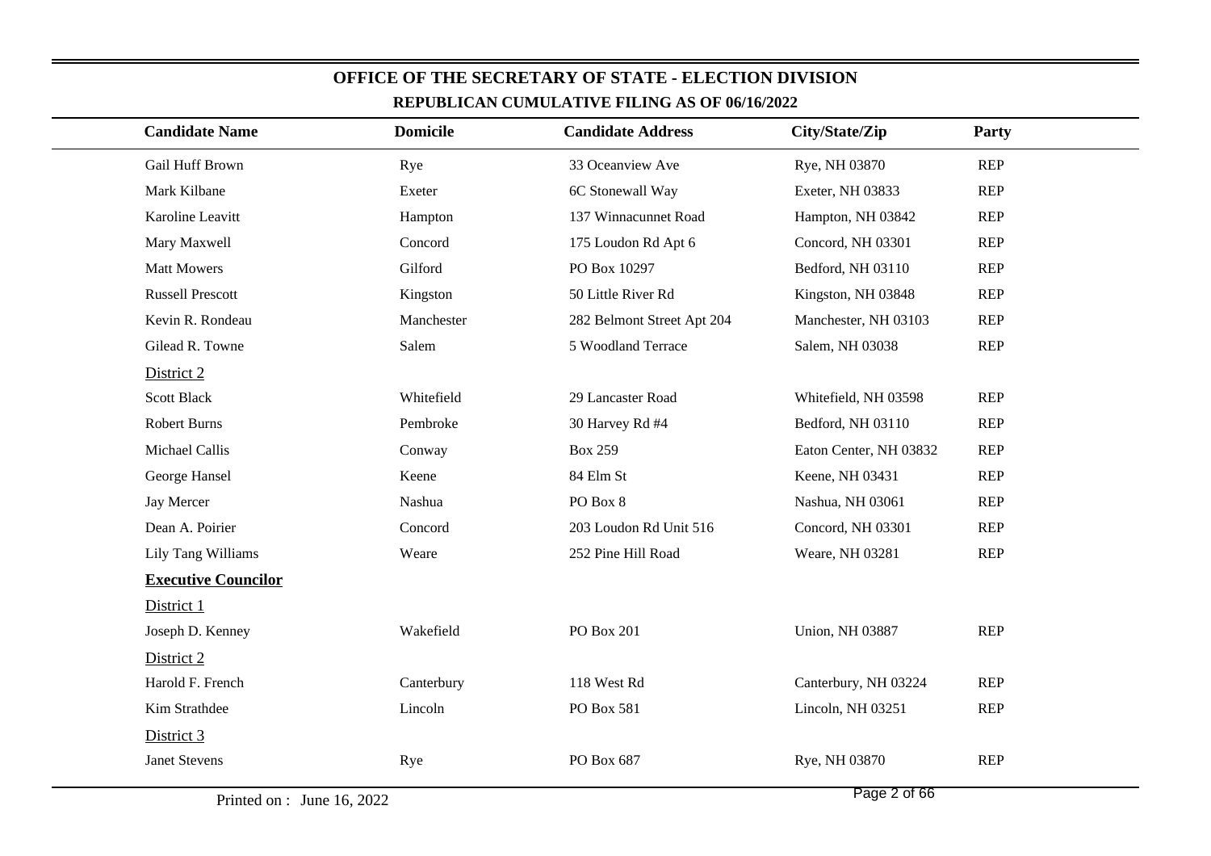# OFFICE OF THE SECRETARY OF STATE - ELECTION DIVISION

## REPUBLICAN CUMULATIVE FILING AS OF 06/16/2022

| Candidate Name | Domicile | Candidate Address | City/State/Zip | Party |
|---|---|---|---|---|
| Gail Huff Brown | Rye | 33 Oceanview Ave | Rye, NH 03870 | REP |
| Mark Kilbane | Exeter | 6C Stonewall Way | Exeter, NH 03833 | REP |
| Karoline Leavitt | Hampton | 137 Winnacunnet Road | Hampton, NH 03842 | REP |
| Mary Maxwell | Concord | 175 Loudon Rd Apt 6 | Concord, NH 03301 | REP |
| Matt Mowers | Gilford | PO Box 10297 | Bedford, NH 03110 | REP |
| Russell Prescott | Kingston | 50 Little River Rd | Kingston, NH 03848 | REP |
| Kevin R. Rondeau | Manchester | 282 Belmont Street Apt 204 | Manchester, NH 03103 | REP |
| Gilead R. Towne | Salem | 5 Woodland Terrace | Salem, NH 03038 | REP |
| District 2 | | | | |
| Scott Black | Whitefield | 29 Lancaster Road | Whitefield, NH 03598 | REP |
| Robert Burns | Pembroke | 30 Harvey Rd #4 | Bedford, NH 03110 | REP |
| Michael Callis | Conway | Box 259 | Eaton Center, NH 03832 | REP |
| George Hansel | Keene | 84 Elm St | Keene, NH 03431 | REP |
| Jay Mercer | Nashua | PO Box 8 | Nashua, NH 03061 | REP |
| Dean A. Poirier | Concord | 203 Loudon Rd Unit 516 | Concord, NH 03301 | REP |
| Lily Tang Williams | Weare | 252 Pine Hill Road | Weare, NH 03281 | REP |
| **Executive Councilor** | | | | |
| District 1 | | | | |
| Joseph D. Kenney | Wakefield | PO Box 201 | Union, NH 03887 | REP |
| District 2 | | | | |
| Harold F. French | Canterbury | 118 West Rd | Canterbury, NH 03224 | REP |
| Kim Strathdee | Lincoln | PO Box 581 | Lincoln, NH 03251 | REP |
| District 3 | | | | |
| Janet Stevens | Rye | PO Box 687 | Rye, NH 03870 | REP |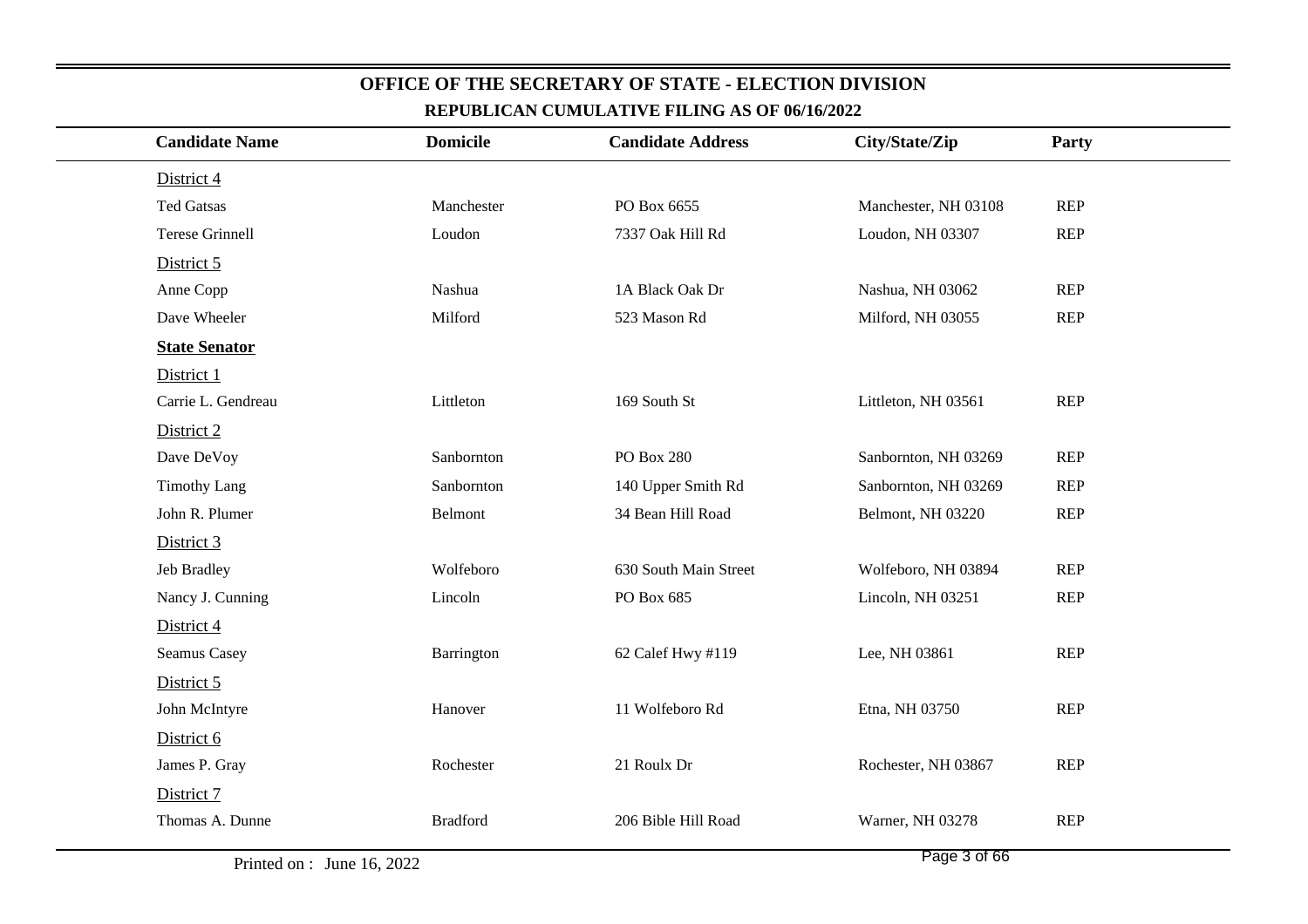## OFFICE OF THE SECRETARY OF STATE - ELECTION DIVISION

### REPUBLICAN CUMULATIVE FILING AS OF 06/16/2022

| Candidate Name | Domicile | Candidate Address | City/State/Zip | Party |
|---|---|---|---|---|
| District 4 | | | | |
| Ted Gatsas | Manchester | PO Box 6655 | Manchester, NH 03108 | REP |
| Terese Grinnell | Loudon | 7337 Oak Hill Rd | Loudon, NH 03307 | REP |
| District 5 | | | | |
| Anne Copp | Nashua | 1A Black Oak Dr | Nashua, NH 03062 | REP |
| Dave Wheeler | Milford | 523 Mason Rd | Milford, NH 03055 | REP |
| **State Senator** | | | | |
| District 1 | | | | |
| Carrie L. Gendreau | Littleton | 169 South St | Littleton, NH 03561 | REP |
| District 2 | | | | |
| Dave DeVoy | Sanbornton | PO Box 280 | Sanbornton, NH 03269 | REP |
| Timothy Lang | Sanbornton | 140 Upper Smith Rd | Sanbornton, NH 03269 | REP |
| John R. Plumer | Belmont | 34 Bean Hill Road | Belmont, NH 03220 | REP |
| District 3 | | | | |
| Jeb Bradley | Wolfeboro | 630 South Main Street | Wolfeboro, NH 03894 | REP |
| Nancy J. Cunning | Lincoln | PO Box 685 | Lincoln, NH 03251 | REP |
| District 4 | | | | |
| Seamus Casey | Barrington | 62 Calef Hwy #119 | Lee, NH 03861 | REP |
| District 5 | | | | |
| John McIntyre | Hanover | 11 Wolfeboro Rd | Etna, NH 03750 | REP |
| District 6 | | | | |
| James P. Gray | Rochester | 21 Roulx Dr | Rochester, NH 03867 | REP |
| District 7 | | | | |
| Thomas A. Dunne | Bradford | 206 Bible Hill Road | Warner, NH 03278 | REP |

Printed on : June 16, 2022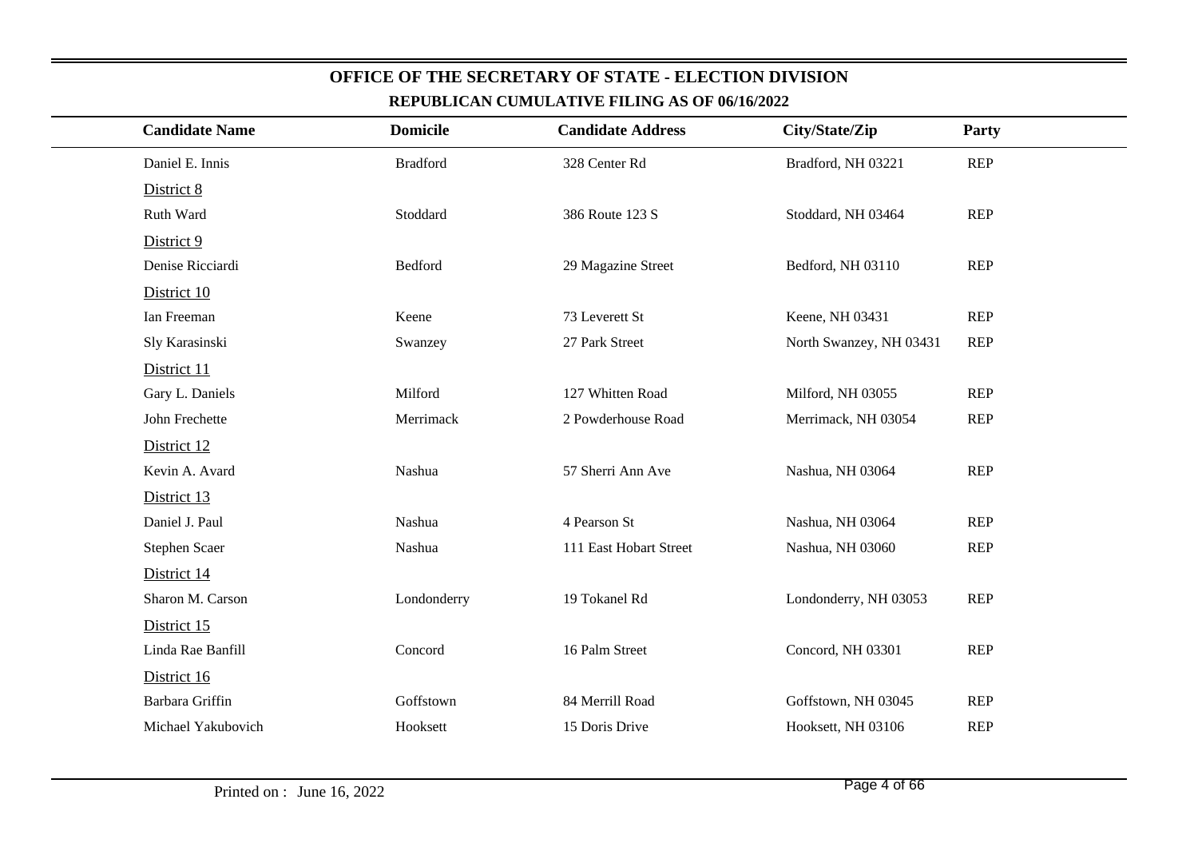# OFFICE OF THE SECRETARY OF STATE - ELECTION DIVISION

## REPUBLICAN CUMULATIVE FILING AS OF 06/16/2022

| Candidate Name | Domicile | Candidate Address | City/State/Zip | Party |
|---|---|---|---|---|
| Daniel E. Innis | Bradford | 328 Center Rd | Bradford, NH 03221 | REP |
| District 8 | | | | |
| Ruth Ward | Stoddard | 386 Route 123 S | Stoddard, NH 03464 | REP |
| District 9 | | | | |
| Denise Ricciardi | Bedford | 29 Magazine Street | Bedford, NH 03110 | REP |
| District 10 | | | | |
| Ian Freeman | Keene | 73 Leverett St | Keene, NH 03431 | REP |
| Sly Karasinski | Swanzey | 27 Park Street | North Swanzey, NH 03431 | REP |
| District 11 | | | | |
| Gary L. Daniels | Milford | 127 Whitten Road | Milford, NH 03055 | REP |
| John Frechette | Merrimack | 2 Powderhouse Road | Merrimack, NH 03054 | REP |
| District 12 | | | | |
| Kevin A. Avard | Nashua | 57 Sherri Ann Ave | Nashua, NH 03064 | REP |
| District 13 | | | | |
| Daniel J. Paul | Nashua | 4 Pearson St | Nashua, NH 03064 | REP |
| Stephen Scaer | Nashua | 111 East Hobart Street | Nashua, NH 03060 | REP |
| District 14 | | | | |
| Sharon M. Carson | Londonderry | 19 Tokanel Rd | Londonderry, NH 03053 | REP |
| District 15 | | | | |
| Linda Rae Banfill | Concord | 16 Palm Street | Concord, NH 03301 | REP |
| District 16 | | | | |
| Barbara Griffin | Goffstown | 84 Merrill Road | Goffstown, NH 03045 | REP |
| Michael Yakubovich | Hooksett | 15 Doris Drive | Hooksett, NH 03106 | REP |

Printed on : June 16, 2022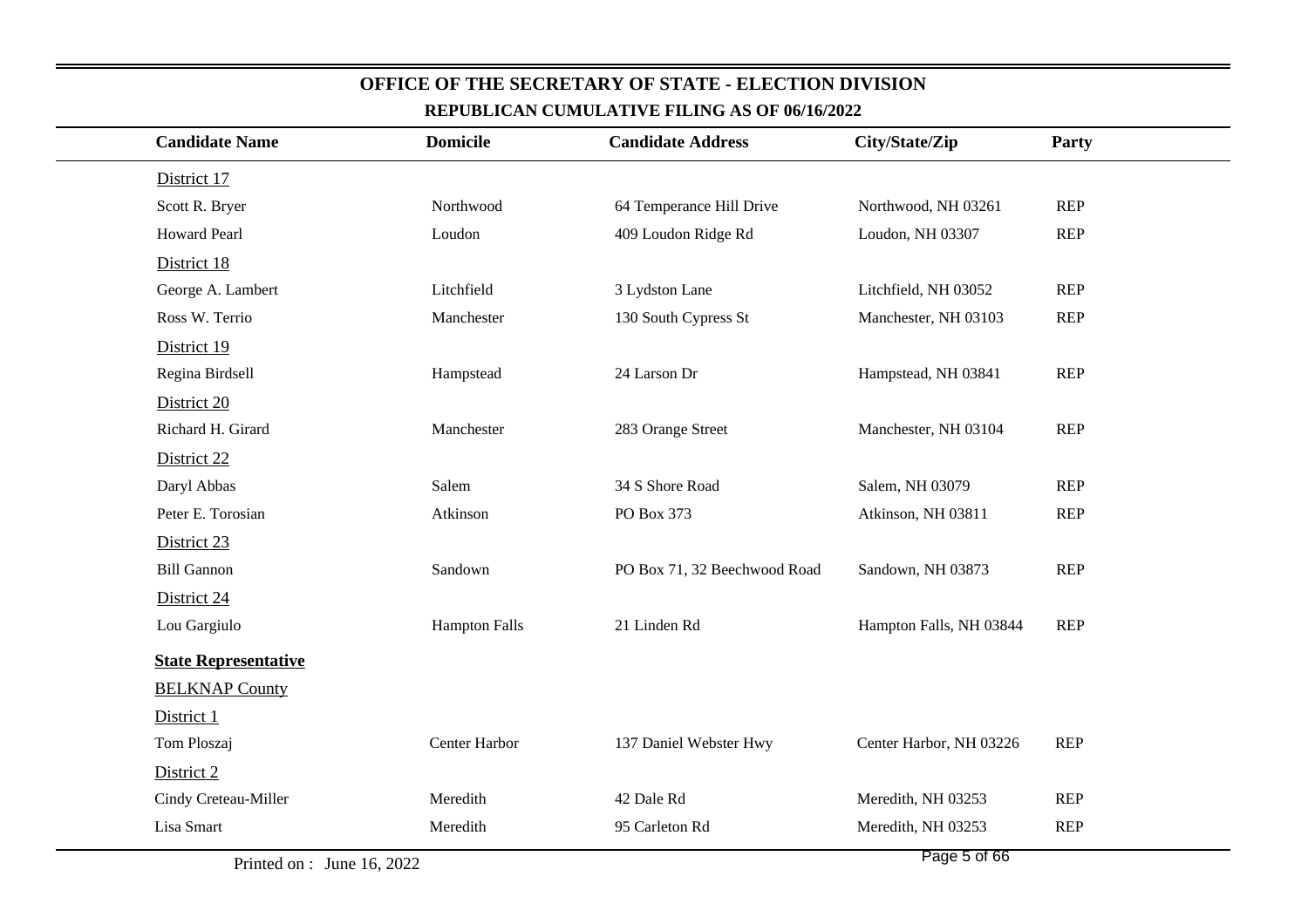## OFFICE OF THE SECRETARY OF STATE - ELECTION DIVISION

### REPUBLICAN CUMULATIVE FILING AS OF 06/16/2022

| Candidate Name | Domicile | Candidate Address | City/State/Zip | Party |
|---|---|---|---|---|
| District 17 | | | | |
| Scott R. Bryer | Northwood | 64 Temperance Hill Drive | Northwood, NH 03261 | REP |
| Howard Pearl | Loudon | 409 Loudon Ridge Rd | Loudon, NH 03307 | REP |
| District 18 | | | | |
| George A. Lambert | Litchfield | 3 Lydston Lane | Litchfield, NH 03052 | REP |
| Ross W. Terrio | Manchester | 130 South Cypress St | Manchester, NH 03103 | REP |
| District 19 | | | | |
| Regina Birdsell | Hampstead | 24 Larson Dr | Hampstead, NH 03841 | REP |
| District 20 | | | | |
| Richard H. Girard | Manchester | 283 Orange Street | Manchester, NH 03104 | REP |
| District 22 | | | | |
| Daryl Abbas | Salem | 34 S Shore Road | Salem, NH 03079 | REP |
| Peter E. Torosian | Atkinson | PO Box 373 | Atkinson, NH 03811 | REP |
| District 23 | | | | |
| Bill Gannon | Sandown | PO Box 71, 32 Beechwood Road | Sandown, NH 03873 | REP |
| District 24 | | | | |
| Lou Gargiulo | Hampton Falls | 21 Linden Rd | Hampton Falls, NH 03844 | REP |
| **State Representative** | | | | |
| BELKNAP County | | | | |
| District 1 | | | | |
| Tom Ploszaj | Center Harbor | 137 Daniel Webster Hwy | Center Harbor, NH 03226 | REP |
| District 2 | | | | |
| Cindy Creteau-Miller | Meredith | 42 Dale Rd | Meredith, NH 03253 | REP |
| Lisa Smart | Meredith | 95 Carleton Rd | Meredith, NH 03253 | REP |

Printed on : June 16, 2022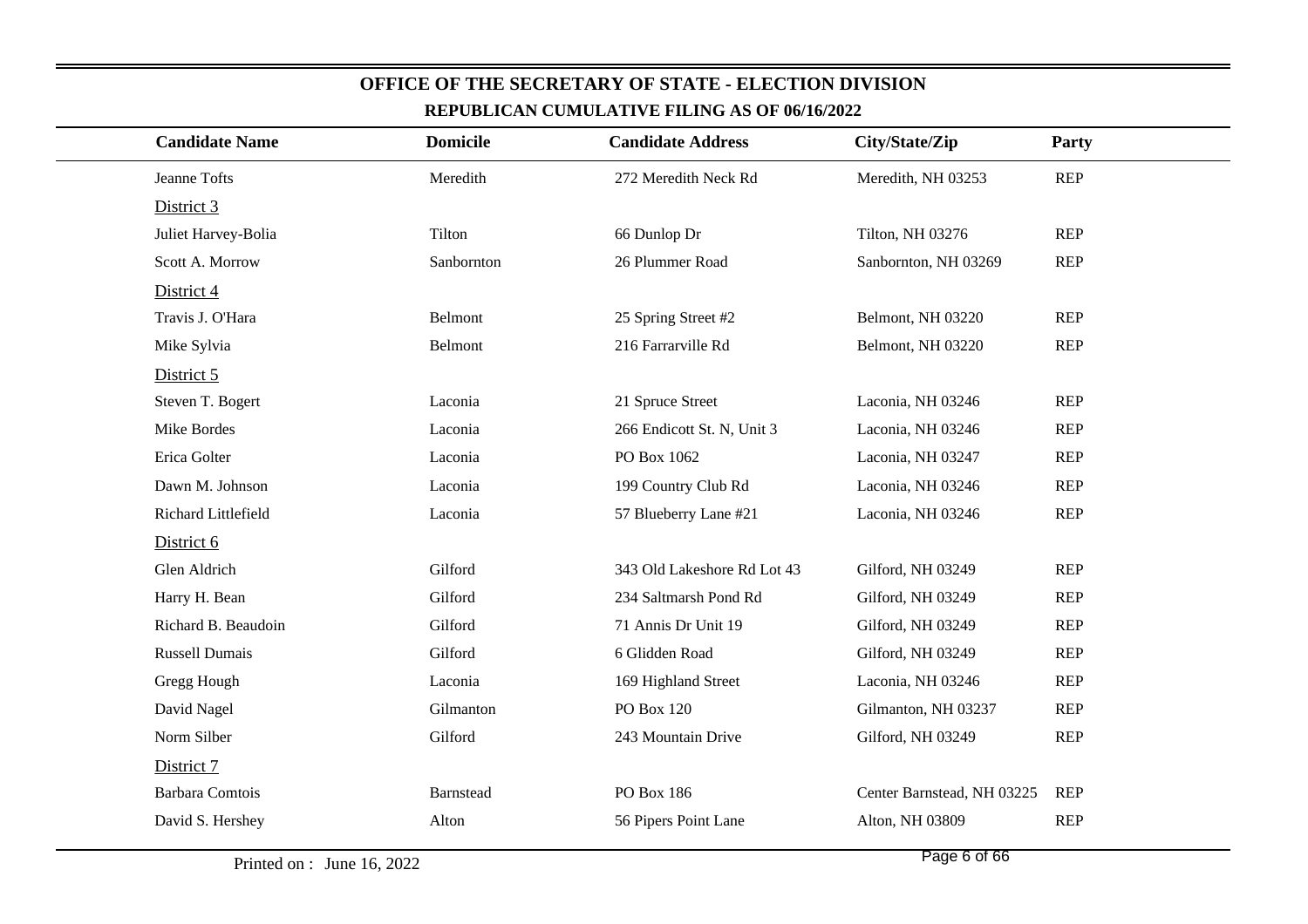**OFFICE OF THE SECRETARY OF STATE - ELECTION DIVISION**

**REPUBLICAN CUMULATIVE FILING AS OF 06/16/2022**

| Candidate Name | Domicile | Candidate Address | City/State/Zip | Party |
|---|---|---|---|---|
| Jeanne Tofts | Meredith | 272 Meredith Neck Rd | Meredith, NH 03253 | REP |
| District 3 | | | | |
| Juliet Harvey-Bolia | Tilton | 66 Dunlop Dr | Tilton, NH 03276 | REP |
| Scott A. Morrow | Sanbornton | 26 Plummer Road | Sanbornton, NH 03269 | REP |
| District 4 | | | | |
| Travis J. O'Hara | Belmont | 25 Spring Street #2 | Belmont, NH 03220 | REP |
| Mike Sylvia | Belmont | 216 Farrarville Rd | Belmont, NH 03220 | REP |
| District 5 | | | | |
| Steven T. Bogert | Laconia | 21 Spruce Street | Laconia, NH 03246 | REP |
| Mike Bordes | Laconia | 266 Endicott St. N, Unit 3 | Laconia, NH 03246 | REP |
| Erica Golter | Laconia | PO Box 1062 | Laconia, NH 03247 | REP |
| Dawn M. Johnson | Laconia | 199 Country Club Rd | Laconia, NH 03246 | REP |
| Richard Littlefield | Laconia | 57 Blueberry Lane #21 | Laconia, NH 03246 | REP |
| District 6 | | | | |
| Glen Aldrich | Gilford | 343 Old Lakeshore Rd Lot 43 | Gilford, NH 03249 | REP |
| Harry H. Bean | Gilford | 234 Saltmarsh Pond Rd | Gilford, NH 03249 | REP |
| Richard B. Beaudoin | Gilford | 71 Annis Dr Unit 19 | Gilford, NH 03249 | REP |
| Russell Dumais | Gilford | 6 Glidden Road | Gilford, NH 03249 | REP |
| Gregg Hough | Laconia | 169 Highland Street | Laconia, NH 03246 | REP |
| David Nagel | Gilmanton | PO Box 120 | Gilmanton, NH 03237 | REP |
| Norm Silber | Gilford | 243 Mountain Drive | Gilford, NH 03249 | REP |
| District 7 | | | | |
| Barbara Comtois | Barnstead | PO Box 186 | Center Barnstead, NH 03225 | REP |
| David S. Hershey | Alton | 56 Pipers Point Lane | Alton, NH 03809 | REP |

Printed on : June 16, 2022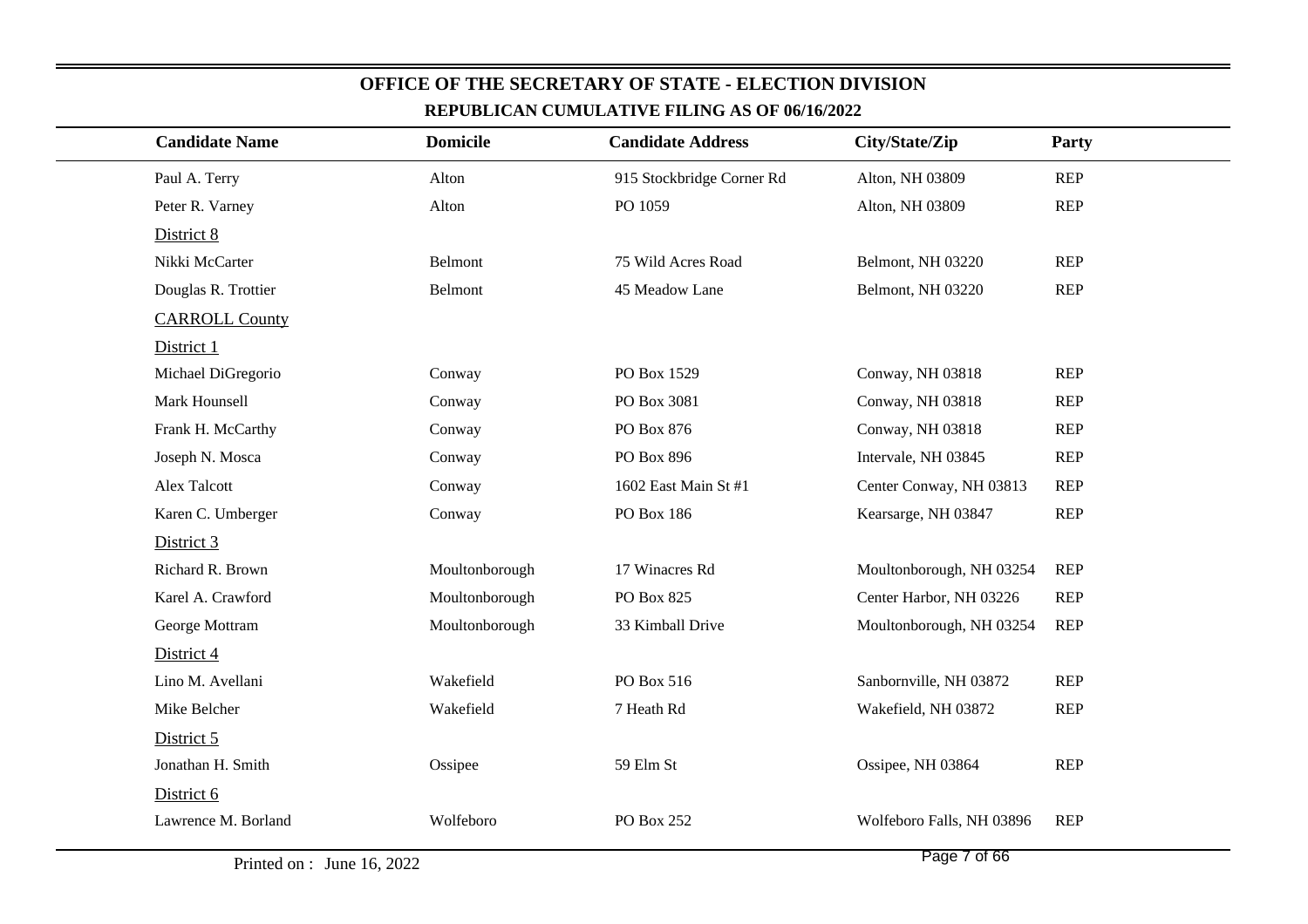## OFFICE OF THE SECRETARY OF STATE - ELECTION DIVISION

### REPUBLICAN CUMULATIVE FILING AS OF 06/16/2022

| Candidate Name | Domicile | Candidate Address | City/State/Zip | Party |
|---|---|---|---|---|
| Paul A. Terry | Alton | 915 Stockbridge Corner Rd | Alton, NH 03809 | REP |
| Peter R. Varney | Alton | PO 1059 | Alton, NH 03809 | REP |
| District 8 | | | | |
| Nikki McCarter | Belmont | 75 Wild Acres Road | Belmont, NH 03220 | REP |
| Douglas R. Trottier | Belmont | 45 Meadow Lane | Belmont, NH 03220 | REP |
| CARROLL County | | | | |
| District 1 | | | | |
| Michael DiGregorio | Conway | PO Box 1529 | Conway, NH 03818 | REP |
| Mark Hounsell | Conway | PO Box 3081 | Conway, NH 03818 | REP |
| Frank H. McCarthy | Conway | PO Box 876 | Conway, NH 03818 | REP |
| Joseph N. Mosca | Conway | PO Box 896 | Intervale, NH 03845 | REP |
| Alex Talcott | Conway | 1602 East Main St #1 | Center Conway, NH 03813 | REP |
| Karen C. Umberger | Conway | PO Box 186 | Kearsarge, NH 03847 | REP |
| District 3 | | | | |
| Richard R. Brown | Moultonborough | 17 Winacres Rd | Moultonborough, NH 03254 | REP |
| Karel A. Crawford | Moultonborough | PO Box 825 | Center Harbor, NH 03226 | REP |
| George Mottram | Moultonborough | 33 Kimball Drive | Moultonborough, NH 03254 | REP |
| District 4 | | | | |
| Lino M. Avellani | Wakefield | PO Box 516 | Sanbornville, NH 03872 | REP |
| Mike Belcher | Wakefield | 7 Heath Rd | Wakefield, NH 03872 | REP |
| District 5 | | | | |
| Jonathan H. Smith | Ossipee | 59 Elm St | Ossipee, NH 03864 | REP |
| District 6 | | | | |
| Lawrence M. Borland | Wolfeboro | PO Box 252 | Wolfeboro Falls, NH 03896 | REP |

Printed on : June 16, 2022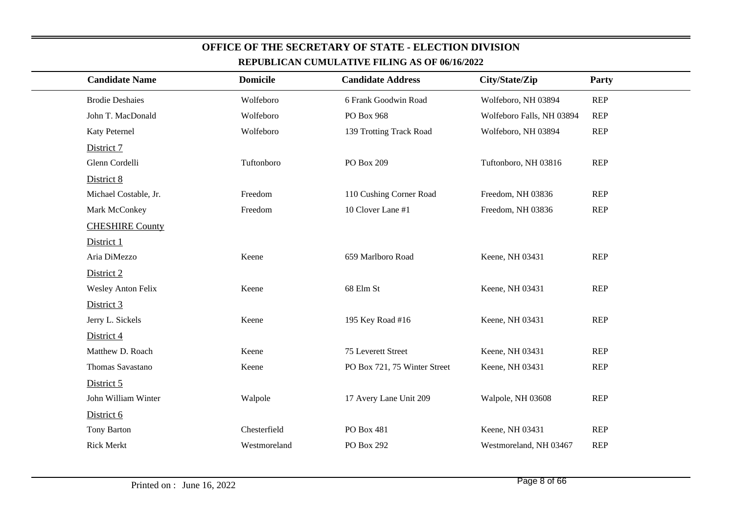# OFFICE OF THE SECRETARY OF STATE - ELECTION DIVISION

## REPUBLICAN CUMULATIVE FILING AS OF 06/16/2022

| Candidate Name | Domicile | Candidate Address | City/State/Zip | Party |
|---|---|---|---|---|
| Brodie Deshaies | Wolfeboro | 6 Frank Goodwin Road | Wolfeboro, NH 03894 | REP |
| John T. MacDonald | Wolfeboro | PO Box 968 | Wolfeboro Falls, NH 03894 | REP |
| Katy Peternel | Wolfeboro | 139 Trotting Track Road | Wolfeboro, NH 03894 | REP |
| District 7 | | | | |
| Glenn Cordelli | Tuftonboro | PO Box 209 | Tuftonboro, NH 03816 | REP |
| District 8 | | | | |
| Michael Costable, Jr. | Freedom | 110 Cushing Corner Road | Freedom, NH 03836 | REP |
| Mark McConkey | Freedom | 10 Clover Lane #1 | Freedom, NH 03836 | REP |
| CHESHIRE County | | | | |
| District 1 | | | | |
| Aria DiMezzo | Keene | 659 Marlboro Road | Keene, NH 03431 | REP |
| District 2 | | | | |
| Wesley Anton Felix | Keene | 68 Elm St | Keene, NH 03431 | REP |
| District 3 | | | | |
| Jerry L. Sickels | Keene | 195 Key Road #16 | Keene, NH 03431 | REP |
| District 4 | | | | |
| Matthew D. Roach | Keene | 75 Leverett Street | Keene, NH 03431 | REP |
| Thomas Savastano | Keene | PO Box 721, 75 Winter Street | Keene, NH 03431 | REP |
| District 5 | | | | |
| John William Winter | Walpole | 17 Avery Lane Unit 209 | Walpole, NH 03608 | REP |
| District 6 | | | | |
| Tony Barton | Chesterfield | PO Box 481 | Keene, NH 03431 | REP |
| Rick Merkt | Westmoreland | PO Box 292 | Westmoreland, NH 03467 | REP |

Printed on : June 16, 2022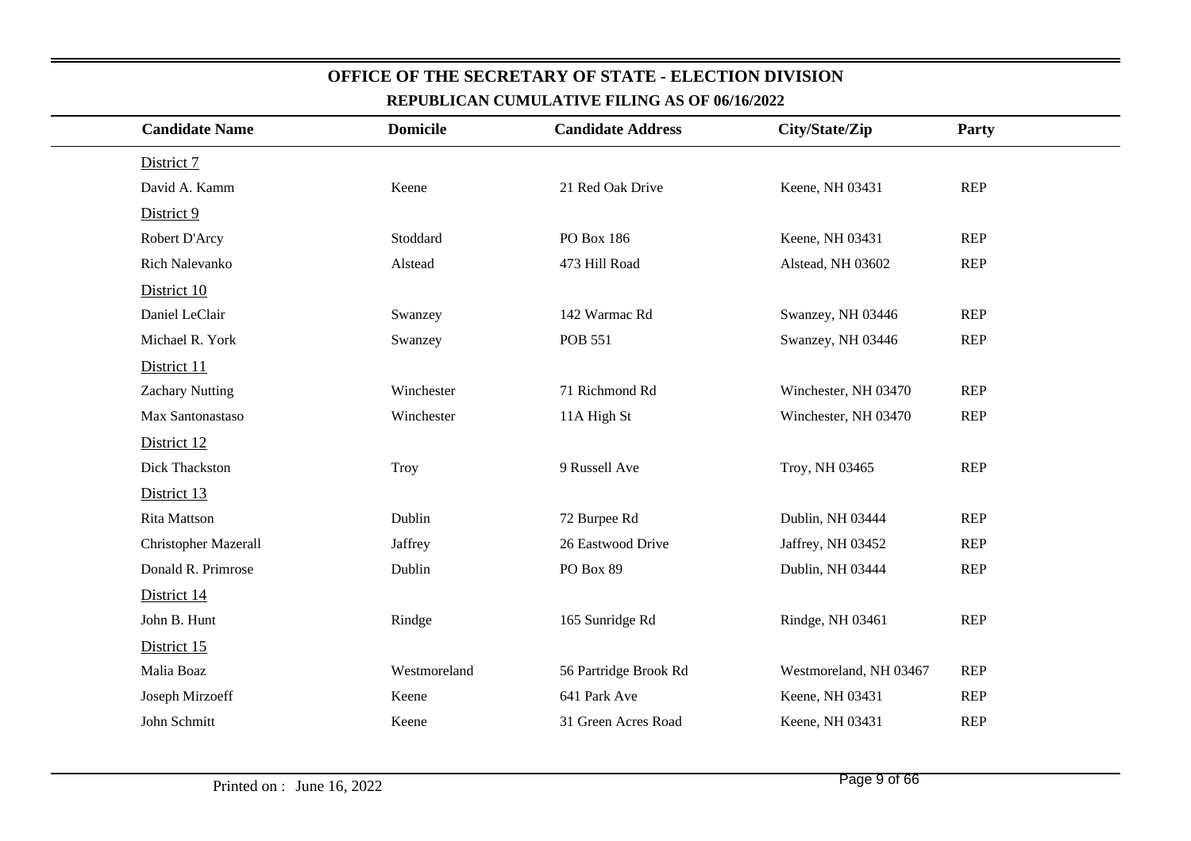## OFFICE OF THE SECRETARY OF STATE - ELECTION DIVISION

### REPUBLICAN CUMULATIVE FILING AS OF 06/16/2022

| Candidate Name | Domicile | Candidate Address | City/State/Zip | Party |
|---|---|---|---|---|
| District 7 | | | | |
| David A. Kamm | Keene | 21 Red Oak Drive | Keene, NH 03431 | REP |
| District 9 | | | | |
| Robert D'Arcy | Stoddard | PO Box 186 | Keene, NH 03431 | REP |
| Rich Nalevanko | Alstead | 473 Hill Road | Alstead, NH 03602 | REP |
| District 10 | | | | |
| Daniel LeClair | Swanzey | 142 Warmac Rd | Swanzey, NH 03446 | REP |
| Michael R. York | Swanzey | POB 551 | Swanzey, NH 03446 | REP |
| District 11 | | | | |
| Zachary Nutting | Winchester | 71 Richmond Rd | Winchester, NH 03470 | REP |
| Max Santonastaso | Winchester | 11A High St | Winchester, NH 03470 | REP |
| District 12 | | | | |
| Dick Thackston | Troy | 9 Russell Ave | Troy, NH 03465 | REP |
| District 13 | | | | |
| Rita Mattson | Dublin | 72 Burpee Rd | Dublin, NH 03444 | REP |
| Christopher Mazerall | Jaffrey | 26 Eastwood Drive | Jaffrey, NH 03452 | REP |
| Donald R. Primrose | Dublin | PO Box 89 | Dublin, NH 03444 | REP |
| District 14 | | | | |
| John B. Hunt | Rindge | 165 Sunridge Rd | Rindge, NH 03461 | REP |
| District 15 | | | | |
| Malia Boaz | Westmoreland | 56 Partridge Brook Rd | Westmoreland, NH 03467 | REP |
| Joseph Mirzoeff | Keene | 641 Park Ave | Keene, NH 03431 | REP |
| John Schmitt | Keene | 31 Green Acres Road | Keene, NH 03431 | REP |

Printed on : June 16, 2022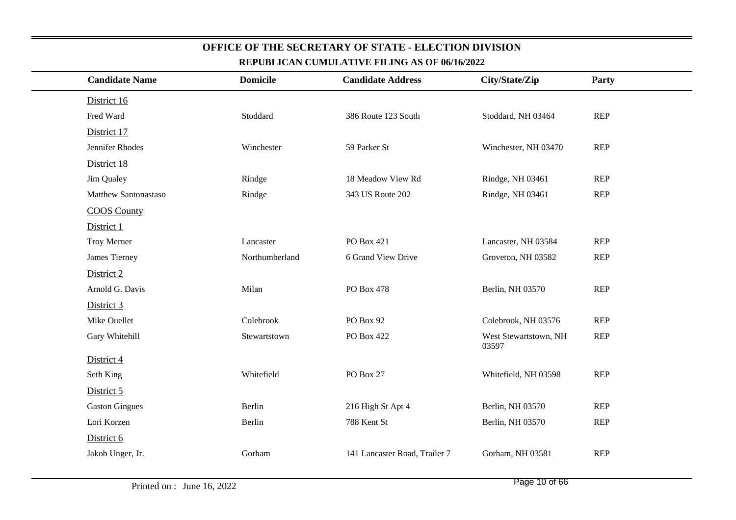## OFFICE OF THE SECRETARY OF STATE - ELECTION DIVISION

### REPUBLICAN CUMULATIVE FILING AS OF 06/16/2022

| Candidate Name | Domicile | Candidate Address | City/State/Zip | Party |
|---|---|---|---|---|
| District 16 | | | | |
| Fred Ward | Stoddard | 386 Route 123 South | Stoddard, NH 03464 | REP |
| District 17 | | | | |
| Jennifer Rhodes | Winchester | 59 Parker St | Winchester, NH 03470 | REP |
| District 18 | | | | |
| Jim Qualey | Rindge | 18 Meadow View Rd | Rindge, NH 03461 | REP |
| Matthew Santonastaso | Rindge | 343 US Route 202 | Rindge, NH 03461 | REP |
| COOS County | | | | |
| District 1 | | | | |
| Troy Merner | Lancaster | PO Box 421 | Lancaster, NH 03584 | REP |
| James Tierney | Northumberland | 6 Grand View Drive | Groveton, NH 03582 | REP |
| District 2 | | | | |
| Arnold G. Davis | Milan | PO Box 478 | Berlin, NH 03570 | REP |
| District 3 | | | | |
| Mike Ouellet | Colebrook | PO Box 92 | Colebrook, NH 03576 | REP |
| Gary Whitehill | Stewartstown | PO Box 422 | West Stewartstown, NH 03597 | REP |
| District 4 | | | | |
| Seth King | Whitefield | PO Box 27 | Whitefield, NH 03598 | REP |
| District 5 | | | | |
| Gaston Gingues | Berlin | 216 High St Apt 4 | Berlin, NH 03570 | REP |
| Lori Korzen | Berlin | 788 Kent St | Berlin, NH 03570 | REP |
| District 6 | | | | |
| Jakob Unger, Jr. | Gorham | 141 Lancaster Road, Trailer 7 | Gorham, NH 03581 | REP |

Printed on : June 16, 2022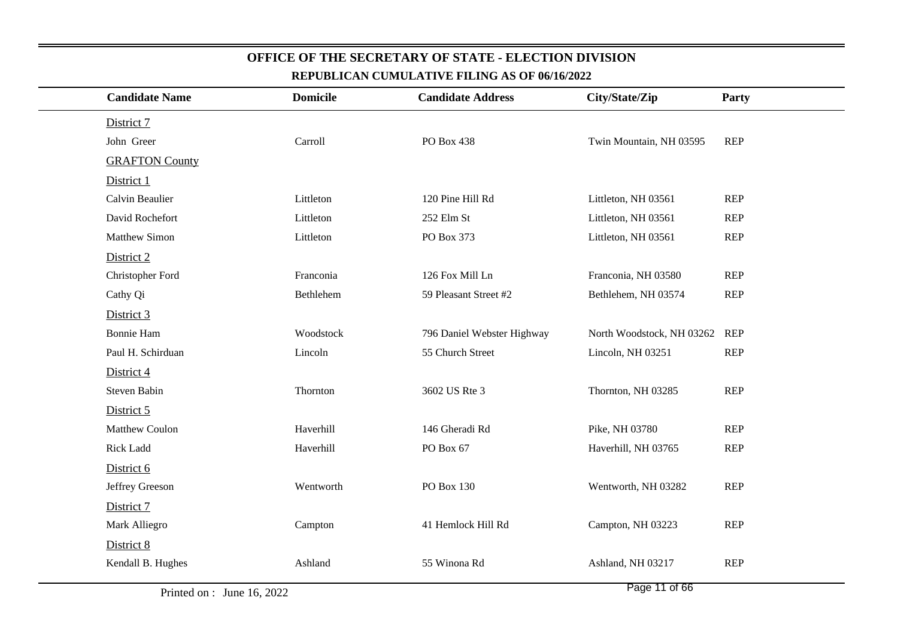# OFFICE OF THE SECRETARY OF STATE - ELECTION DIVISION

## REPUBLICAN CUMULATIVE FILING AS OF 06/16/2022

| Candidate Name | Domicile | Candidate Address | City/State/Zip | Party |
|---|---|---|---|---|
| District 7 | | | | |
| John Greer | Carroll | PO Box 438 | Twin Mountain, NH 03595 | REP |
| GRAFTON County | | | | |
| District 1 | | | | |
| Calvin Beaulier | Littleton | 120 Pine Hill Rd | Littleton, NH 03561 | REP |
| David Rochefort | Littleton | 252 Elm St | Littleton, NH 03561 | REP |
| Matthew Simon | Littleton | PO Box 373 | Littleton, NH 03561 | REP |
| District 2 | | | | |
| Christopher Ford | Franconia | 126 Fox Mill Ln | Franconia, NH 03580 | REP |
| Cathy Qi | Bethlehem | 59 Pleasant Street #2 | Bethlehem, NH 03574 | REP |
| District 3 | | | | |
| Bonnie Ham | Woodstock | 796 Daniel Webster Highway | North Woodstock, NH 03262 | REP |
| Paul H. Schirduan | Lincoln | 55 Church Street | Lincoln, NH 03251 | REP |
| District 4 | | | | |
| Steven Babin | Thornton | 3602 US Rte 3 | Thornton, NH 03285 | REP |
| District 5 | | | | |
| Matthew Coulon | Haverhill | 146 Gheradi Rd | Pike, NH 03780 | REP |
| Rick Ladd | Haverhill | PO Box 67 | Haverhill, NH 03765 | REP |
| District 6 | | | | |
| Jeffrey Greeson | Wentworth | PO Box 130 | Wentworth, NH 03282 | REP |
| District 7 | | | | |
| Mark Alliegro | Campton | 41 Hemlock Hill Rd | Campton, NH 03223 | REP |
| District 8 | | | | |
| Kendall B. Hughes | Ashland | 55 Winona Rd | Ashland, NH 03217 | REP |

Printed on : June 16, 2022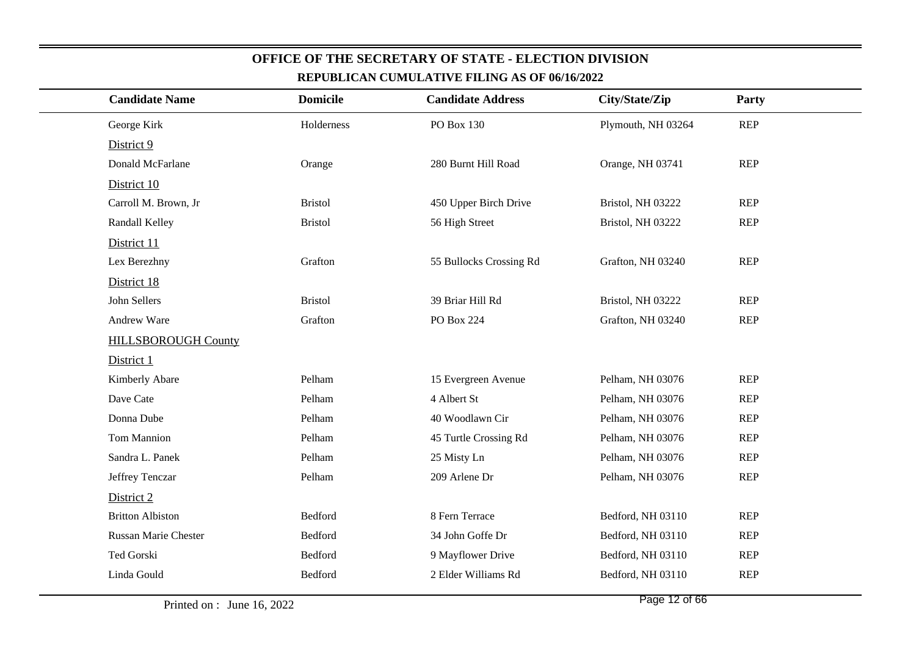# OFFICE OF THE SECRETARY OF STATE - ELECTION DIVISION

## REPUBLICAN CUMULATIVE FILING AS OF 06/16/2022

| Candidate Name | Domicile | Candidate Address | City/State/Zip | Party |
|---|---|---|---|---|
| George Kirk | Holderness | PO Box 130 | Plymouth, NH 03264 | REP |
| District 9 | | | | |
| Donald McFarlane | Orange | 280 Burnt Hill Road | Orange, NH 03741 | REP |
| District 10 | | | | |
| Carroll M. Brown, Jr | Bristol | 450 Upper Birch Drive | Bristol, NH 03222 | REP |
| Randall Kelley | Bristol | 56 High Street | Bristol, NH 03222 | REP |
| District 11 | | | | |
| Lex Berezhny | Grafton | 55 Bullocks Crossing Rd | Grafton, NH 03240 | REP |
| District 18 | | | | |
| John Sellers | Bristol | 39 Briar Hill Rd | Bristol, NH 03222 | REP |
| Andrew Ware | Grafton | PO Box 224 | Grafton, NH 03240 | REP |
| HILLSBOROUGH County | | | | |
| District 1 | | | | |
| Kimberly Abare | Pelham | 15 Evergreen Avenue | Pelham, NH 03076 | REP |
| Dave Cate | Pelham | 4 Albert St | Pelham, NH 03076 | REP |
| Donna Dube | Pelham | 40 Woodlawn Cir | Pelham, NH 03076 | REP |
| Tom Mannion | Pelham | 45 Turtle Crossing Rd | Pelham, NH 03076 | REP |
| Sandra L. Panek | Pelham | 25 Misty Ln | Pelham, NH 03076 | REP |
| Jeffrey Tenczar | Pelham | 209 Arlene Dr | Pelham, NH 03076 | REP |
| District 2 | | | | |
| Britton Albiston | Bedford | 8 Fern Terrace | Bedford, NH 03110 | REP |
| Russan Marie Chester | Bedford | 34 John Goffe Dr | Bedford, NH 03110 | REP |
| Ted Gorski | Bedford | 9 Mayflower Drive | Bedford, NH 03110 | REP |
| Linda Gould | Bedford | 2 Elder Williams Rd | Bedford, NH 03110 | REP |

Printed on : June 16, 2022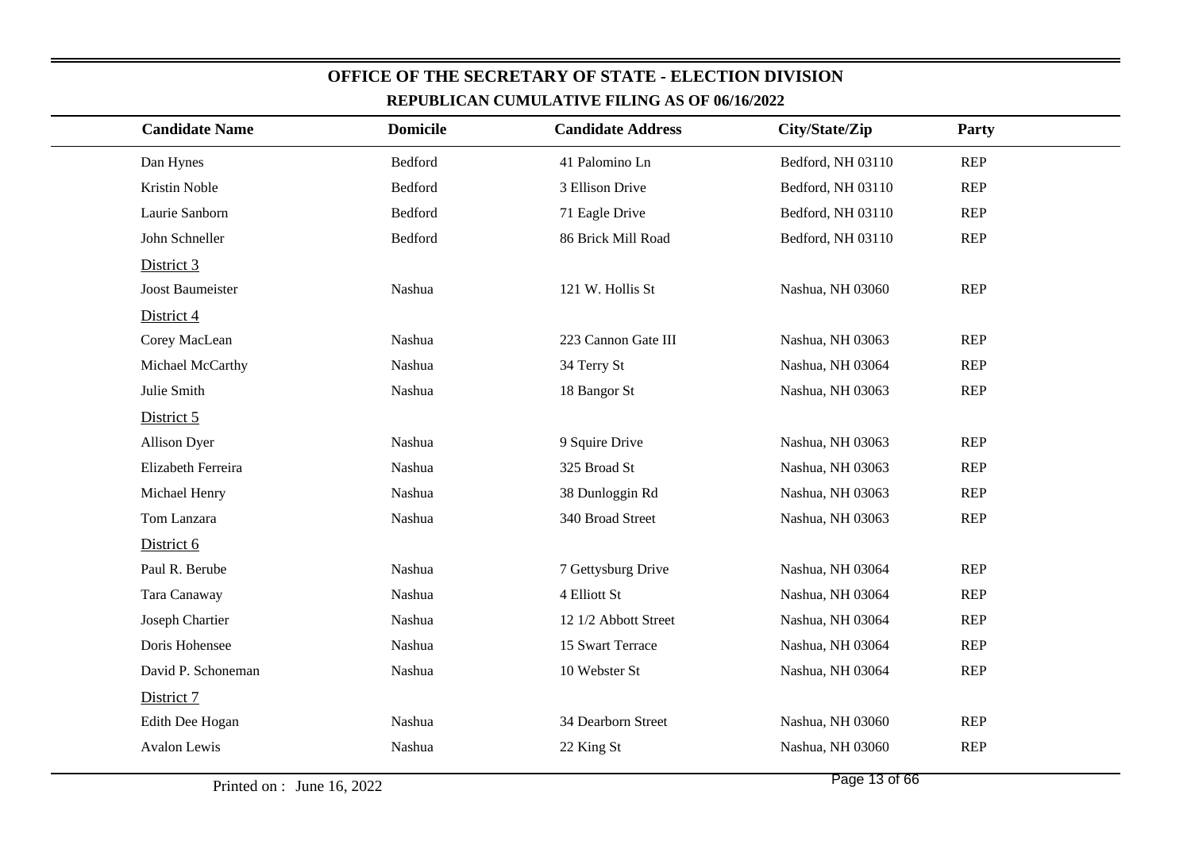## OFFICE OF THE SECRETARY OF STATE - ELECTION DIVISION

### REPUBLICAN CUMULATIVE FILING AS OF 06/16/2022

| Candidate Name | Domicile | Candidate Address | City/State/Zip | Party |
|---|---|---|---|---|
| Dan Hynes | Bedford | 41 Palomino Ln | Bedford, NH 03110 | REP |
| Kristin Noble | Bedford | 3 Ellison Drive | Bedford, NH 03110 | REP |
| Laurie Sanborn | Bedford | 71 Eagle Drive | Bedford, NH 03110 | REP |
| John Schneller | Bedford | 86 Brick Mill Road | Bedford, NH 03110 | REP |
| District 3 | | | | |
| Joost Baumeister | Nashua | 121 W. Hollis St | Nashua, NH 03060 | REP |
| District 4 | | | | |
| Corey MacLean | Nashua | 223 Cannon Gate III | Nashua, NH 03063 | REP |
| Michael McCarthy | Nashua | 34 Terry St | Nashua, NH 03064 | REP |
| Julie Smith | Nashua | 18 Bangor St | Nashua, NH 03063 | REP |
| District 5 | | | | |
| Allison Dyer | Nashua | 9 Squire Drive | Nashua, NH 03063 | REP |
| Elizabeth Ferreira | Nashua | 325 Broad St | Nashua, NH 03063 | REP |
| Michael Henry | Nashua | 38 Dunloggin Rd | Nashua, NH 03063 | REP |
| Tom Lanzara | Nashua | 340 Broad Street | Nashua, NH 03063 | REP |
| District 6 | | | | |
| Paul R. Berube | Nashua | 7 Gettysburg Drive | Nashua, NH 03064 | REP |
| Tara Canaway | Nashua | 4 Elliott St | Nashua, NH 03064 | REP |
| Joseph Chartier | Nashua | 12 1/2 Abbott Street | Nashua, NH 03064 | REP |
| Doris Hohensee | Nashua | 15 Swart Terrace | Nashua, NH 03064 | REP |
| David P. Schoneman | Nashua | 10 Webster St | Nashua, NH 03064 | REP |
| District 7 | | | | |
| Edith Dee Hogan | Nashua | 34 Dearborn Street | Nashua, NH 03060 | REP |
| Avalon Lewis | Nashua | 22 King St | Nashua, NH 03060 | REP |

Printed on : June 16, 2022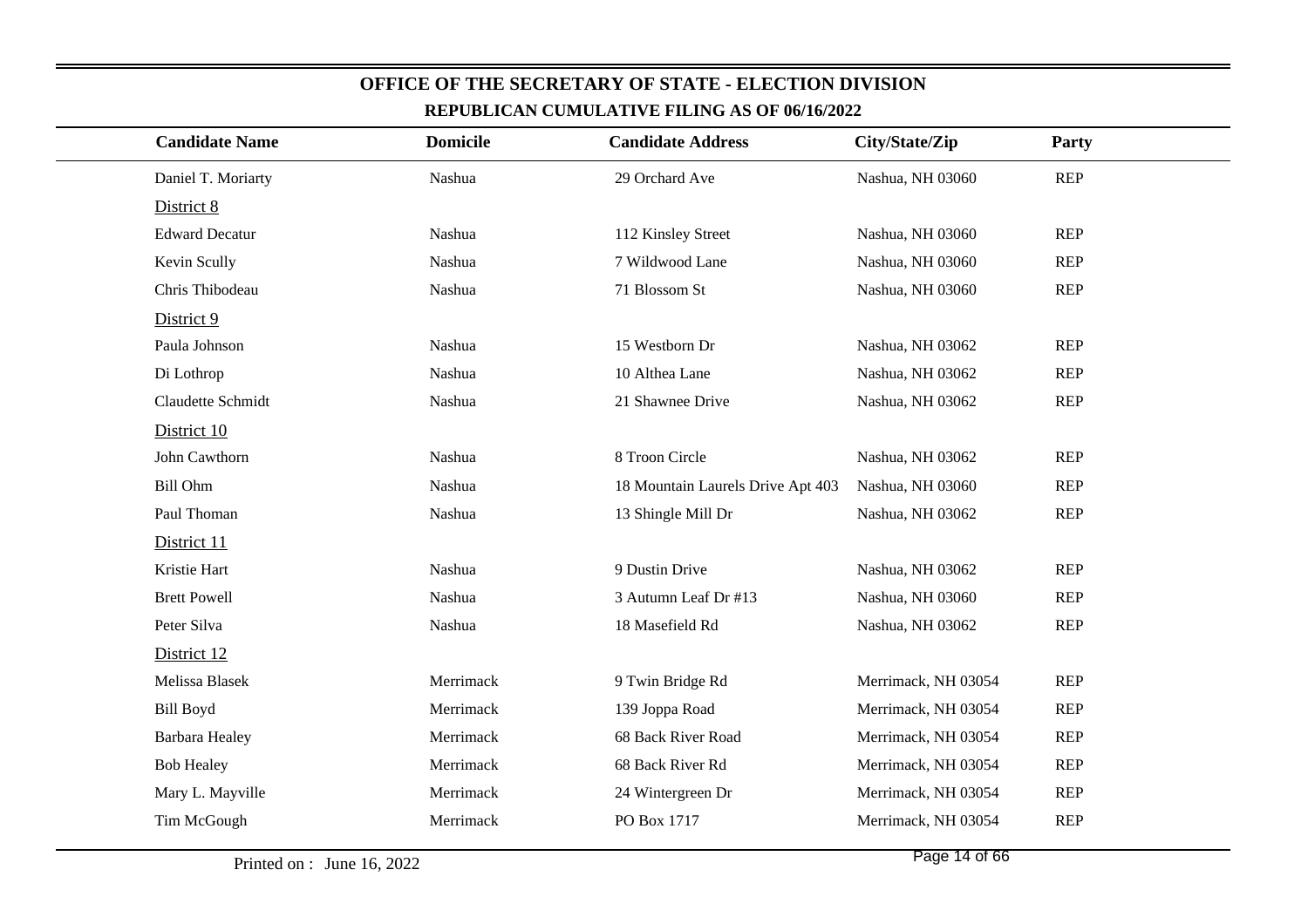## OFFICE OF THE SECRETARY OF STATE - ELECTION DIVISION

### REPUBLICAN CUMULATIVE FILING AS OF 06/16/2022

| Candidate Name | Domicile | Candidate Address | City/State/Zip | Party |
|---|---|---|---|---|
| Daniel T. Moriarty | Nashua | 29 Orchard Ave | Nashua, NH 03060 | REP |
| District 8 | | | | |
| Edward Decatur | Nashua | 112 Kinsley Street | Nashua, NH 03060 | REP |
| Kevin Scully | Nashua | 7 Wildwood Lane | Nashua, NH 03060 | REP |
| Chris Thibodeau | Nashua | 71 Blossom St | Nashua, NH 03060 | REP |
| District 9 | | | | |
| Paula Johnson | Nashua | 15 Westborn Dr | Nashua, NH 03062 | REP |
| Di Lothrop | Nashua | 10 Althea Lane | Nashua, NH 03062 | REP |
| Claudette Schmidt | Nashua | 21 Shawnee Drive | Nashua, NH 03062 | REP |
| District 10 | | | | |
| John Cawthorn | Nashua | 8 Troon Circle | Nashua, NH 03062 | REP |
| Bill Ohm | Nashua | 18 Mountain Laurels Drive Apt 403 | Nashua, NH 03060 | REP |
| Paul Thoman | Nashua | 13 Shingle Mill Dr | Nashua, NH 03062 | REP |
| District 11 | | | | |
| Kristie Hart | Nashua | 9 Dustin Drive | Nashua, NH 03062 | REP |
| Brett Powell | Nashua | 3 Autumn Leaf Dr #13 | Nashua, NH 03060 | REP |
| Peter Silva | Nashua | 18 Masefield Rd | Nashua, NH 03062 | REP |
| District 12 | | | | |
| Melissa Blasek | Merrimack | 9 Twin Bridge Rd | Merrimack, NH 03054 | REP |
| Bill Boyd | Merrimack | 139 Joppa Road | Merrimack, NH 03054 | REP |
| Barbara Healey | Merrimack | 68 Back River Road | Merrimack, NH 03054 | REP |
| Bob Healey | Merrimack | 68 Back River Rd | Merrimack, NH 03054 | REP |
| Mary L. Mayville | Merrimack | 24 Wintergreen Dr | Merrimack, NH 03054 | REP |
| Tim McGough | Merrimack | PO Box 1717 | Merrimack, NH 03054 | REP |

Printed on : June 16, 2022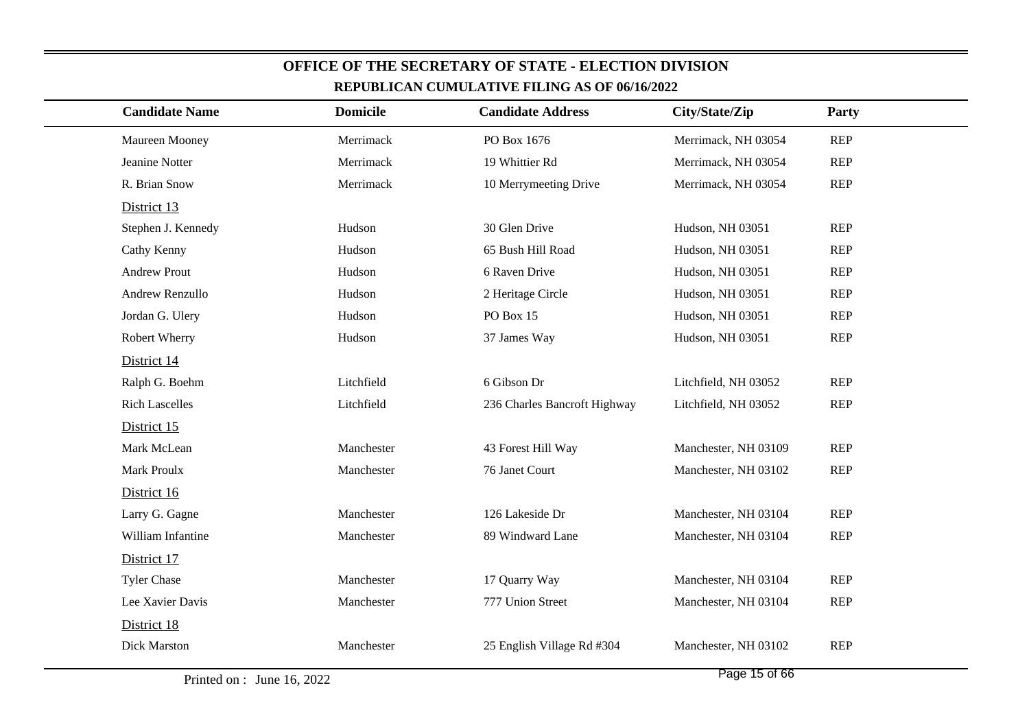## OFFICE OF THE SECRETARY OF STATE - ELECTION DIVISION

### REPUBLICAN CUMULATIVE FILING AS OF 06/16/2022

| Candidate Name | Domicile | Candidate Address | City/State/Zip | Party |
|---|---|---|---|---|
| Maureen Mooney | Merrimack | PO Box 1676 | Merrimack, NH 03054 | REP |
| Jeanine Notter | Merrimack | 19 Whittier Rd | Merrimack, NH 03054 | REP |
| R. Brian Snow | Merrimack | 10 Merrymeeting Drive | Merrimack, NH 03054 | REP |
| District 13 | | | | |
| Stephen J. Kennedy | Hudson | 30 Glen Drive | Hudson, NH 03051 | REP |
| Cathy Kenny | Hudson | 65 Bush Hill Road | Hudson, NH 03051 | REP |
| Andrew Prout | Hudson | 6 Raven Drive | Hudson, NH 03051 | REP |
| Andrew Renzullo | Hudson | 2 Heritage Circle | Hudson, NH 03051 | REP |
| Jordan G. Ulery | Hudson | PO Box 15 | Hudson, NH 03051 | REP |
| Robert Wherry | Hudson | 37 James Way | Hudson, NH 03051 | REP |
| District 14 | | | | |
| Ralph G. Boehm | Litchfield | 6 Gibson Dr | Litchfield, NH 03052 | REP |
| Rich Lascelles | Litchfield | 236 Charles Bancroft Highway | Litchfield, NH 03052 | REP |
| District 15 | | | | |
| Mark McLean | Manchester | 43 Forest Hill Way | Manchester, NH 03109 | REP |
| Mark Proulx | Manchester | 76 Janet Court | Manchester, NH 03102 | REP |
| District 16 | | | | |
| Larry G. Gagne | Manchester | 126 Lakeside Dr | Manchester, NH 03104 | REP |
| William Infantine | Manchester | 89 Windward Lane | Manchester, NH 03104 | REP |
| District 17 | | | | |
| Tyler Chase | Manchester | 17 Quarry Way | Manchester, NH 03104 | REP |
| Lee Xavier Davis | Manchester | 777 Union Street | Manchester, NH 03104 | REP |
| District 18 | | | | |
| Dick Marston | Manchester | 25 English Village Rd #304 | Manchester, NH 03102 | REP |

Printed on : June 16, 2022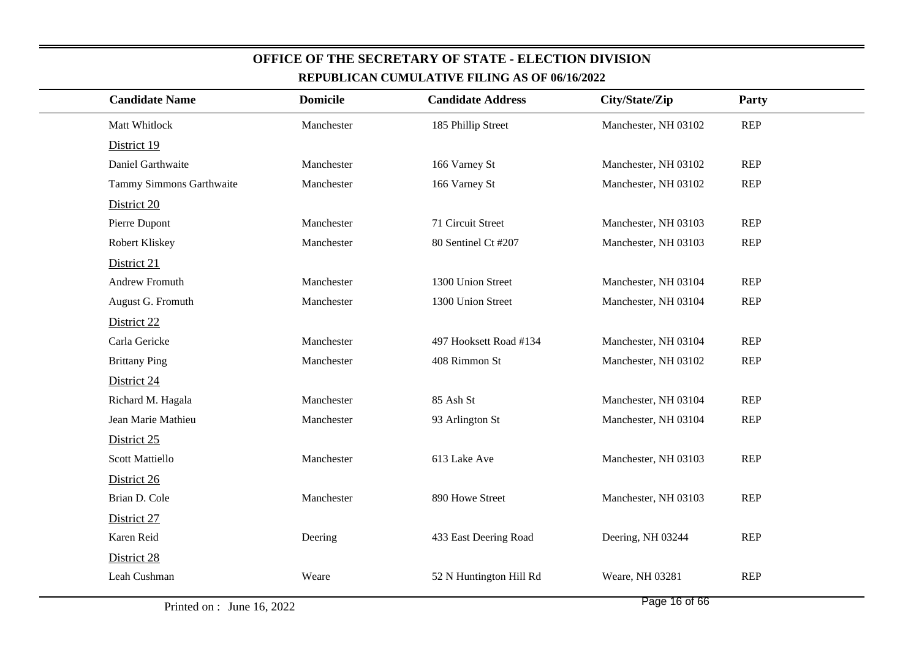# OFFICE OF THE SECRETARY OF STATE - ELECTION DIVISION

## REPUBLICAN CUMULATIVE FILING AS OF 06/16/2022

| Candidate Name | Domicile | Candidate Address | City/State/Zip | Party |
|---|---|---|---|---|
| Matt Whitlock | Manchester | 185 Phillip Street | Manchester, NH 03102 | REP |
| District 19 | | | | |
| Daniel Garthwaite | Manchester | 166 Varney St | Manchester, NH 03102 | REP |
| Tammy Simmons Garthwaite | Manchester | 166 Varney St | Manchester, NH 03102 | REP |
| District 20 | | | | |
| Pierre Dupont | Manchester | 71 Circuit Street | Manchester, NH 03103 | REP |
| Robert Kliskey | Manchester | 80 Sentinel Ct #207 | Manchester, NH 03103 | REP |
| District 21 | | | | |
| Andrew Fromuth | Manchester | 1300 Union Street | Manchester, NH 03104 | REP |
| August G. Fromuth | Manchester | 1300 Union Street | Manchester, NH 03104 | REP |
| District 22 | | | | |
| Carla Gericke | Manchester | 497 Hooksett Road #134 | Manchester, NH 03104 | REP |
| Brittany Ping | Manchester | 408 Rimmon St | Manchester, NH 03102 | REP |
| District 24 | | | | |
| Richard M. Hagala | Manchester | 85 Ash St | Manchester, NH 03104 | REP |
| Jean Marie Mathieu | Manchester | 93 Arlington St | Manchester, NH 03104 | REP |
| District 25 | | | | |
| Scott Mattiello | Manchester | 613 Lake Ave | Manchester, NH 03103 | REP |
| District 26 | | | | |
| Brian D. Cole | Manchester | 890 Howe Street | Manchester, NH 03103 | REP |
| District 27 | | | | |
| Karen Reid | Deering | 433 East Deering Road | Deering, NH 03244 | REP |
| District 28 | | | | |
| Leah Cushman | Weare | 52 N Huntington Hill Rd | Weare, NH 03281 | REP |

Printed on : June 16, 2022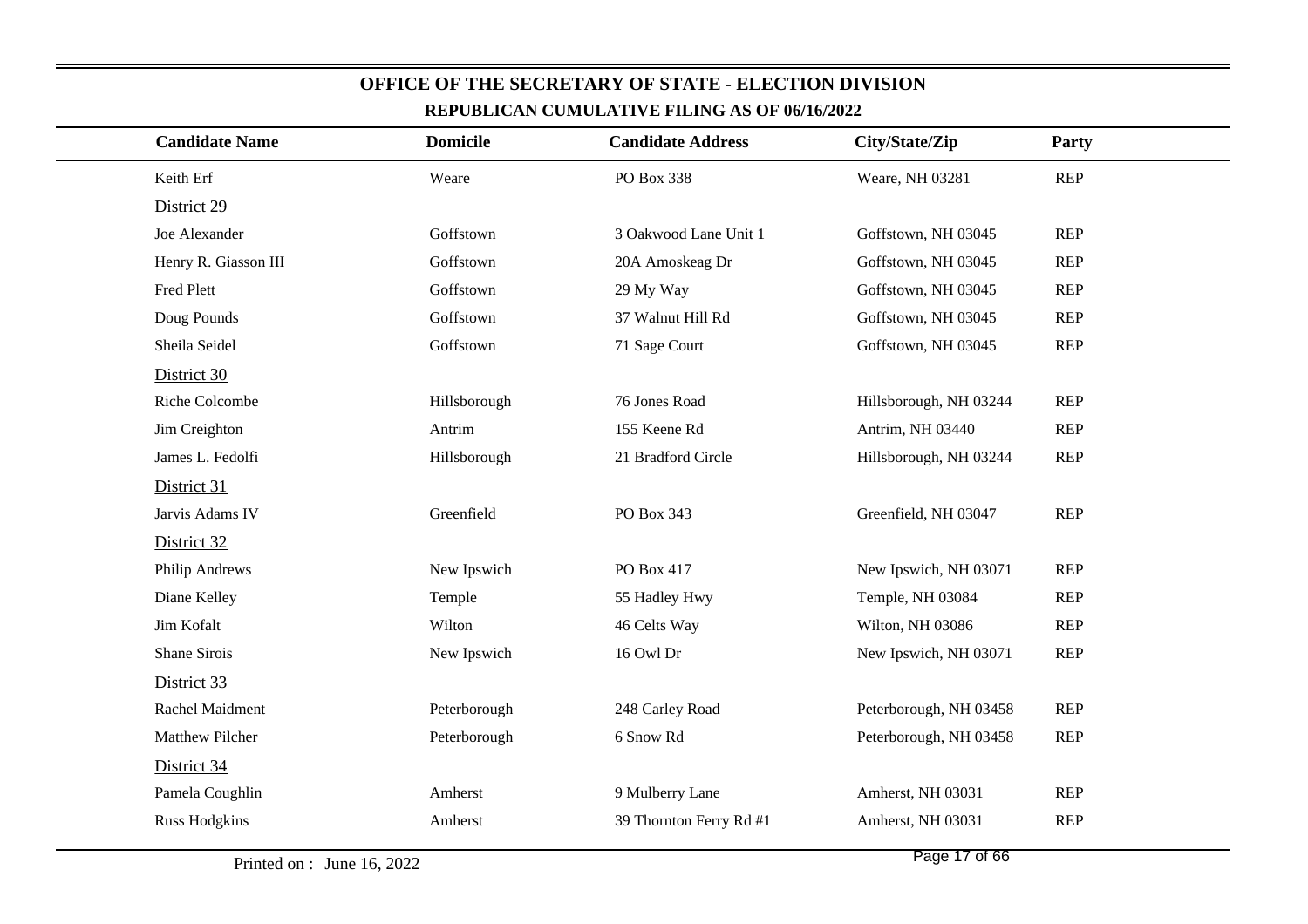# OFFICE OF THE SECRETARY OF STATE - ELECTION DIVISION

## REPUBLICAN CUMULATIVE FILING AS OF 06/16/2022

| Candidate Name | Domicile | Candidate Address | City/State/Zip | Party |
|---|---|---|---|---|
| Keith Erf | Weare | PO Box 338 | Weare, NH 03281 | REP |
| District 29 | | | | |
| Joe Alexander | Goffstown | 3 Oakwood Lane Unit 1 | Goffstown, NH 03045 | REP |
| Henry R. Giasson III | Goffstown | 20A Amoskeag Dr | Goffstown, NH 03045 | REP |
| Fred Plett | Goffstown | 29 My Way | Goffstown, NH 03045 | REP |
| Doug Pounds | Goffstown | 37 Walnut Hill Rd | Goffstown, NH 03045 | REP |
| Sheila Seidel | Goffstown | 71 Sage Court | Goffstown, NH 03045 | REP |
| District 30 | | | | |
| Riche Colcombe | Hillsborough | 76 Jones Road | Hillsborough, NH 03244 | REP |
| Jim Creighton | Antrim | 155 Keene Rd | Antrim, NH 03440 | REP |
| James L. Fedolfi | Hillsborough | 21 Bradford Circle | Hillsborough, NH 03244 | REP |
| District 31 | | | | |
| Jarvis Adams IV | Greenfield | PO Box 343 | Greenfield, NH 03047 | REP |
| District 32 | | | | |
| Philip Andrews | New Ipswich | PO Box 417 | New Ipswich, NH 03071 | REP |
| Diane Kelley | Temple | 55 Hadley Hwy | Temple, NH 03084 | REP |
| Jim Kofalt | Wilton | 46 Celts Way | Wilton, NH 03086 | REP |
| Shane Sirois | New Ipswich | 16 Owl Dr | New Ipswich, NH 03071 | REP |
| District 33 | | | | |
| Rachel Maidment | Peterborough | 248 Carley Road | Peterborough, NH 03458 | REP |
| Matthew Pilcher | Peterborough | 6 Snow Rd | Peterborough, NH 03458 | REP |
| District 34 | | | | |
| Pamela Coughlin | Amherst | 9 Mulberry Lane | Amherst, NH 03031 | REP |
| Russ Hodgkins | Amherst | 39 Thornton Ferry Rd #1 | Amherst, NH 03031 | REP |

Printed on : June 16, 2022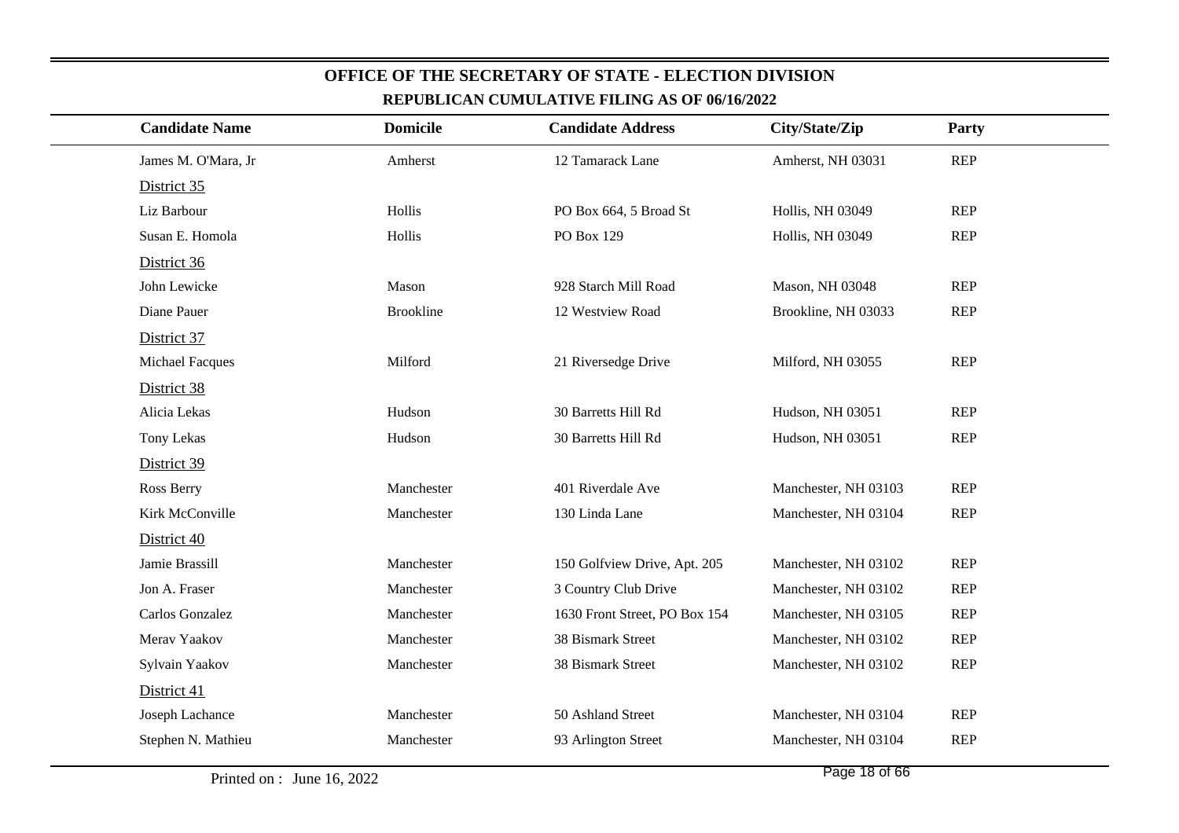# OFFICE OF THE SECRETARY OF STATE - ELECTION DIVISION

## REPUBLICAN CUMULATIVE FILING AS OF 06/16/2022

| Candidate Name | Domicile | Candidate Address | City/State/Zip | Party |
|---|---|---|---|---|
| James M. O'Mara, Jr | Amherst | 12 Tamarack Lane | Amherst, NH 03031 | REP |
| District 35 | | | | |
| Liz Barbour | Hollis | PO Box 664, 5 Broad St | Hollis, NH 03049 | REP |
| Susan E. Homola | Hollis | PO Box 129 | Hollis, NH 03049 | REP |
| District 36 | | | | |
| John Lewicke | Mason | 928 Starch Mill Road | Mason, NH 03048 | REP |
| Diane Pauer | Brookline | 12 Westview Road | Brookline, NH 03033 | REP |
| District 37 | | | | |
| Michael Facques | Milford | 21 Riversedge Drive | Milford, NH 03055 | REP |
| District 38 | | | | |
| Alicia Lekas | Hudson | 30 Barretts Hill Rd | Hudson, NH 03051 | REP |
| Tony Lekas | Hudson | 30 Barretts Hill Rd | Hudson, NH 03051 | REP |
| District 39 | | | | |
| Ross Berry | Manchester | 401 Riverdale Ave | Manchester, NH 03103 | REP |
| Kirk McConville | Manchester | 130 Linda Lane | Manchester, NH 03104 | REP |
| District 40 | | | | |
| Jamie Brassill | Manchester | 150 Golfview Drive, Apt. 205 | Manchester, NH 03102 | REP |
| Jon A. Fraser | Manchester | 3 Country Club Drive | Manchester, NH 03102 | REP |
| Carlos Gonzalez | Manchester | 1630 Front Street, PO Box 154 | Manchester, NH 03105 | REP |
| Merav Yaakov | Manchester | 38 Bismark Street | Manchester, NH 03102 | REP |
| Sylvain Yaakov | Manchester | 38 Bismark Street | Manchester, NH 03102 | REP |
| District 41 | | | | |
| Joseph Lachance | Manchester | 50 Ashland Street | Manchester, NH 03104 | REP |
| Stephen N. Mathieu | Manchester | 93 Arlington Street | Manchester, NH 03104 | REP |

Printed on : June 16, 2022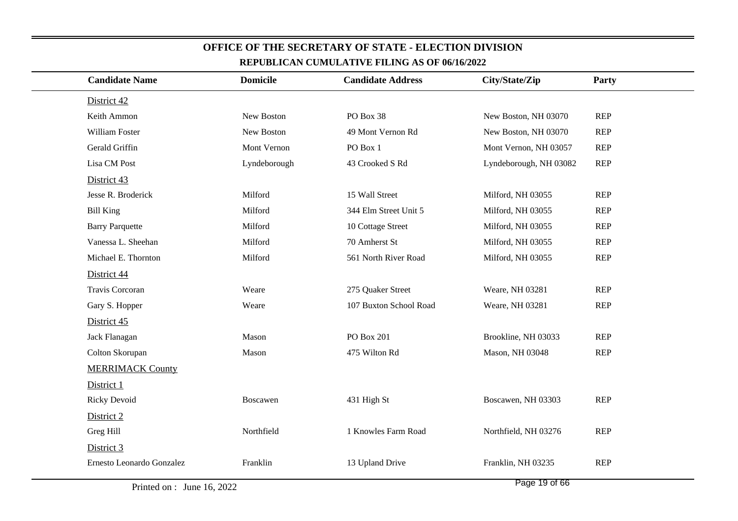## OFFICE OF THE SECRETARY OF STATE - ELECTION DIVISION

### REPUBLICAN CUMULATIVE FILING AS OF 06/16/2022

| Candidate Name | Domicile | Candidate Address | City/State/Zip | Party |
|---|---|---|---|---|
| District 42 | | | | |
| Keith Ammon | New Boston | PO Box 38 | New Boston, NH 03070 | REP |
| William Foster | New Boston | 49 Mont Vernon Rd | New Boston, NH 03070 | REP |
| Gerald Griffin | Mont Vernon | PO Box 1 | Mont Vernon, NH 03057 | REP |
| Lisa CM Post | Lyndeborough | 43 Crooked S Rd | Lyndeborough, NH 03082 | REP |
| District 43 | | | | |
| Jesse R. Broderick | Milford | 15 Wall Street | Milford, NH 03055 | REP |
| Bill King | Milford | 344 Elm Street Unit 5 | Milford, NH 03055 | REP |
| Barry Parquette | Milford | 10 Cottage Street | Milford, NH 03055 | REP |
| Vanessa L. Sheehan | Milford | 70 Amherst St | Milford, NH 03055 | REP |
| Michael E. Thornton | Milford | 561 North River Road | Milford, NH 03055 | REP |
| District 44 | | | | |
| Travis Corcoran | Weare | 275 Quaker Street | Weare, NH 03281 | REP |
| Gary S. Hopper | Weare | 107 Buxton School Road | Weare, NH 03281 | REP |
| District 45 | | | | |
| Jack Flanagan | Mason | PO Box 201 | Brookline, NH 03033 | REP |
| Colton Skorupan | Mason | 475 Wilton Rd | Mason, NH 03048 | REP |
| MERRIMACK County | | | | |
| District 1 | | | | |
| Ricky Devoid | Boscawen | 431 High St | Boscawen, NH 03303 | REP |
| District 2 | | | | |
| Greg Hill | Northfield | 1 Knowles Farm Road | Northfield, NH 03276 | REP |
| District 3 | | | | |
| Ernesto Leonardo Gonzalez | Franklin | 13 Upland Drive | Franklin, NH 03235 | REP |

Printed on : June 16, 2022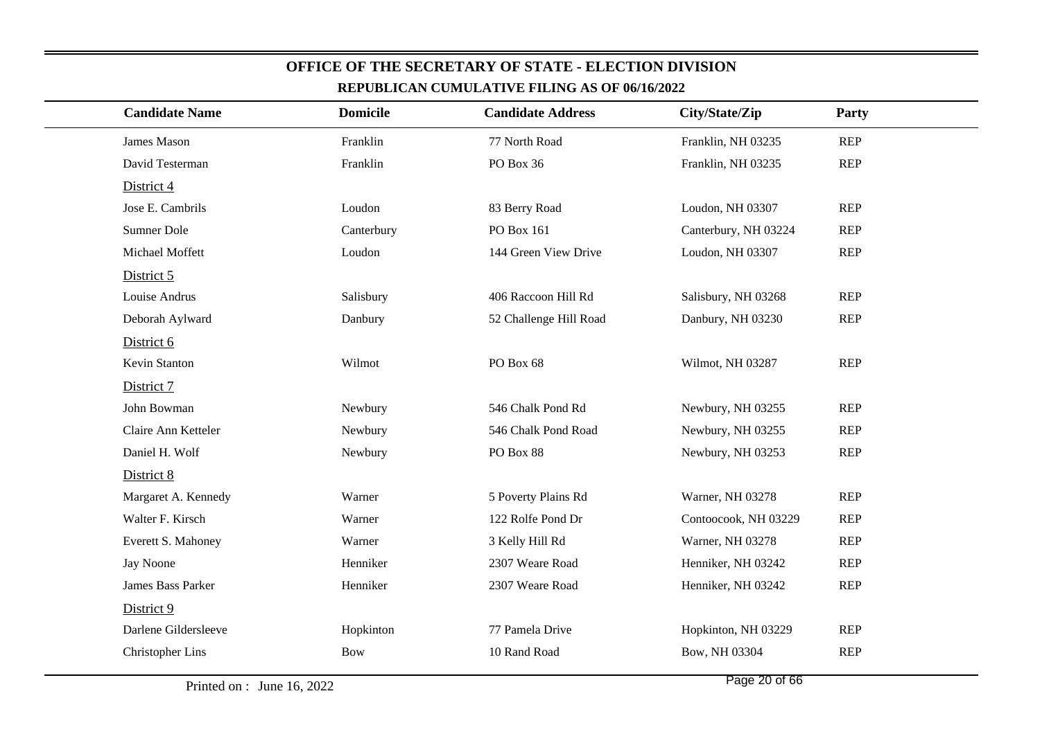## OFFICE OF THE SECRETARY OF STATE - ELECTION DIVISION

### REPUBLICAN CUMULATIVE FILING AS OF 06/16/2022

| Candidate Name | Domicile | Candidate Address | City/State/Zip | Party |
|---|---|---|---|---|
| James Mason | Franklin | 77 North Road | Franklin, NH 03235 | REP |
| David Testerman | Franklin | PO Box 36 | Franklin, NH 03235 | REP |
| District 4 | | | | |
| Jose E. Cambrils | Loudon | 83 Berry Road | Loudon, NH 03307 | REP |
| Sumner Dole | Canterbury | PO Box 161 | Canterbury, NH 03224 | REP |
| Michael Moffett | Loudon | 144 Green View Drive | Loudon, NH 03307 | REP |
| District 5 | | | | |
| Louise Andrus | Salisbury | 406 Raccoon Hill Rd | Salisbury, NH 03268 | REP |
| Deborah Aylward | Danbury | 52 Challenge Hill Road | Danbury, NH 03230 | REP |
| District 6 | | | | |
| Kevin Stanton | Wilmot | PO Box 68 | Wilmot, NH 03287 | REP |
| District 7 | | | | |
| John Bowman | Newbury | 546 Chalk Pond Rd | Newbury, NH 03255 | REP |
| Claire Ann Ketteler | Newbury | 546 Chalk Pond Road | Newbury, NH 03255 | REP |
| Daniel H. Wolf | Newbury | PO Box 88 | Newbury, NH 03253 | REP |
| District 8 | | | | |
| Margaret A. Kennedy | Warner | 5 Poverty Plains Rd | Warner, NH 03278 | REP |
| Walter F. Kirsch | Warner | 122 Rolfe Pond Dr | Contoocook, NH 03229 | REP |
| Everett S. Mahoney | Warner | 3 Kelly Hill Rd | Warner, NH 03278 | REP |
| Jay Noone | Henniker | 2307 Weare Road | Henniker, NH 03242 | REP |
| James Bass Parker | Henniker | 2307 Weare Road | Henniker, NH 03242 | REP |
| District 9 | | | | |
| Darlene Gildersleeve | Hopkinton | 77 Pamela Drive | Hopkinton, NH 03229 | REP |
| Christopher Lins | Bow | 10 Rand Road | Bow, NH 03304 | REP |

Printed on : June 16, 2022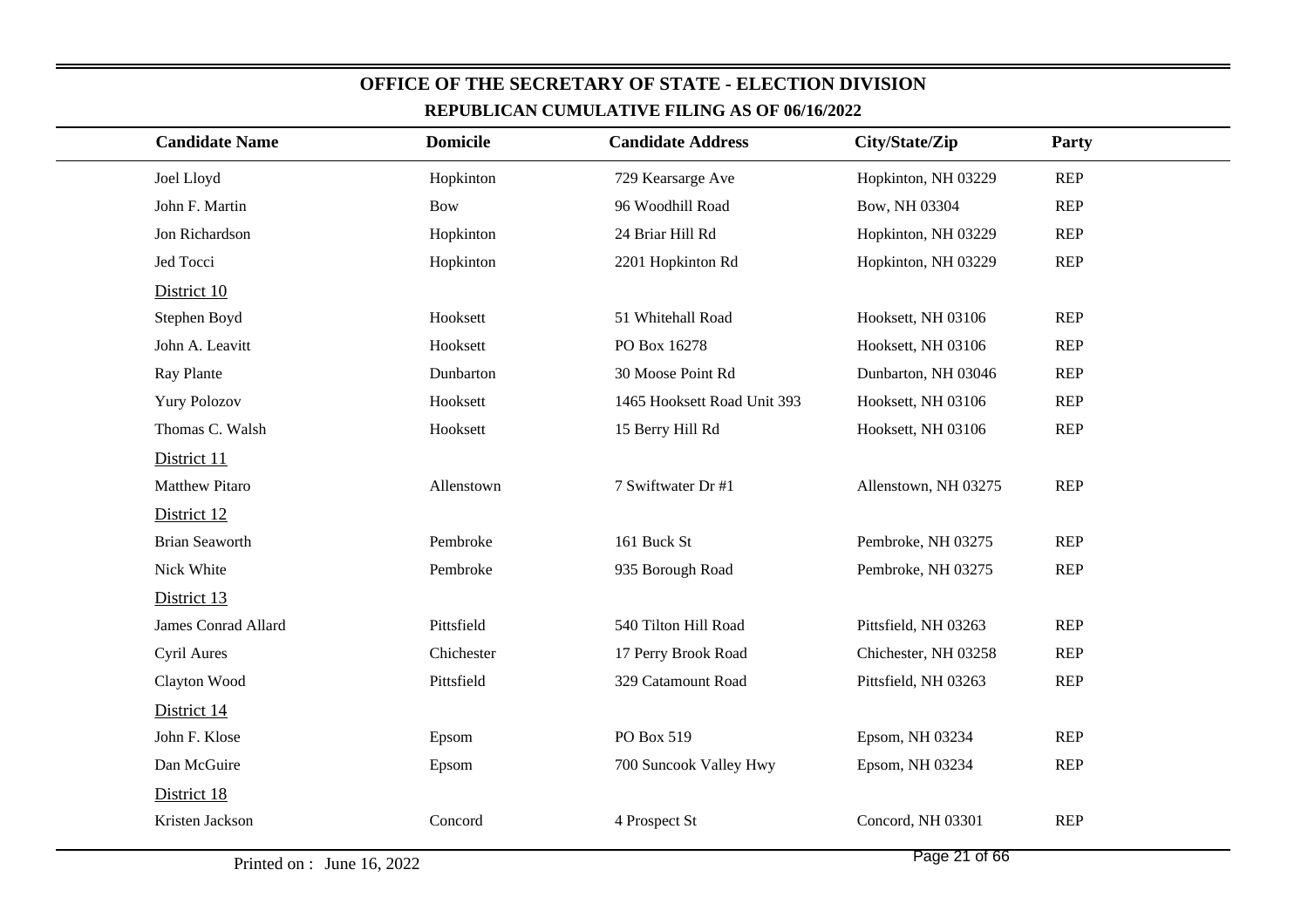## OFFICE OF THE SECRETARY OF STATE - ELECTION DIVISION

### REPUBLICAN CUMULATIVE FILING AS OF 06/16/2022

| Candidate Name | Domicile | Candidate Address | City/State/Zip | Party |
|---|---|---|---|---|
| Joel Lloyd | Hopkinton | 729 Kearsarge Ave | Hopkinton, NH 03229 | REP |
| John F. Martin | Bow | 96 Woodhill Road | Bow, NH 03304 | REP |
| Jon Richardson | Hopkinton | 24 Briar Hill Rd | Hopkinton, NH 03229 | REP |
| Jed Tocci | Hopkinton | 2201 Hopkinton Rd | Hopkinton, NH 03229 | REP |
| District 10 | | | | |
| Stephen Boyd | Hooksett | 51 Whitehall Road | Hooksett, NH 03106 | REP |
| John A. Leavitt | Hooksett | PO Box 16278 | Hooksett, NH 03106 | REP |
| Ray Plante | Dunbarton | 30 Moose Point Rd | Dunbarton, NH 03046 | REP |
| Yury Polozov | Hooksett | 1465 Hooksett Road Unit 393 | Hooksett, NH 03106 | REP |
| Thomas C. Walsh | Hooksett | 15 Berry Hill Rd | Hooksett, NH 03106 | REP |
| District 11 | | | | |
| Matthew Pitaro | Allenstown | 7 Swiftwater Dr #1 | Allenstown, NH 03275 | REP |
| District 12 | | | | |
| Brian Seaworth | Pembroke | 161 Buck St | Pembroke, NH 03275 | REP |
| Nick White | Pembroke | 935 Borough Road | Pembroke, NH 03275 | REP |
| District 13 | | | | |
| James Conrad Allard | Pittsfield | 540 Tilton Hill Road | Pittsfield, NH 03263 | REP |
| Cyril Aures | Chichester | 17 Perry Brook Road | Chichester, NH 03258 | REP |
| Clayton Wood | Pittsfield | 329 Catamount Road | Pittsfield, NH 03263 | REP |
| District 14 | | | | |
| John F. Klose | Epsom | PO Box 519 | Epsom, NH 03234 | REP |
| Dan McGuire | Epsom | 700 Suncook Valley Hwy | Epsom, NH 03234 | REP |
| District 18 | | | | |
| Kristen Jackson | Concord | 4 Prospect St | Concord, NH 03301 | REP |

Printed on : June 16, 2022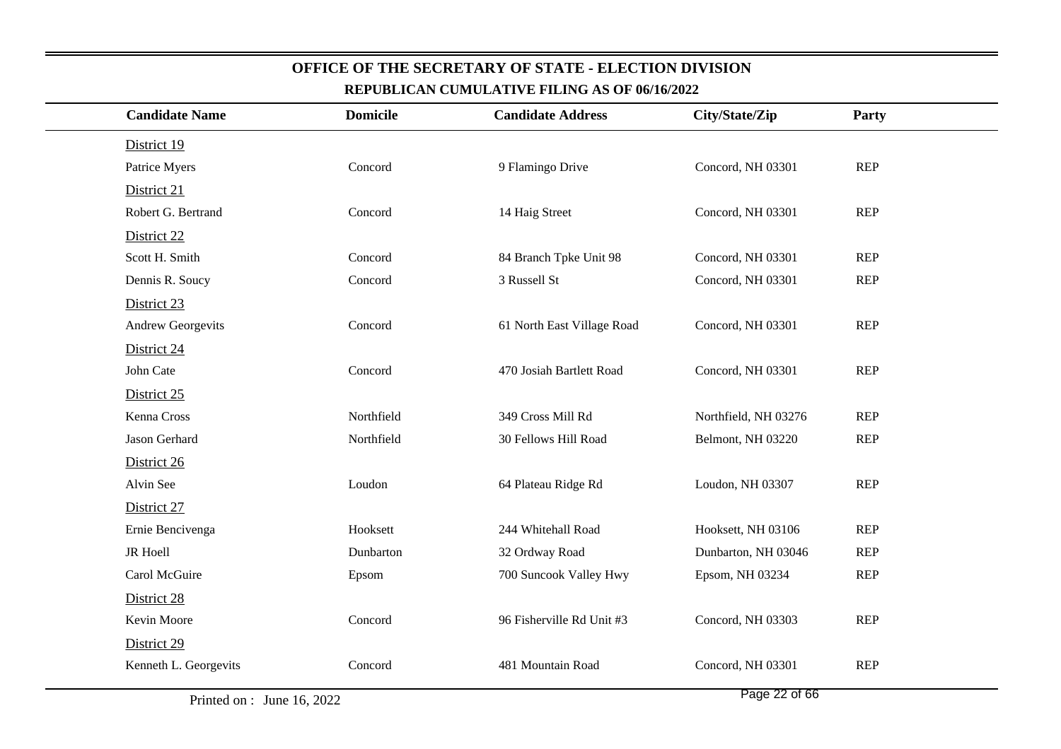## OFFICE OF THE SECRETARY OF STATE - ELECTION DIVISION

### REPUBLICAN CUMULATIVE FILING AS OF 06/16/2022

| Candidate Name | Domicile | Candidate Address | City/State/Zip | Party |
|---|---|---|---|---|
| District 19 | | | | |
| Patrice Myers | Concord | 9 Flamingo Drive | Concord, NH 03301 | REP |
| District 21 | | | | |
| Robert G. Bertrand | Concord | 14 Haig Street | Concord, NH 03301 | REP |
| District 22 | | | | |
| Scott H. Smith | Concord | 84 Branch Tpke Unit 98 | Concord, NH 03301 | REP |
| Dennis R. Soucy | Concord | 3 Russell St | Concord, NH 03301 | REP |
| District 23 | | | | |
| Andrew Georgevits | Concord | 61 North East Village Road | Concord, NH 03301 | REP |
| District 24 | | | | |
| John Cate | Concord | 470 Josiah Bartlett Road | Concord, NH 03301 | REP |
| District 25 | | | | |
| Kenna Cross | Northfield | 349 Cross Mill Rd | Northfield, NH 03276 | REP |
| Jason Gerhard | Northfield | 30 Fellows Hill Road | Belmont, NH 03220 | REP |
| District 26 | | | | |
| Alvin See | Loudon | 64 Plateau Ridge Rd | Loudon, NH 03307 | REP |
| District 27 | | | | |
| Ernie Bencivenga | Hooksett | 244 Whitehall Road | Hooksett, NH 03106 | REP |
| JR Hoell | Dunbarton | 32 Ordway Road | Dunbarton, NH 03046 | REP |
| Carol McGuire | Epsom | 700 Suncook Valley Hwy | Epsom, NH 03234 | REP |
| District 28 | | | | |
| Kevin Moore | Concord | 96 Fisherville Rd Unit #3 | Concord, NH 03303 | REP |
| District 29 | | | | |
| Kenneth L. Georgevits | Concord | 481 Mountain Road | Concord, NH 03301 | REP |

Printed on : June 16, 2022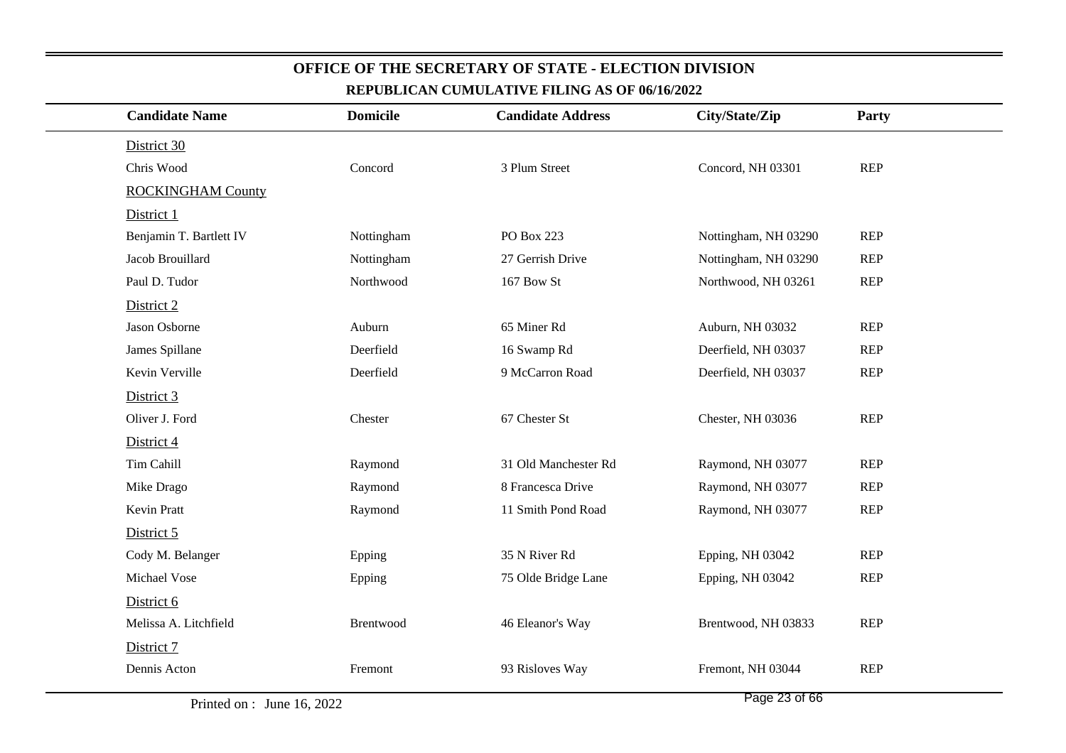## OFFICE OF THE SECRETARY OF STATE - ELECTION DIVISION

### REPUBLICAN CUMULATIVE FILING AS OF 06/16/2022

| Candidate Name | Domicile | Candidate Address | City/State/Zip | Party |
|---|---|---|---|---|
| District 30 | | | | |
| Chris Wood | Concord | 3 Plum Street | Concord, NH 03301 | REP |
| ROCKINGHAM County | | | | |
| District 1 | | | | |
| Benjamin T. Bartlett IV | Nottingham | PO Box 223 | Nottingham, NH 03290 | REP |
| Jacob Brouillard | Nottingham | 27 Gerrish Drive | Nottingham, NH 03290 | REP |
| Paul D. Tudor | Northwood | 167 Bow St | Northwood, NH 03261 | REP |
| District 2 | | | | |
| Jason Osborne | Auburn | 65 Miner Rd | Auburn, NH 03032 | REP |
| James Spillane | Deerfield | 16 Swamp Rd | Deerfield, NH 03037 | REP |
| Kevin Verville | Deerfield | 9 McCarron Road | Deerfield, NH 03037 | REP |
| District 3 | | | | |
| Oliver J. Ford | Chester | 67 Chester St | Chester, NH 03036 | REP |
| District 4 | | | | |
| Tim Cahill | Raymond | 31 Old Manchester Rd | Raymond, NH 03077 | REP |
| Mike Drago | Raymond | 8 Francesca Drive | Raymond, NH 03077 | REP |
| Kevin Pratt | Raymond | 11 Smith Pond Road | Raymond, NH 03077 | REP |
| District 5 | | | | |
| Cody M. Belanger | Epping | 35 N River Rd | Epping, NH 03042 | REP |
| Michael Vose | Epping | 75 Olde Bridge Lane | Epping, NH 03042 | REP |
| District 6 | | | | |
| Melissa A. Litchfield | Brentwood | 46 Eleanor's Way | Brentwood, NH 03833 | REP |
| District 7 | | | | |
| Dennis Acton | Fremont | 93 Risloves Way | Fremont, NH 03044 | REP |

Printed on : June 16, 2022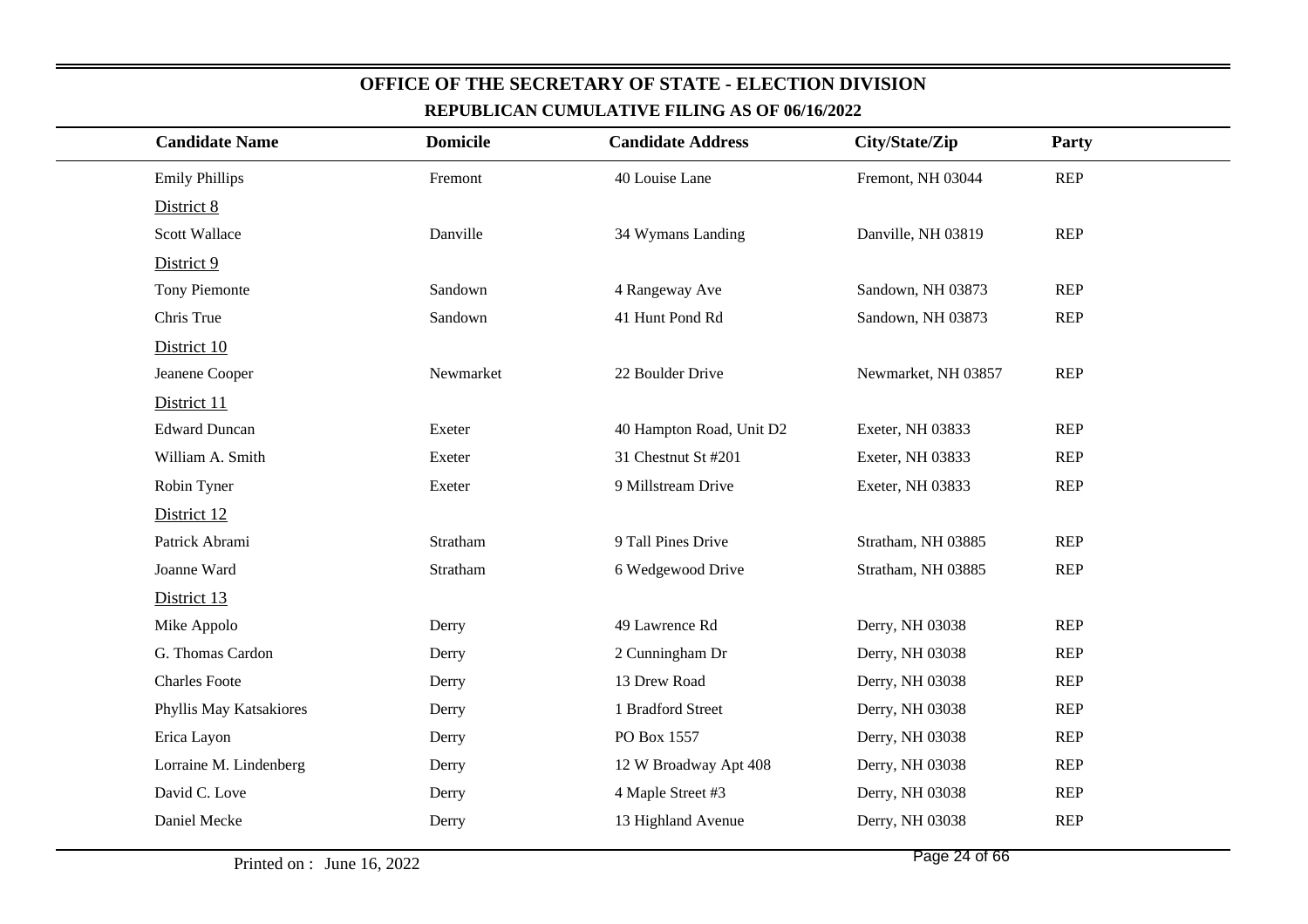## OFFICE OF THE SECRETARY OF STATE - ELECTION DIVISION

### REPUBLICAN CUMULATIVE FILING AS OF 06/16/2022

| Candidate Name | Domicile | Candidate Address | City/State/Zip | Party |
|---|---|---|---|---|
| Emily Phillips | Fremont | 40 Louise Lane | Fremont, NH 03044 | REP |
| District 8 | | | | |
| Scott Wallace | Danville | 34 Wymans Landing | Danville, NH 03819 | REP |
| District 9 | | | | |
| Tony Piemonte | Sandown | 4 Rangeway Ave | Sandown, NH 03873 | REP |
| Chris True | Sandown | 41 Hunt Pond Rd | Sandown, NH 03873 | REP |
| District 10 | | | | |
| Jeanene Cooper | Newmarket | 22 Boulder Drive | Newmarket, NH 03857 | REP |
| District 11 | | | | |
| Edward Duncan | Exeter | 40 Hampton Road, Unit D2 | Exeter, NH 03833 | REP |
| William A. Smith | Exeter | 31 Chestnut St #201 | Exeter, NH 03833 | REP |
| Robin Tyner | Exeter | 9 Millstream Drive | Exeter, NH 03833 | REP |
| District 12 | | | | |
| Patrick Abrami | Stratham | 9 Tall Pines Drive | Stratham, NH 03885 | REP |
| Joanne Ward | Stratham | 6 Wedgewood Drive | Stratham, NH 03885 | REP |
| District 13 | | | | |
| Mike Appolo | Derry | 49 Lawrence Rd | Derry, NH 03038 | REP |
| G. Thomas Cardon | Derry | 2 Cunningham Dr | Derry, NH 03038 | REP |
| Charles Foote | Derry | 13 Drew Road | Derry, NH 03038 | REP |
| Phyllis May Katsakiores | Derry | 1 Bradford Street | Derry, NH 03038 | REP |
| Erica Layon | Derry | PO Box 1557 | Derry, NH 03038 | REP |
| Lorraine M. Lindenberg | Derry | 12 W Broadway Apt 408 | Derry, NH 03038 | REP |
| David C. Love | Derry | 4 Maple Street #3 | Derry, NH 03038 | REP |
| Daniel Mecke | Derry | 13 Highland Avenue | Derry, NH 03038 | REP |

Printed on : June 16, 2022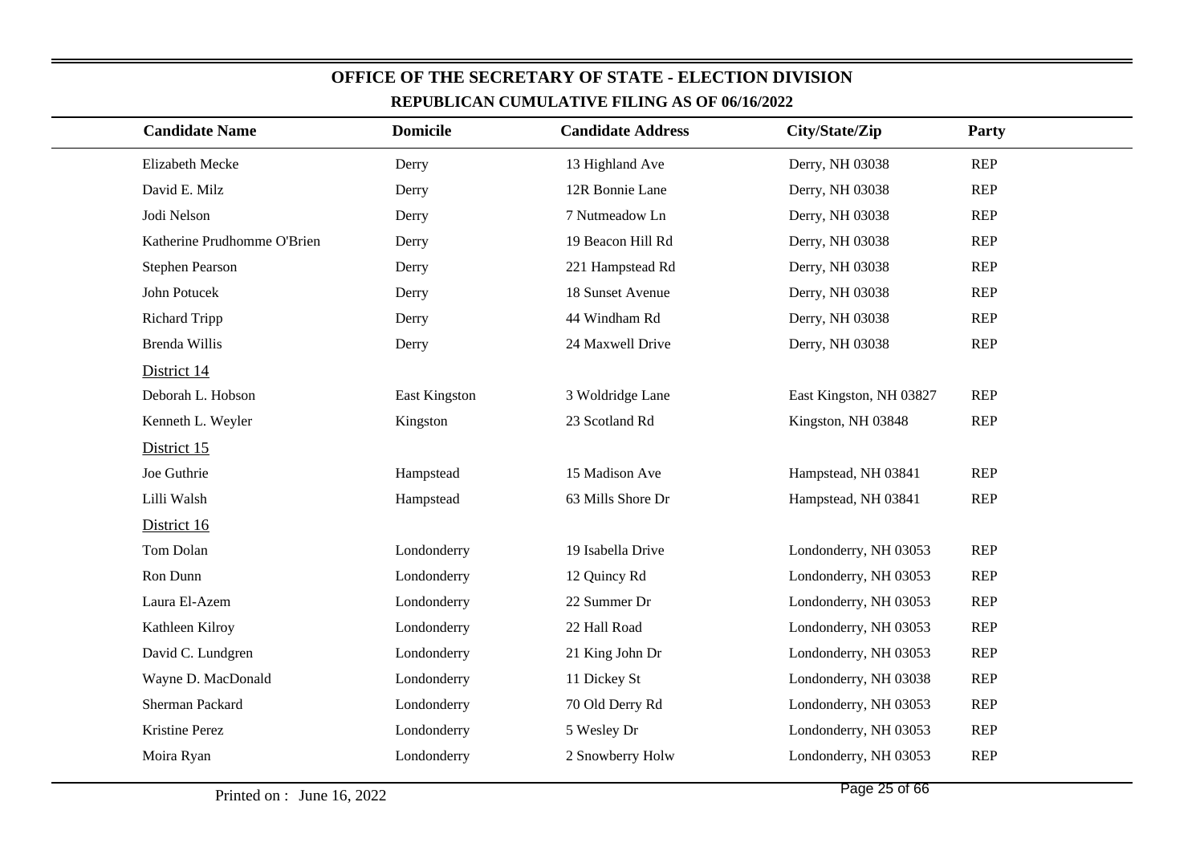# OFFICE OF THE SECRETARY OF STATE - ELECTION DIVISION

## REPUBLICAN CUMULATIVE FILING AS OF 06/16/2022

| Candidate Name | Domicile | Candidate Address | City/State/Zip | Party |
|---|---|---|---|---|
| Elizabeth Mecke | Derry | 13 Highland Ave | Derry, NH 03038 | REP |
| David E. Milz | Derry | 12R Bonnie Lane | Derry, NH 03038 | REP |
| Jodi Nelson | Derry | 7 Nutmeadow Ln | Derry, NH 03038 | REP |
| Katherine Prudhomme O'Brien | Derry | 19 Beacon Hill Rd | Derry, NH 03038 | REP |
| Stephen Pearson | Derry | 221 Hampstead Rd | Derry, NH 03038 | REP |
| John Potucek | Derry | 18 Sunset Avenue | Derry, NH 03038 | REP |
| Richard Tripp | Derry | 44 Windham Rd | Derry, NH 03038 | REP |
| Brenda Willis | Derry | 24 Maxwell Drive | Derry, NH 03038 | REP |
| District 14 | | | | |
| Deborah L. Hobson | East Kingston | 3 Woldridge Lane | East Kingston, NH 03827 | REP |
| Kenneth L. Weyler | Kingston | 23 Scotland Rd | Kingston, NH 03848 | REP |
| District 15 | | | | |
| Joe Guthrie | Hampstead | 15 Madison Ave | Hampstead, NH 03841 | REP |
| Lilli Walsh | Hampstead | 63 Mills Shore Dr | Hampstead, NH 03841 | REP |
| District 16 | | | | |
| Tom Dolan | Londonderry | 19 Isabella Drive | Londonderry, NH 03053 | REP |
| Ron Dunn | Londonderry | 12 Quincy Rd | Londonderry, NH 03053 | REP |
| Laura El-Azem | Londonderry | 22 Summer Dr | Londonderry, NH 03053 | REP |
| Kathleen Kilroy | Londonderry | 22 Hall Road | Londonderry, NH 03053 | REP |
| David C. Lundgren | Londonderry | 21 King John Dr | Londonderry, NH 03053 | REP |
| Wayne D. MacDonald | Londonderry | 11 Dickey St | Londonderry, NH 03038 | REP |
| Sherman Packard | Londonderry | 70 Old Derry Rd | Londonderry, NH 03053 | REP |
| Kristine Perez | Londonderry | 5 Wesley Dr | Londonderry, NH 03053 | REP |
| Moira Ryan | Londonderry | 2 Snowberry Holw | Londonderry, NH 03053 | REP |

Printed on : June 16, 2022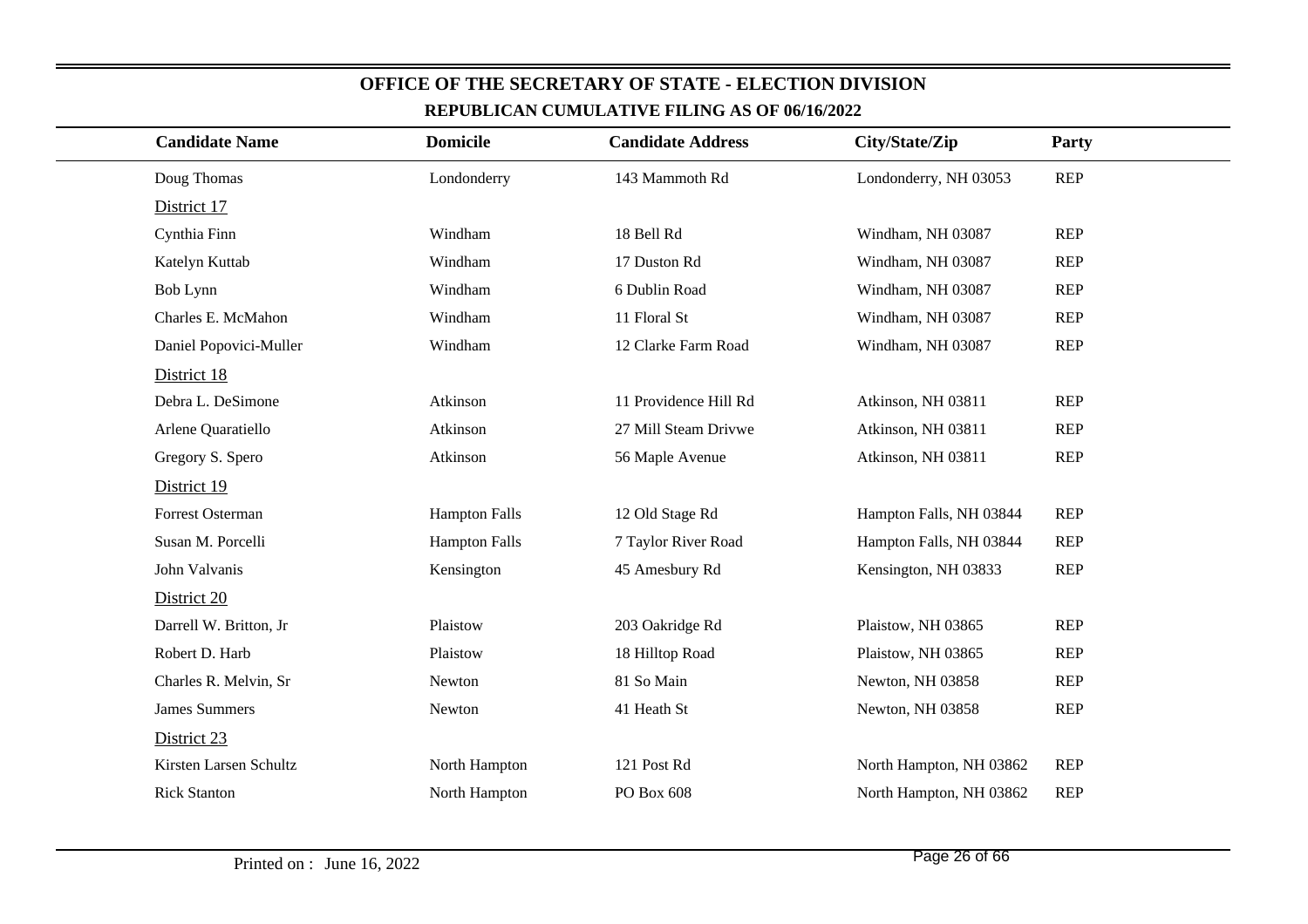# OFFICE OF THE SECRETARY OF STATE - ELECTION DIVISION

## REPUBLICAN CUMULATIVE FILING AS OF 06/16/2022

| Candidate Name | Domicile | Candidate Address | City/State/Zip | Party |
|---|---|---|---|---|
| Doug Thomas | Londonderry | 143 Mammoth Rd | Londonderry, NH 03053 | REP |
| District 17 | | | | |
| Cynthia Finn | Windham | 18 Bell Rd | Windham, NH 03087 | REP |
| Katelyn Kuttab | Windham | 17 Duston Rd | Windham, NH 03087 | REP |
| Bob Lynn | Windham | 6 Dublin Road | Windham, NH 03087 | REP |
| Charles E. McMahon | Windham | 11 Floral St | Windham, NH 03087 | REP |
| Daniel Popovici-Muller | Windham | 12 Clarke Farm Road | Windham, NH 03087 | REP |
| District 18 | | | | |
| Debra L. DeSimone | Atkinson | 11 Providence Hill Rd | Atkinson, NH 03811 | REP |
| Arlene Quaratiello | Atkinson | 27 Mill Steam Drivwe | Atkinson, NH 03811 | REP |
| Gregory S. Spero | Atkinson | 56 Maple Avenue | Atkinson, NH 03811 | REP |
| District 19 | | | | |
| Forrest Osterman | Hampton Falls | 12 Old Stage Rd | Hampton Falls, NH 03844 | REP |
| Susan M. Porcelli | Hampton Falls | 7 Taylor River Road | Hampton Falls, NH 03844 | REP |
| John Valvanis | Kensington | 45 Amesbury Rd | Kensington, NH 03833 | REP |
| District 20 | | | | |
| Darrell W. Britton, Jr | Plaistow | 203 Oakridge Rd | Plaistow, NH 03865 | REP |
| Robert D. Harb | Plaistow | 18 Hilltop Road | Plaistow, NH 03865 | REP |
| Charles R. Melvin, Sr | Newton | 81 So Main | Newton, NH 03858 | REP |
| James Summers | Newton | 41 Heath St | Newton, NH 03858 | REP |
| District 23 | | | | |
| Kirsten Larsen Schultz | North Hampton | 121 Post Rd | North Hampton, NH 03862 | REP |
| Rick Stanton | North Hampton | PO Box 608 | North Hampton, NH 03862 | REP |

Printed on : June 16, 2022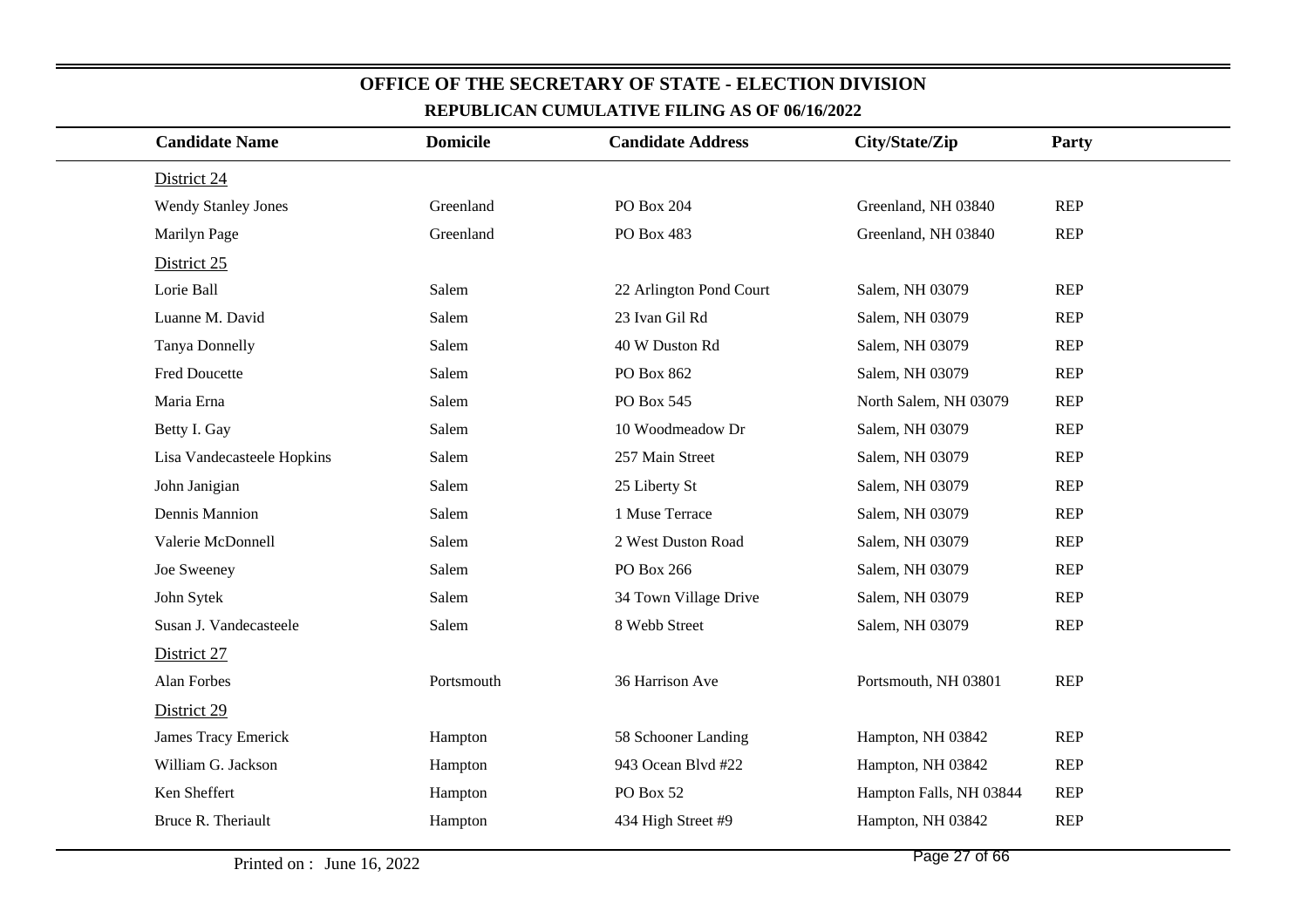# OFFICE OF THE SECRETARY OF STATE - ELECTION DIVISION

## REPUBLICAN CUMULATIVE FILING AS OF 06/16/2022

| Candidate Name | Domicile | Candidate Address | City/State/Zip | Party |
|---|---|---|---|---|
| District 24 | | | | |
| Wendy Stanley Jones | Greenland | PO Box 204 | Greenland, NH 03840 | REP |
| Marilyn Page | Greenland | PO Box 483 | Greenland, NH 03840 | REP |
| District 25 | | | | |
| Lorie Ball | Salem | 22 Arlington Pond Court | Salem, NH 03079 | REP |
| Luanne M. David | Salem | 23 Ivan Gil Rd | Salem, NH 03079 | REP |
| Tanya Donnelly | Salem | 40 W Duston Rd | Salem, NH 03079 | REP |
| Fred Doucette | Salem | PO Box 862 | Salem, NH 03079 | REP |
| Maria Erna | Salem | PO Box 545 | North Salem, NH 03079 | REP |
| Betty I. Gay | Salem | 10 Woodmeadow Dr | Salem, NH 03079 | REP |
| Lisa Vandecasteele Hopkins | Salem | 257 Main Street | Salem, NH 03079 | REP |
| John Janigian | Salem | 25 Liberty St | Salem, NH 03079 | REP |
| Dennis Mannion | Salem | 1 Muse Terrace | Salem, NH 03079 | REP |
| Valerie McDonnell | Salem | 2 West Duston Road | Salem, NH 03079 | REP |
| Joe Sweeney | Salem | PO Box 266 | Salem, NH 03079 | REP |
| John Sytek | Salem | 34 Town Village Drive | Salem, NH 03079 | REP |
| Susan J. Vandecasteele | Salem | 8 Webb Street | Salem, NH 03079 | REP |
| District 27 | | | | |
| Alan Forbes | Portsmouth | 36 Harrison Ave | Portsmouth, NH 03801 | REP |
| District 29 | | | | |
| James Tracy Emerick | Hampton | 58 Schooner Landing | Hampton, NH 03842 | REP |
| William G. Jackson | Hampton | 943 Ocean Blvd #22 | Hampton, NH 03842 | REP |
| Ken Sheffert | Hampton | PO Box 52 | Hampton Falls, NH 03844 | REP |
| Bruce R. Theriault | Hampton | 434 High Street #9 | Hampton, NH 03842 | REP |

Printed on : June 16, 2022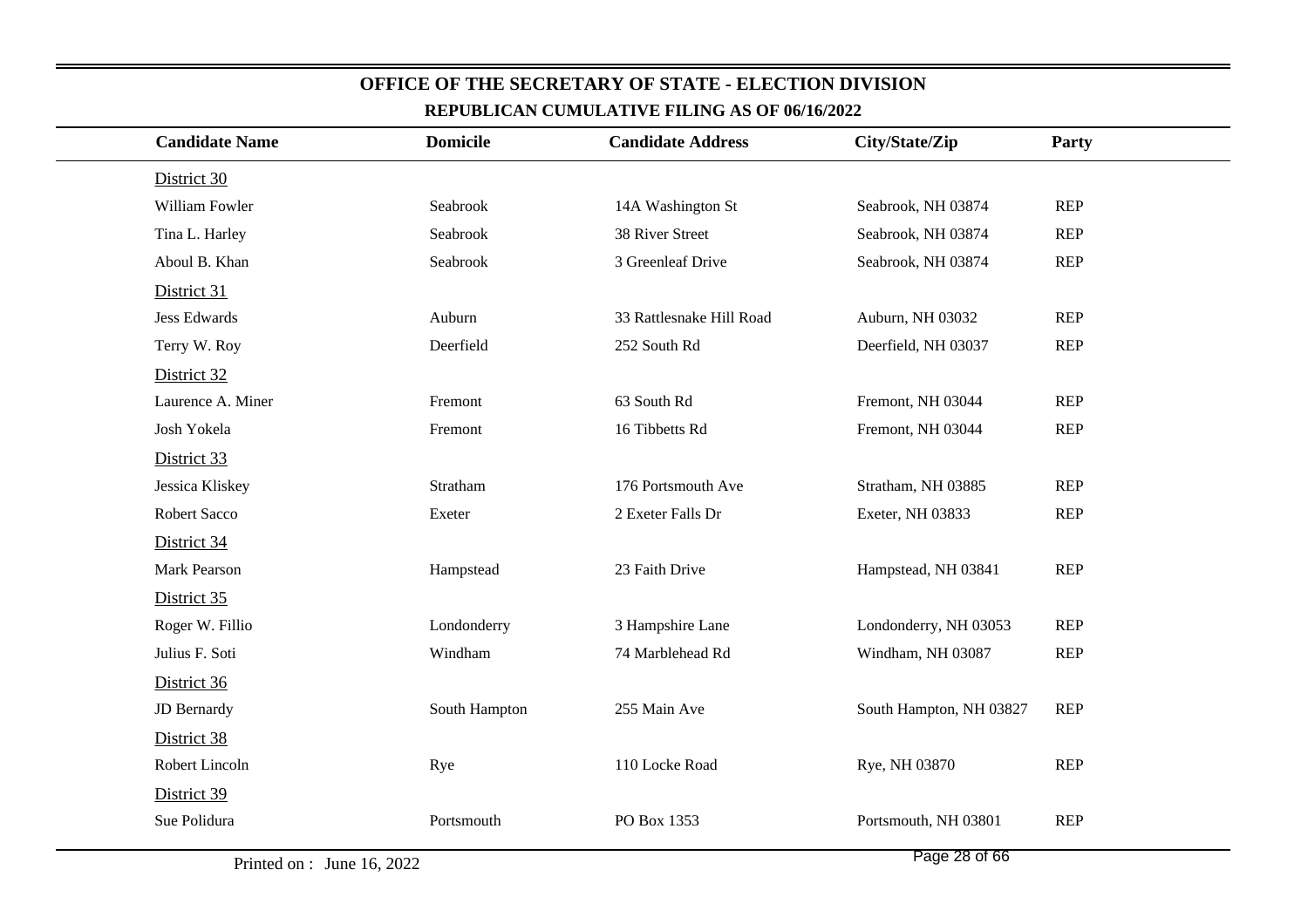## OFFICE OF THE SECRETARY OF STATE - ELECTION DIVISION

### REPUBLICAN CUMULATIVE FILING AS OF 06/16/2022

| Candidate Name | Domicile | Candidate Address | City/State/Zip | Party |
|---|---|---|---|---|
| District 30 | | | | |
| William Fowler | Seabrook | 14A Washington St | Seabrook, NH 03874 | REP |
| Tina L. Harley | Seabrook | 38 River Street | Seabrook, NH 03874 | REP |
| Aboul B. Khan | Seabrook | 3 Greenleaf Drive | Seabrook, NH 03874 | REP |
| District 31 | | | | |
| Jess Edwards | Auburn | 33 Rattlesnake Hill Road | Auburn, NH 03032 | REP |
| Terry W. Roy | Deerfield | 252 South Rd | Deerfield, NH 03037 | REP |
| District 32 | | | | |
| Laurence A. Miner | Fremont | 63 South Rd | Fremont, NH 03044 | REP |
| Josh Yokela | Fremont | 16 Tibbetts Rd | Fremont, NH 03044 | REP |
| District 33 | | | | |
| Jessica Kliskey | Stratham | 176 Portsmouth Ave | Stratham, NH 03885 | REP |
| Robert Sacco | Exeter | 2 Exeter Falls Dr | Exeter, NH 03833 | REP |
| District 34 | | | | |
| Mark Pearson | Hampstead | 23 Faith Drive | Hampstead, NH 03841 | REP |
| District 35 | | | | |
| Roger W. Fillio | Londonderry | 3 Hampshire Lane | Londonderry, NH 03053 | REP |
| Julius F. Soti | Windham | 74 Marblehead Rd | Windham, NH 03087 | REP |
| District 36 | | | | |
| JD Bernardy | South Hampton | 255 Main Ave | South Hampton, NH 03827 | REP |
| District 38 | | | | |
| Robert Lincoln | Rye | 110 Locke Road | Rye, NH 03870 | REP |
| District 39 | | | | |
| Sue Polidura | Portsmouth | PO Box 1353 | Portsmouth, NH 03801 | REP |

Printed on : June 16, 2022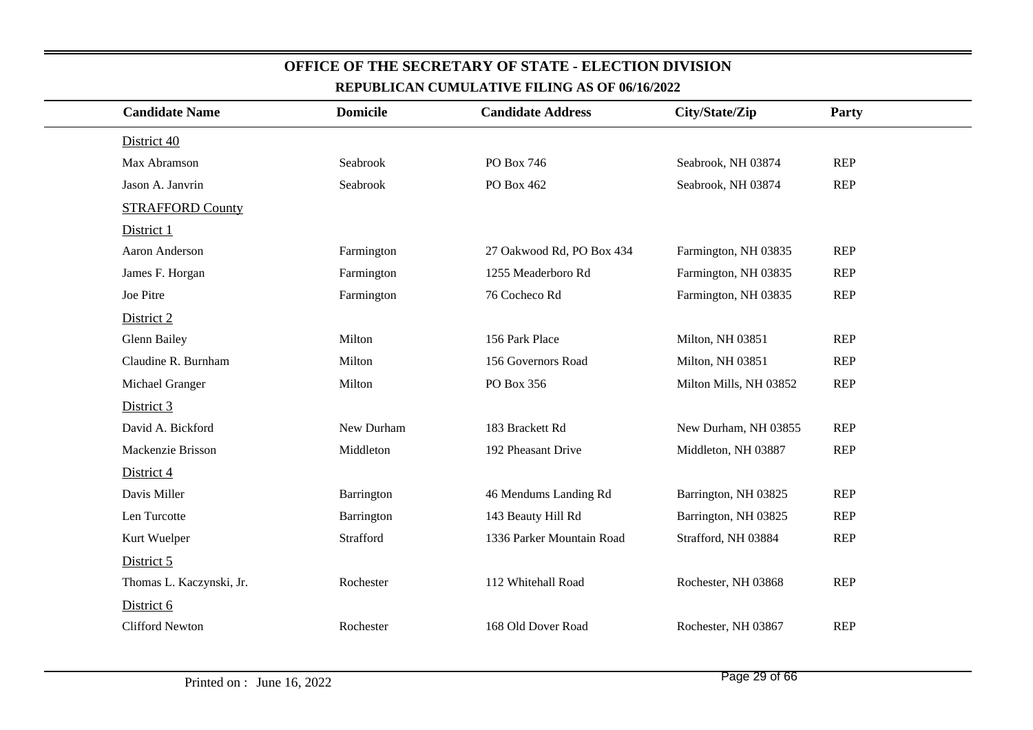# OFFICE OF THE SECRETARY OF STATE - ELECTION DIVISION

## REPUBLICAN CUMULATIVE FILING AS OF 06/16/2022

| Candidate Name | Domicile | Candidate Address | City/State/Zip | Party |
|---|---|---|---|---|
| District 40 | | | | |
| Max Abramson | Seabrook | PO Box 746 | Seabrook, NH 03874 | REP |
| Jason A. Janvrin | Seabrook | PO Box 462 | Seabrook, NH 03874 | REP |
| STRAFFORD County | | | | |
| District 1 | | | | |
| Aaron Anderson | Farmington | 27 Oakwood Rd, PO Box 434 | Farmington, NH 03835 | REP |
| James F. Horgan | Farmington | 1255 Meaderboro Rd | Farmington, NH 03835 | REP |
| Joe Pitre | Farmington | 76 Cocheco Rd | Farmington, NH 03835 | REP |
| District 2 | | | | |
| Glenn Bailey | Milton | 156 Park Place | Milton, NH 03851 | REP |
| Claudine R. Burnham | Milton | 156 Governors Road | Milton, NH 03851 | REP |
| Michael Granger | Milton | PO Box 356 | Milton Mills, NH 03852 | REP |
| District 3 | | | | |
| David A. Bickford | New Durham | 183 Brackett Rd | New Durham, NH 03855 | REP |
| Mackenzie Brisson | Middleton | 192 Pheasant Drive | Middleton, NH 03887 | REP |
| District 4 | | | | |
| Davis Miller | Barrington | 46 Mendums Landing Rd | Barrington, NH 03825 | REP |
| Len Turcotte | Barrington | 143 Beauty Hill Rd | Barrington, NH 03825 | REP |
| Kurt Wuelper | Strafford | 1336 Parker Mountain Road | Strafford, NH 03884 | REP |
| District 5 | | | | |
| Thomas L. Kaczynski, Jr. | Rochester | 112 Whitehall Road | Rochester, NH 03868 | REP |
| District 6 | | | | |
| Clifford Newton | Rochester | 168 Old Dover Road | Rochester, NH 03867 | REP |

Printed on : June 16, 2022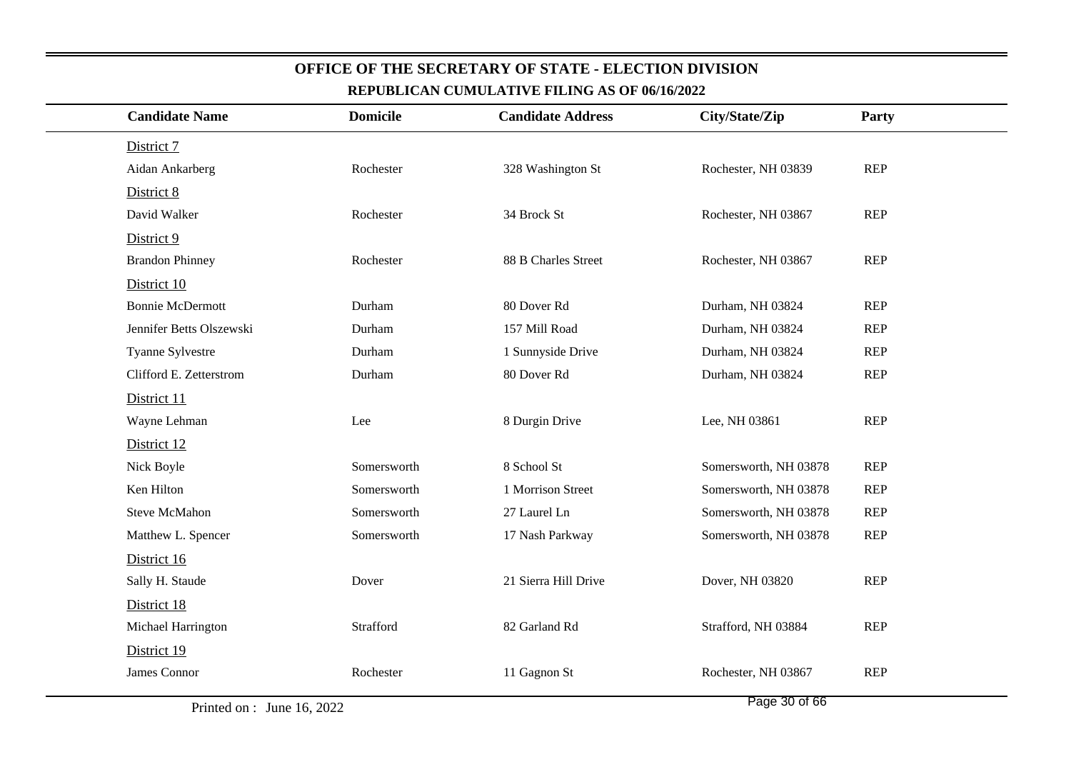## OFFICE OF THE SECRETARY OF STATE - ELECTION DIVISION

### REPUBLICAN CUMULATIVE FILING AS OF 06/16/2022

| Candidate Name | Domicile | Candidate Address | City/State/Zip | Party |
|---|---|---|---|---|
| District 7 | | | | |
| Aidan Ankarberg | Rochester | 328 Washington St | Rochester, NH 03839 | REP |
| District 8 | | | | |
| David Walker | Rochester | 34 Brock St | Rochester, NH 03867 | REP |
| District 9 | | | | |
| Brandon Phinney | Rochester | 88 B Charles Street | Rochester, NH 03867 | REP |
| District 10 | | | | |
| Bonnie McDermott | Durham | 80 Dover Rd | Durham, NH 03824 | REP |
| Jennifer Betts Olszewski | Durham | 157 Mill Road | Durham, NH 03824 | REP |
| Tyanne Sylvestre | Durham | 1 Sunnyside Drive | Durham, NH 03824 | REP |
| Clifford E. Zetterstrom | Durham | 80 Dover Rd | Durham, NH 03824 | REP |
| District 11 | | | | |
| Wayne Lehman | Lee | 8 Durgin Drive | Lee, NH 03861 | REP |
| District 12 | | | | |
| Nick Boyle | Somersworth | 8 School St | Somersworth, NH 03878 | REP |
| Ken Hilton | Somersworth | 1 Morrison Street | Somersworth, NH 03878 | REP |
| Steve McMahon | Somersworth | 27 Laurel Ln | Somersworth, NH 03878 | REP |
| Matthew L. Spencer | Somersworth | 17 Nash Parkway | Somersworth, NH 03878 | REP |
| District 16 | | | | |
| Sally H. Staude | Dover | 21 Sierra Hill Drive | Dover, NH 03820 | REP |
| District 18 | | | | |
| Michael Harrington | Strafford | 82 Garland Rd | Strafford, NH 03884 | REP |
| District 19 | | | | |
| James Connor | Rochester | 11 Gagnon St | Rochester, NH 03867 | REP |

Printed on : June 16, 2022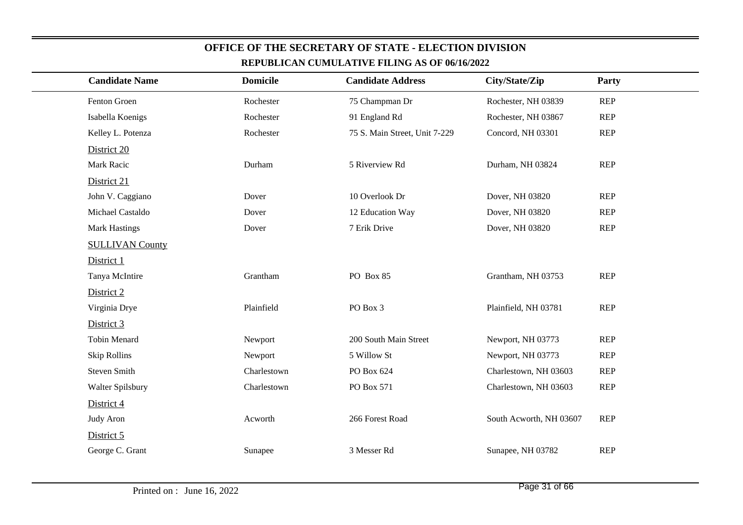# OFFICE OF THE SECRETARY OF STATE - ELECTION DIVISION

## REPUBLICAN CUMULATIVE FILING AS OF 06/16/2022

| Candidate Name | Domicile | Candidate Address | City/State/Zip | Party |
|---|---|---|---|---|
| Fenton Groen | Rochester | 75 Champman Dr | Rochester, NH 03839 | REP |
| Isabella Koenigs | Rochester | 91 England Rd | Rochester, NH 03867 | REP |
| Kelley L. Potenza | Rochester | 75 S. Main Street, Unit 7-229 | Concord, NH 03301 | REP |
| District 20 | | | | |
| Mark Racic | Durham | 5 Riverview Rd | Durham, NH 03824 | REP |
| District 21 | | | | |
| John V. Caggiano | Dover | 10 Overlook Dr | Dover, NH 03820 | REP |
| Michael Castaldo | Dover | 12 Education Way | Dover, NH 03820 | REP |
| Mark Hastings | Dover | 7 Erik Drive | Dover, NH 03820 | REP |
| SULLIVAN County | | | | |
| District 1 | | | | |
| Tanya McIntire | Grantham | PO Box 85 | Grantham, NH 03753 | REP |
| District 2 | | | | |
| Virginia Drye | Plainfield | PO Box 3 | Plainfield, NH 03781 | REP |
| District 3 | | | | |
| Tobin Menard | Newport | 200 South Main Street | Newport, NH 03773 | REP |
| Skip Rollins | Newport | 5 Willow St | Newport, NH 03773 | REP |
| Steven Smith | Charlestown | PO Box 624 | Charlestown, NH 03603 | REP |
| Walter Spilsbury | Charlestown | PO Box 571 | Charlestown, NH 03603 | REP |
| District 4 | | | | |
| Judy Aron | Acworth | 266 Forest Road | South Acworth, NH 03607 | REP |
| District 5 | | | | |
| George C. Grant | Sunapee | 3 Messer Rd | Sunapee, NH 03782 | REP |

Printed on : June 16, 2022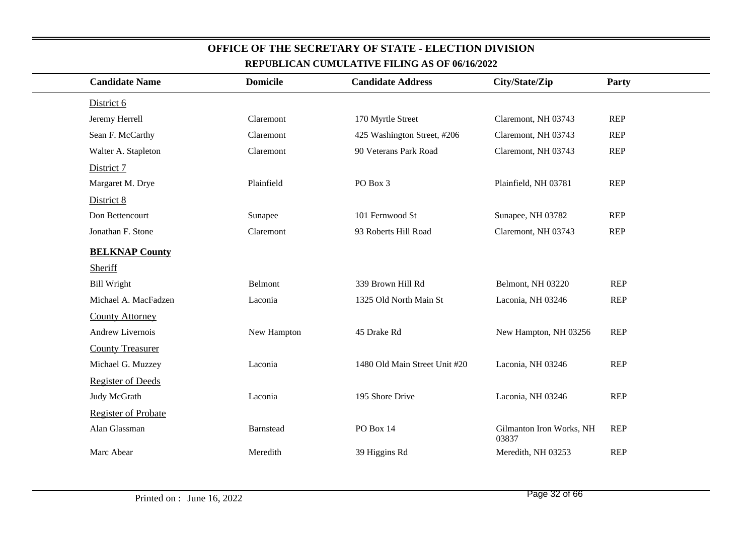## OFFICE OF THE SECRETARY OF STATE - ELECTION DIVISION

### REPUBLICAN CUMULATIVE FILING AS OF 06/16/2022

| Candidate Name | Domicile | Candidate Address | City/State/Zip | Party |
|---|---|---|---|---|
| District 6 | | | | |
| Jeremy Herrell | Claremont | 170 Myrtle Street | Claremont, NH 03743 | REP |
| Sean F. McCarthy | Claremont | 425 Washington Street, #206 | Claremont, NH 03743 | REP |
| Walter A. Stapleton | Claremont | 90 Veterans Park Road | Claremont, NH 03743 | REP |
| District 7 | | | | |
| Margaret M. Drye | Plainfield | PO Box 3 | Plainfield, NH 03781 | REP |
| District 8 | | | | |
| Don Bettencourt | Sunapee | 101 Fernwood St | Sunapee, NH 03782 | REP |
| Jonathan F. Stone | Claremont | 93 Roberts Hill Road | Claremont, NH 03743 | REP |
| **BELKNAP County** | | | | |
| Sheriff | | | | |
| Bill Wright | Belmont | 339 Brown Hill Rd | Belmont, NH 03220 | REP |
| Michael A. MacFadzen | Laconia | 1325 Old North Main St | Laconia, NH 03246 | REP |
| County Attorney | | | | |
| Andrew Livernois | New Hampton | 45 Drake Rd | New Hampton, NH 03256 | REP |
| County Treasurer | | | | |
| Michael G. Muzzey | Laconia | 1480 Old Main Street Unit #20 | Laconia, NH 03246 | REP |
| Register of Deeds | | | | |
| Judy McGrath | Laconia | 195 Shore Drive | Laconia, NH 03246 | REP |
| Register of Probate | | | | |
| Alan Glassman | Barnstead | PO Box 14 | Gilmanton Iron Works, NH 03837 | REP |
| Marc Abear | Meredith | 39 Higgins Rd | Meredith, NH 03253 | REP |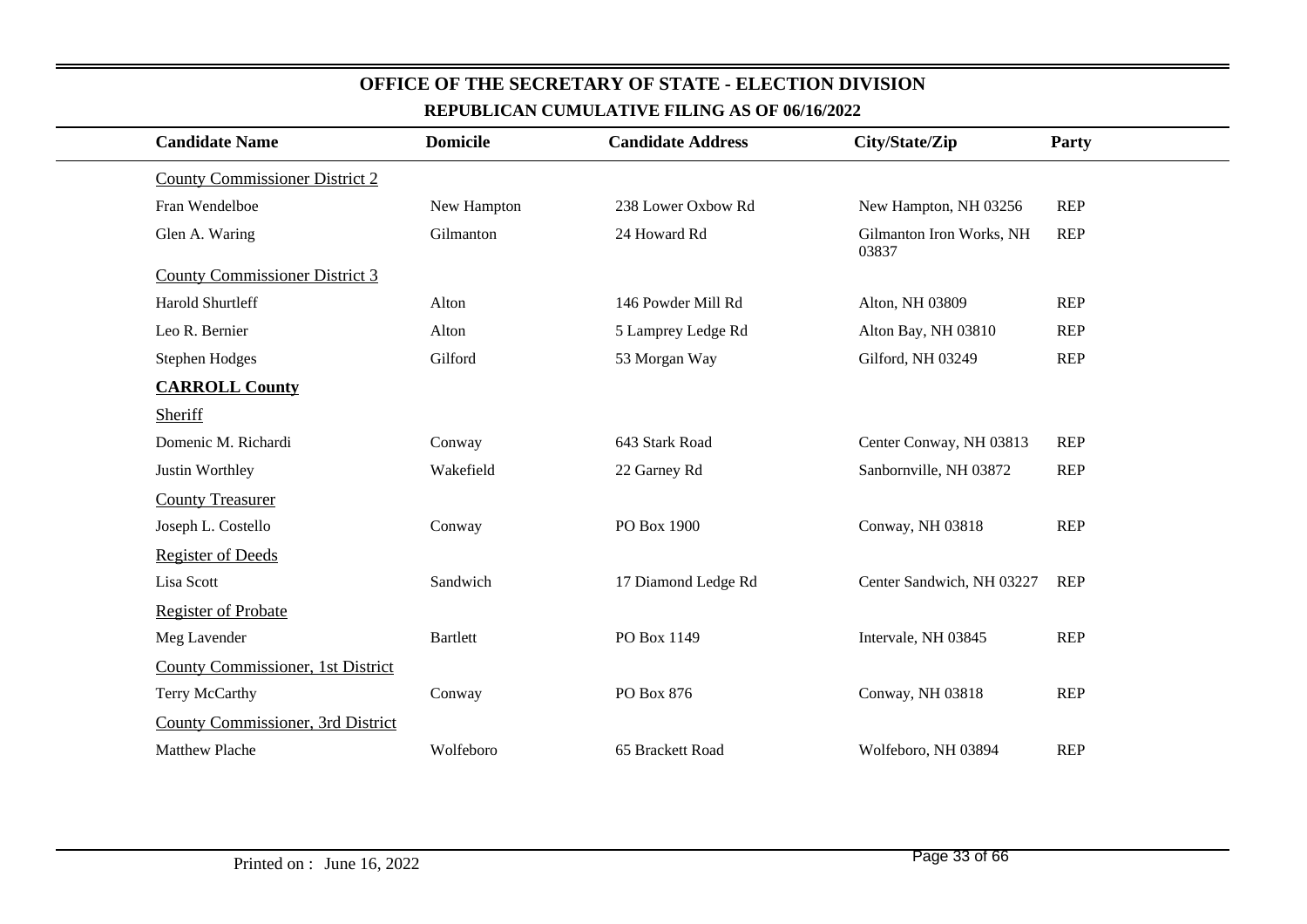# OFFICE OF THE SECRETARY OF STATE - ELECTION DIVISION

## REPUBLICAN CUMULATIVE FILING AS OF 06/16/2022

| Candidate Name | Domicile | Candidate Address | City/State/Zip | Party |
|---|---|---|---|---|
| County Commissioner District 2 | | | | |
| Fran Wendelboe | New Hampton | 238 Lower Oxbow Rd | New Hampton, NH 03256 | REP |
| Glen A. Waring | Gilmanton | 24 Howard Rd | Gilmanton Iron Works, NH 03837 | REP |
| County Commissioner District 3 | | | | |
| Harold Shurtleff | Alton | 146 Powder Mill Rd | Alton, NH 03809 | REP |
| Leo R. Bernier | Alton | 5 Lamprey Ledge Rd | Alton Bay, NH 03810 | REP |
| Stephen Hodges | Gilford | 53 Morgan Way | Gilford, NH 03249 | REP |
| **CARROLL County** | | | | |
| Sheriff | | | | |
| Domenic M. Richardi | Conway | 643 Stark Road | Center Conway, NH 03813 | REP |
| Justin Worthley | Wakefield | 22 Garney Rd | Sanbornville, NH 03872 | REP |
| County Treasurer | | | | |
| Joseph L. Costello | Conway | PO Box 1900 | Conway, NH 03818 | REP |
| Register of Deeds | | | | |
| Lisa Scott | Sandwich | 17 Diamond Ledge Rd | Center Sandwich, NH 03227 | REP |
| Register of Probate | | | | |
| Meg Lavender | Bartlett | PO Box 1149 | Intervale, NH 03845 | REP |
| County Commissioner, 1st District | | | | |
| Terry McCarthy | Conway | PO Box 876 | Conway, NH 03818 | REP |
| County Commissioner, 3rd District | | | | |
| Matthew Plache | Wolfeboro | 65 Brackett Road | Wolfeboro, NH 03894 | REP |

Printed on : June 16, 2022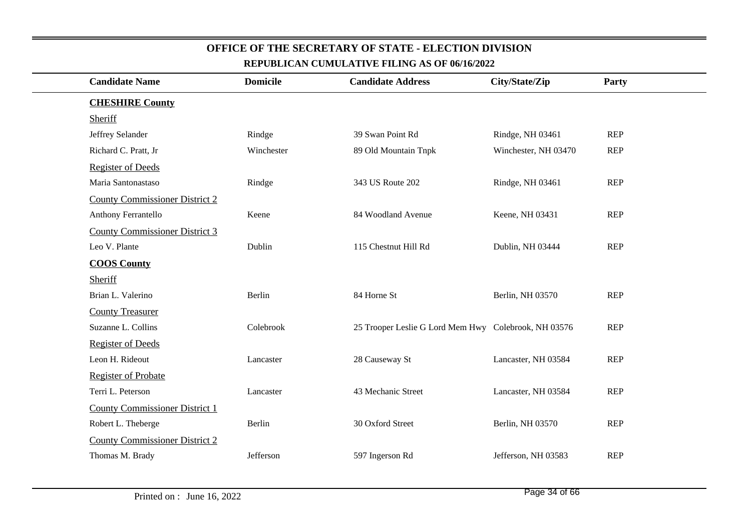# OFFICE OF THE SECRETARY OF STATE - ELECTION DIVISION

## REPUBLICAN CUMULATIVE FILING AS OF 06/16/2022

| Candidate Name | Domicile | Candidate Address | City/State/Zip | Party |
|---|---|---|---|---|
| **CHESHIRE County** | | | | |
| Sheriff | | | | |
| Jeffrey Selander | Rindge | 39 Swan Point Rd | Rindge, NH 03461 | REP |
| Richard C. Pratt, Jr | Winchester | 89 Old Mountain Tnpk | Winchester, NH 03470 | REP |
| Register of Deeds | | | | |
| Maria Santonastaso | Rindge | 343 US Route 202 | Rindge, NH 03461 | REP |
| County Commissioner District 2 | | | | |
| Anthony Ferrantello | Keene | 84 Woodland Avenue | Keene, NH 03431 | REP |
| County Commissioner District 3 | | | | |
| Leo V. Plante | Dublin | 115 Chestnut Hill Rd | Dublin, NH 03444 | REP |
| **COOS County** | | | | |
| Sheriff | | | | |
| Brian L. Valerino | Berlin | 84 Horne St | Berlin, NH 03570 | REP |
| County Treasurer | | | | |
| Suzanne L. Collins | Colebrook | 25 Trooper Leslie G Lord Mem Hwy | Colebrook, NH 03576 | REP |
| Register of Deeds | | | | |
| Leon H. Rideout | Lancaster | 28 Causeway St | Lancaster, NH 03584 | REP |
| Register of Probate | | | | |
| Terri L. Peterson | Lancaster | 43 Mechanic Street | Lancaster, NH 03584 | REP |
| County Commissioner District 1 | | | | |
| Robert L. Theberge | Berlin | 30 Oxford Street | Berlin, NH 03570 | REP |
| County Commissioner District 2 | | | | |
| Thomas M. Brady | Jefferson | 597 Ingerson Rd | Jefferson, NH 03583 | REP |

Printed on : June 16, 2022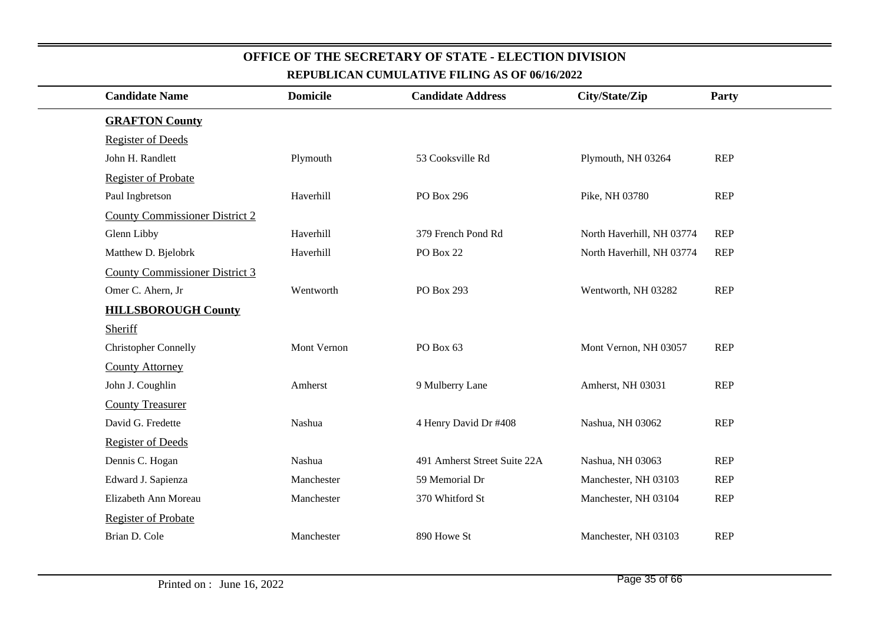# OFFICE OF THE SECRETARY OF STATE - ELECTION DIVISION

## REPUBLICAN CUMULATIVE FILING AS OF 06/16/2022

| Candidate Name | Domicile | Candidate Address | City/State/Zip | Party |
|---|---|---|---|---|
| **GRAFTON County** | | | | |
| Register of Deeds | | | | |
| John H. Randlett | Plymouth | 53 Cooksville Rd | Plymouth, NH 03264 | REP |
| Register of Probate | | | | |
| Paul Ingbretson | Haverhill | PO Box 296 | Pike, NH 03780 | REP |
| County Commissioner District 2 | | | | |
| Glenn Libby | Haverhill | 379 French Pond Rd | North Haverhill, NH 03774 | REP |
| Matthew D. Bjelobrk | Haverhill | PO Box 22 | North Haverhill, NH 03774 | REP |
| County Commissioner District 3 | | | | |
| Omer C. Ahern, Jr | Wentworth | PO Box 293 | Wentworth, NH 03282 | REP |
| **HILLSBOROUGH County** | | | | |
| Sheriff | | | | |
| Christopher Connelly | Mont Vernon | PO Box 63 | Mont Vernon, NH 03057 | REP |
| County Attorney | | | | |
| John J. Coughlin | Amherst | 9 Mulberry Lane | Amherst, NH 03031 | REP |
| County Treasurer | | | | |
| David G. Fredette | Nashua | 4 Henry David Dr #408 | Nashua, NH 03062 | REP |
| Register of Deeds | | | | |
| Dennis C. Hogan | Nashua | 491 Amherst Street Suite 22A | Nashua, NH 03063 | REP |
| Edward J. Sapienza | Manchester | 59 Memorial Dr | Manchester, NH 03103 | REP |
| Elizabeth Ann Moreau | Manchester | 370 Whitford St | Manchester, NH 03104 | REP |
| Register of Probate | | | | |
| Brian D. Cole | Manchester | 890 Howe St | Manchester, NH 03103 | REP |

Printed on : June 16, 2022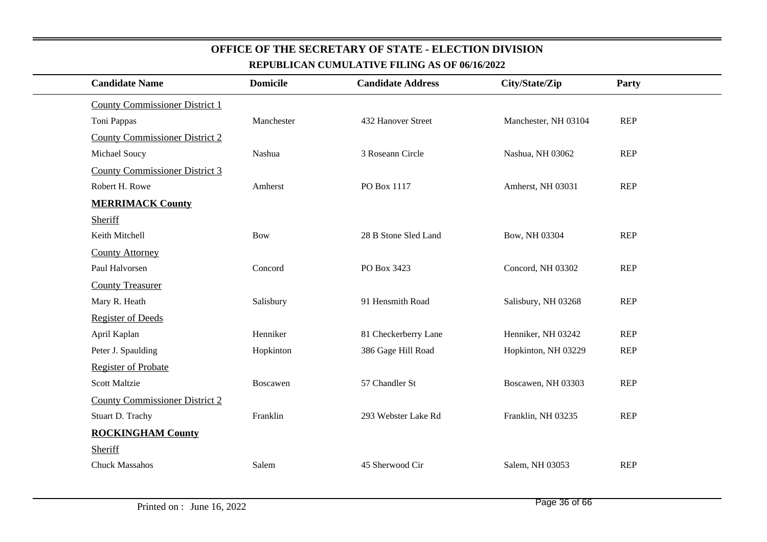# OFFICE OF THE SECRETARY OF STATE - ELECTION DIVISION

## REPUBLICAN CUMULATIVE FILING AS OF 06/16/2022

| Candidate Name | Domicile | Candidate Address | City/State/Zip | Party |
|---|---|---|---|---|
| County Commissioner District 1 | | | | |
| Toni Pappas | Manchester | 432 Hanover Street | Manchester, NH 03104 | REP |
| County Commissioner District 2 | | | | |
| Michael Soucy | Nashua | 3 Roseann Circle | Nashua, NH 03062 | REP |
| County Commissioner District 3 | | | | |
| Robert H. Rowe | Amherst | PO Box 1117 | Amherst, NH 03031 | REP |
| **MERRIMACK County** | | | | |
| Sheriff | | | | |
| Keith Mitchell | Bow | 28 B Stone Sled Land | Bow, NH 03304 | REP |
| County Attorney | | | | |
| Paul Halvorsen | Concord | PO Box 3423 | Concord, NH 03302 | REP |
| County Treasurer | | | | |
| Mary R. Heath | Salisbury | 91 Hensmith Road | Salisbury, NH 03268 | REP |
| Register of Deeds | | | | |
| April Kaplan | Henniker | 81 Checkerberry Lane | Henniker, NH 03242 | REP |
| Peter J. Spaulding | Hopkinton | 386 Gage Hill Road | Hopkinton, NH 03229 | REP |
| Register of Probate | | | | |
| Scott Maltzie | Boscawen | 57 Chandler St | Boscawen, NH 03303 | REP |
| County Commissioner District 2 | | | | |
| Stuart D. Trachy | Franklin | 293 Webster Lake Rd | Franklin, NH 03235 | REP |
| **ROCKINGHAM County** | | | | |
| Sheriff | | | | |
| Chuck Massahos | Salem | 45 Sherwood Cir | Salem, NH 03053 | REP |

Printed on : June 16, 2022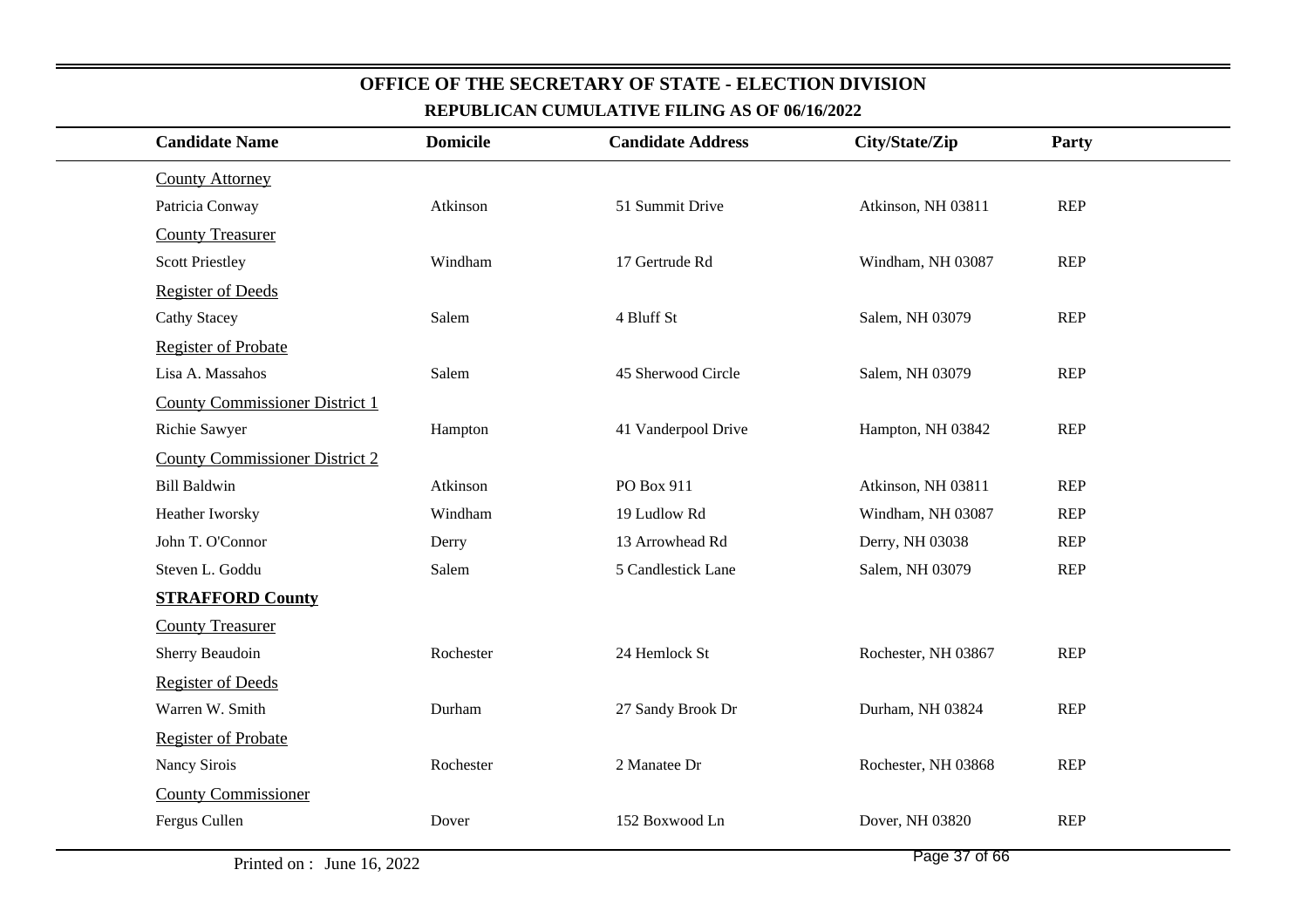# OFFICE OF THE SECRETARY OF STATE - ELECTION DIVISION

## REPUBLICAN CUMULATIVE FILING AS OF 06/16/2022

| Candidate Name | Domicile | Candidate Address | City/State/Zip | Party |
|---|---|---|---|---|
| County Attorney | | | | |
| Patricia Conway | Atkinson | 51 Summit Drive | Atkinson, NH 03811 | REP |
| County Treasurer | | | | |
| Scott Priestley | Windham | 17 Gertrude Rd | Windham, NH 03087 | REP |
| Register of Deeds | | | | |
| Cathy Stacey | Salem | 4 Bluff St | Salem, NH 03079 | REP |
| Register of Probate | | | | |
| Lisa A. Massahos | Salem | 45 Sherwood Circle | Salem, NH 03079 | REP |
| County Commissioner District 1 | | | | |
| Richie Sawyer | Hampton | 41 Vanderpool Drive | Hampton, NH 03842 | REP |
| County Commissioner District 2 | | | | |
| Bill Baldwin | Atkinson | PO Box 911 | Atkinson, NH 03811 | REP |
| Heather Iworsky | Windham | 19 Ludlow Rd | Windham, NH 03087 | REP |
| John T. O'Connor | Derry | 13 Arrowhead Rd | Derry, NH 03038 | REP |
| Steven L. Goddu | Salem | 5 Candlestick Lane | Salem, NH 03079 | REP |
| **STRAFFORD County** | | | | |
| County Treasurer | | | | |
| Sherry Beaudoin | Rochester | 24 Hemlock St | Rochester, NH 03867 | REP |
| Register of Deeds | | | | |
| Warren W. Smith | Durham | 27 Sandy Brook Dr | Durham, NH 03824 | REP |
| Register of Probate | | | | |
| Nancy Sirois | Rochester | 2 Manatee Dr | Rochester, NH 03868 | REP |
| County Commissioner | | | | |
| Fergus Cullen | Dover | 152 Boxwood Ln | Dover, NH 03820 | REP |

Printed on : June 16, 2022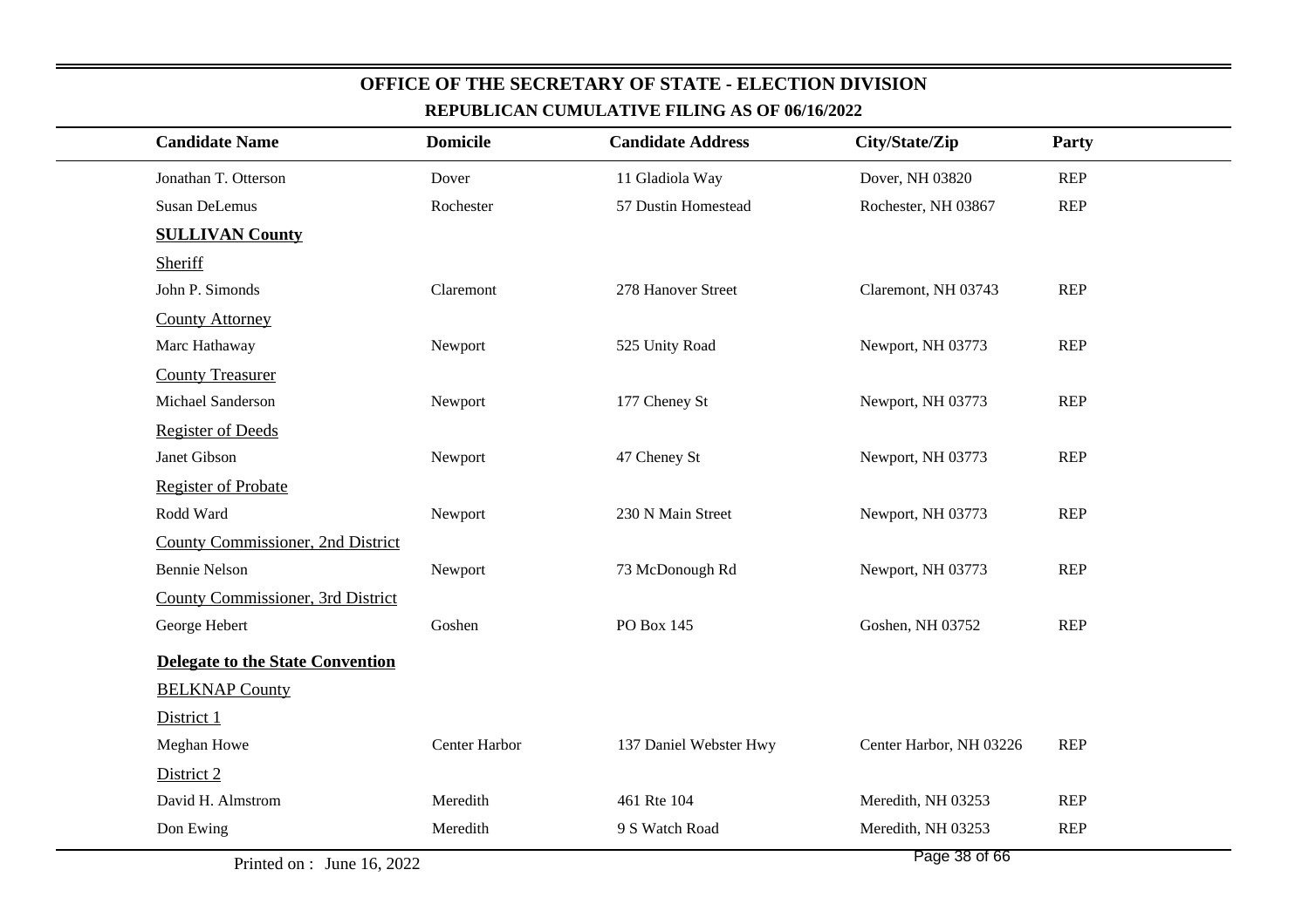## OFFICE OF THE SECRETARY OF STATE - ELECTION DIVISION

### REPUBLICAN CUMULATIVE FILING AS OF 06/16/2022

| Candidate Name | Domicile | Candidate Address | City/State/Zip | Party |
|---|---|---|---|---|
| Jonathan T. Otterson | Dover | 11 Gladiola Way | Dover, NH 03820 | REP |
| Susan DeLemus | Rochester | 57 Dustin Homestead | Rochester, NH 03867 | REP |
| **SULLIVAN County** | | | | |
| Sheriff | | | | |
| John P. Simonds | Claremont | 278 Hanover Street | Claremont, NH 03743 | REP |
| County Attorney | | | | |
| Marc Hathaway | Newport | 525 Unity Road | Newport, NH 03773 | REP |
| County Treasurer | | | | |
| Michael Sanderson | Newport | 177 Cheney St | Newport, NH 03773 | REP |
| Register of Deeds | | | | |
| Janet Gibson | Newport | 47 Cheney St | Newport, NH 03773 | REP |
| Register of Probate | | | | |
| Rodd Ward | Newport | 230 N Main Street | Newport, NH 03773 | REP |
| County Commissioner, 2nd District | | | | |
| Bennie Nelson | Newport | 73 McDonough Rd | Newport, NH 03773 | REP |
| County Commissioner, 3rd District | | | | |
| George Hebert | Goshen | PO Box 145 | Goshen, NH 03752 | REP |
| **Delegate to the State Convention** | | | | |
| BELKNAP County | | | | |
| District 1 | | | | |
| Meghan Howe | Center Harbor | 137 Daniel Webster Hwy | Center Harbor, NH 03226 | REP |
| District 2 | | | | |
| David H. Almstrom | Meredith | 461 Rte 104 | Meredith, NH 03253 | REP |
| Don Ewing | Meredith | 9 S Watch Road | Meredith, NH 03253 | REP |

Printed on : June 16, 2022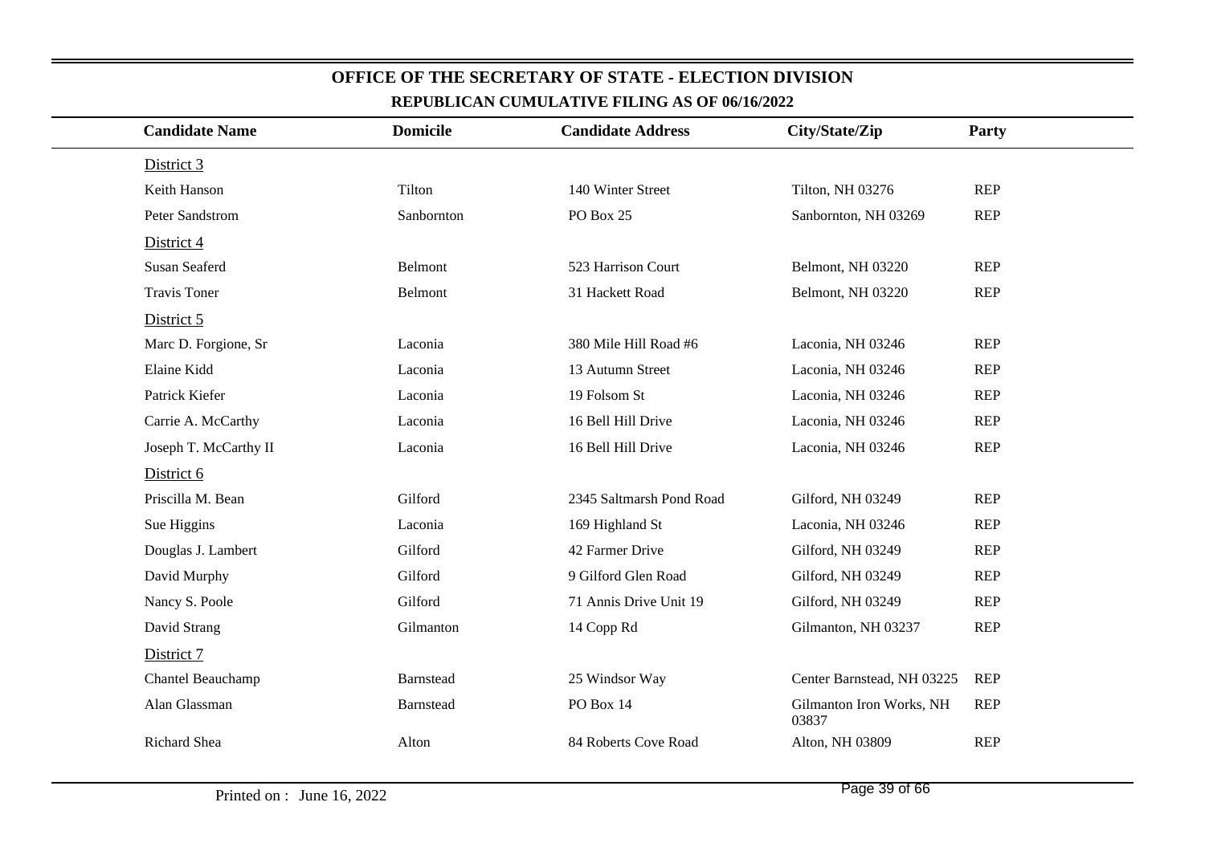# OFFICE OF THE SECRETARY OF STATE - ELECTION DIVISION

## REPUBLICAN CUMULATIVE FILING AS OF 06/16/2022

| Candidate Name | Domicile | Candidate Address | City/State/Zip | Party |
|---|---|---|---|---|
| District 3 | | | | |
| Keith Hanson | Tilton | 140 Winter Street | Tilton, NH 03276 | REP |
| Peter Sandstrom | Sanbornton | PO Box 25 | Sanbornton, NH 03269 | REP |
| District 4 | | | | |
| Susan Seaferd | Belmont | 523 Harrison Court | Belmont, NH 03220 | REP |
| Travis Toner | Belmont | 31 Hackett Road | Belmont, NH 03220 | REP |
| District 5 | | | | |
| Marc D. Forgione, Sr | Laconia | 380 Mile Hill Road #6 | Laconia, NH 03246 | REP |
| Elaine Kidd | Laconia | 13 Autumn Street | Laconia, NH 03246 | REP |
| Patrick Kiefer | Laconia | 19 Folsom St | Laconia, NH 03246 | REP |
| Carrie A. McCarthy | Laconia | 16 Bell Hill Drive | Laconia, NH 03246 | REP |
| Joseph T. McCarthy II | Laconia | 16 Bell Hill Drive | Laconia, NH 03246 | REP |
| District 6 | | | | |
| Priscilla M. Bean | Gilford | 2345 Saltmarsh Pond Road | Gilford, NH 03249 | REP |
| Sue Higgins | Laconia | 169 Highland St | Laconia, NH 03246 | REP |
| Douglas J. Lambert | Gilford | 42 Farmer Drive | Gilford, NH 03249 | REP |
| David Murphy | Gilford | 9 Gilford Glen Road | Gilford, NH 03249 | REP |
| Nancy S. Poole | Gilford | 71 Annis Drive Unit 19 | Gilford, NH 03249 | REP |
| David Strang | Gilmanton | 14 Copp Rd | Gilmanton, NH 03237 | REP |
| District 7 | | | | |
| Chantel Beauchamp | Barnstead | 25 Windsor Way | Center Barnstead, NH 03225 | REP |
| Alan Glassman | Barnstead | PO Box 14 | Gilmanton Iron Works, NH 03837 | REP |
| Richard Shea | Alton | 84 Roberts Cove Road | Alton, NH 03809 | REP |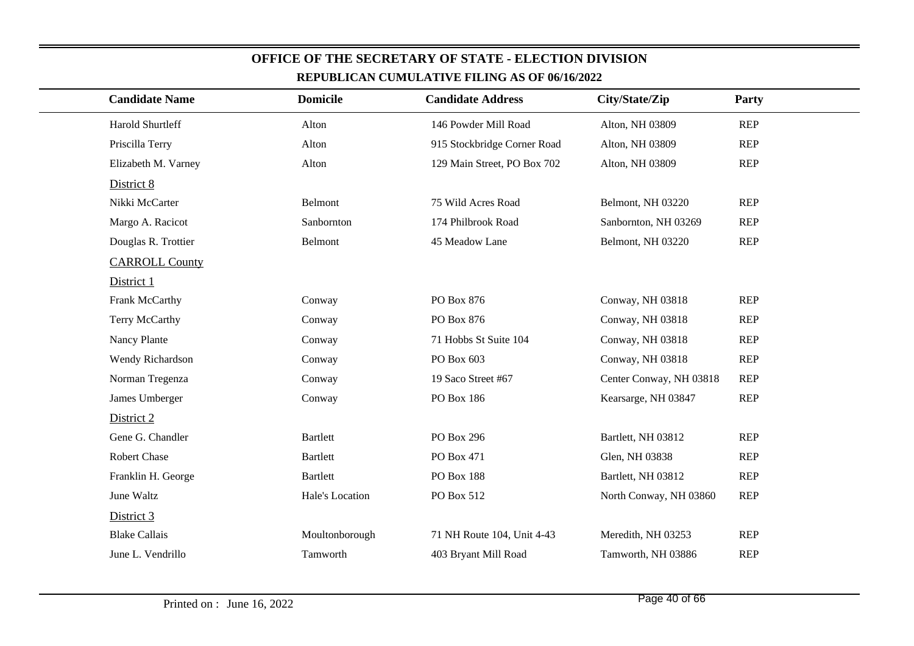# OFFICE OF THE SECRETARY OF STATE - ELECTION DIVISION

## REPUBLICAN CUMULATIVE FILING AS OF 06/16/2022

| Candidate Name | Domicile | Candidate Address | City/State/Zip | Party |
|---|---|---|---|---|
| Harold Shurtleff | Alton | 146 Powder Mill Road | Alton, NH 03809 | REP |
| Priscilla Terry | Alton | 915 Stockbridge Corner Road | Alton, NH 03809 | REP |
| Elizabeth M. Varney | Alton | 129 Main Street, PO Box 702 | Alton, NH 03809 | REP |
| District 8 | | | | |
| Nikki McCarter | Belmont | 75 Wild Acres Road | Belmont, NH 03220 | REP |
| Margo A. Racicot | Sanbornton | 174 Philbrook Road | Sanbornton, NH 03269 | REP |
| Douglas R. Trottier | Belmont | 45 Meadow Lane | Belmont, NH 03220 | REP |
| CARROLL County | | | | |
| District 1 | | | | |
| Frank McCarthy | Conway | PO Box 876 | Conway, NH 03818 | REP |
| Terry McCarthy | Conway | PO Box 876 | Conway, NH 03818 | REP |
| Nancy Plante | Conway | 71 Hobbs St Suite 104 | Conway, NH 03818 | REP |
| Wendy Richardson | Conway | PO Box 603 | Conway, NH 03818 | REP |
| Norman Tregenza | Conway | 19 Saco Street #67 | Center Conway, NH 03818 | REP |
| James Umberger | Conway | PO Box 186 | Kearsarge, NH 03847 | REP |
| District 2 | | | | |
| Gene G. Chandler | Bartlett | PO Box 296 | Bartlett, NH 03812 | REP |
| Robert Chase | Bartlett | PO Box 471 | Glen, NH 03838 | REP |
| Franklin H. George | Bartlett | PO Box 188 | Bartlett, NH 03812 | REP |
| June Waltz | Hale's Location | PO Box 512 | North Conway, NH 03860 | REP |
| District 3 | | | | |
| Blake Callais | Moultonborough | 71 NH Route 104, Unit 4-43 | Meredith, NH 03253 | REP |
| June L. Vendrillo | Tamworth | 403 Bryant Mill Road | Tamworth, NH 03886 | REP |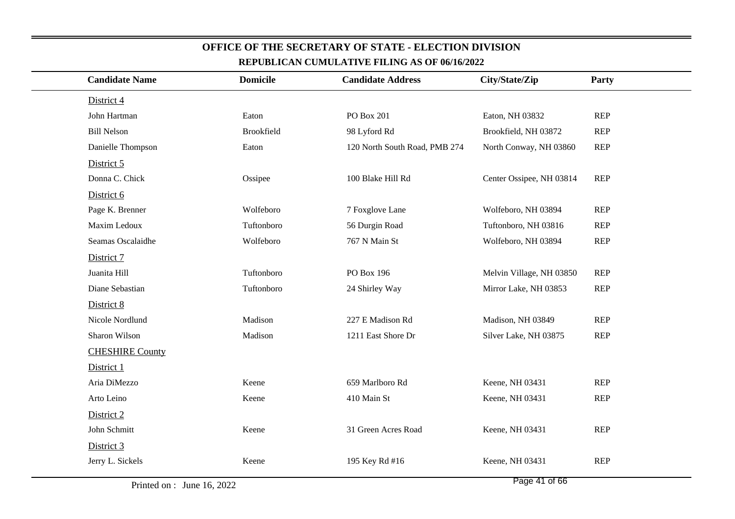# OFFICE OF THE SECRETARY OF STATE - ELECTION DIVISION

## REPUBLICAN CUMULATIVE FILING AS OF 06/16/2022

| Candidate Name | Domicile | Candidate Address | City/State/Zip | Party |
|---|---|---|---|---|
| District 4 | | | | |
| John Hartman | Eaton | PO Box 201 | Eaton, NH 03832 | REP |
| Bill Nelson | Brookfield | 98 Lyford Rd | Brookfield, NH 03872 | REP |
| Danielle Thompson | Eaton | 120 North South Road, PMB 274 | North Conway, NH 03860 | REP |
| District 5 | | | | |
| Donna C. Chick | Ossipee | 100 Blake Hill Rd | Center Ossipee, NH 03814 | REP |
| District 6 | | | | |
| Page K. Brenner | Wolfeboro | 7 Foxglove Lane | Wolfeboro, NH 03894 | REP |
| Maxim Ledoux | Tuftonboro | 56 Durgin Road | Tuftonboro, NH 03816 | REP |
| Seamas Oscalaidhe | Wolfeboro | 767 N Main St | Wolfeboro, NH 03894 | REP |
| District 7 | | | | |
| Juanita Hill | Tuftonboro | PO Box 196 | Melvin Village, NH 03850 | REP |
| Diane Sebastian | Tuftonboro | 24 Shirley Way | Mirror Lake, NH 03853 | REP |
| District 8 | | | | |
| Nicole Nordlund | Madison | 227 E Madison Rd | Madison, NH 03849 | REP |
| Sharon Wilson | Madison | 1211 East Shore Dr | Silver Lake, NH 03875 | REP |
| CHESHIRE County | | | | |
| District 1 | | | | |
| Aria DiMezzo | Keene | 659 Marlboro Rd | Keene, NH 03431 | REP |
| Arto Leino | Keene | 410 Main St | Keene, NH 03431 | REP |
| District 2 | | | | |
| John Schmitt | Keene | 31 Green Acres Road | Keene, NH 03431 | REP |
| District 3 | | | | |
| Jerry L. Sickels | Keene | 195 Key Rd #16 | Keene, NH 03431 | REP |

Printed on : June 16, 2022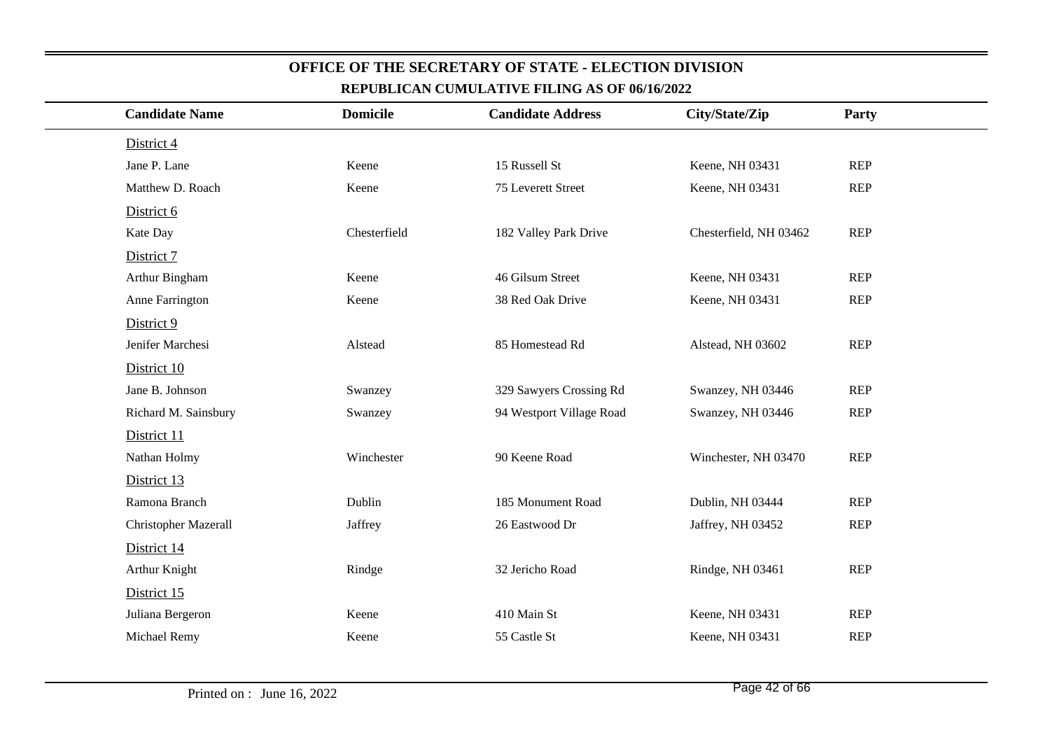## OFFICE OF THE SECRETARY OF STATE - ELECTION DIVISION

### REPUBLICAN CUMULATIVE FILING AS OF 06/16/2022

| Candidate Name | Domicile | Candidate Address | City/State/Zip | Party |
|---|---|---|---|---|
| District 4 | | | | |
| Jane P. Lane | Keene | 15 Russell St | Keene, NH 03431 | REP |
| Matthew D. Roach | Keene | 75 Leverett Street | Keene, NH 03431 | REP |
| District 6 | | | | |
| Kate Day | Chesterfield | 182 Valley Park Drive | Chesterfield, NH 03462 | REP |
| District 7 | | | | |
| Arthur Bingham | Keene | 46 Gilsum Street | Keene, NH 03431 | REP |
| Anne Farrington | Keene | 38 Red Oak Drive | Keene, NH 03431 | REP |
| District 9 | | | | |
| Jenifer Marchesi | Alstead | 85 Homestead Rd | Alstead, NH 03602 | REP |
| District 10 | | | | |
| Jane B. Johnson | Swanzey | 329 Sawyers Crossing Rd | Swanzey, NH 03446 | REP |
| Richard M. Sainsbury | Swanzey | 94 Westport Village Road | Swanzey, NH 03446 | REP |
| District 11 | | | | |
| Nathan Holmy | Winchester | 90 Keene Road | Winchester, NH 03470 | REP |
| District 13 | | | | |
| Ramona Branch | Dublin | 185 Monument Road | Dublin, NH 03444 | REP |
| Christopher Mazerall | Jaffrey | 26 Eastwood Dr | Jaffrey, NH 03452 | REP |
| District 14 | | | | |
| Arthur Knight | Rindge | 32 Jericho Road | Rindge, NH 03461 | REP |
| District 15 | | | | |
| Juliana Bergeron | Keene | 410 Main St | Keene, NH 03431 | REP |
| Michael Remy | Keene | 55 Castle St | Keene, NH 03431 | REP |

Printed on : June 16, 2022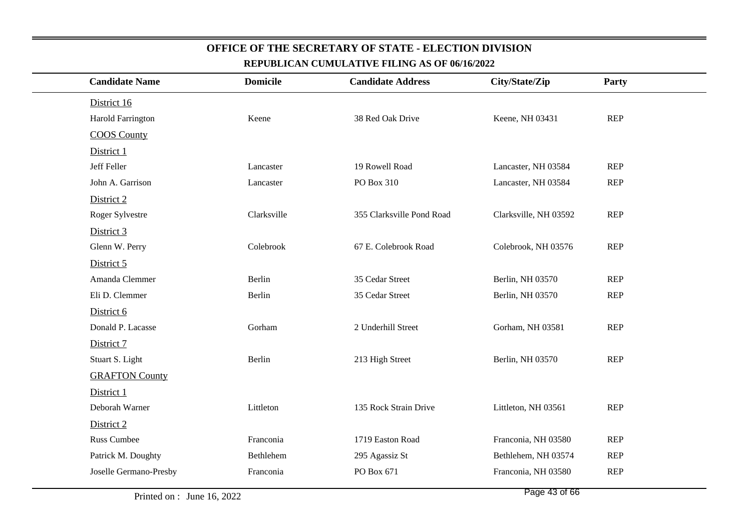# OFFICE OF THE SECRETARY OF STATE - ELECTION DIVISION

## REPUBLICAN CUMULATIVE FILING AS OF 06/16/2022

| Candidate Name | Domicile | Candidate Address | City/State/Zip | Party |
|---|---|---|---|---|
| District 16 | | | | |
| Harold Farrington | Keene | 38 Red Oak Drive | Keene, NH 03431 | REP |
| COOS County | | | | |
| District 1 | | | | |
| Jeff Feller | Lancaster | 19 Rowell Road | Lancaster, NH 03584 | REP |
| John A. Garrison | Lancaster | PO Box 310 | Lancaster, NH 03584 | REP |
| District 2 | | | | |
| Roger Sylvestre | Clarksville | 355 Clarksville Pond Road | Clarksville, NH 03592 | REP |
| District 3 | | | | |
| Glenn W. Perry | Colebrook | 67 E. Colebrook Road | Colebrook, NH 03576 | REP |
| District 5 | | | | |
| Amanda Clemmer | Berlin | 35 Cedar Street | Berlin, NH 03570 | REP |
| Eli D. Clemmer | Berlin | 35 Cedar Street | Berlin, NH 03570 | REP |
| District 6 | | | | |
| Donald P. Lacasse | Gorham | 2 Underhill Street | Gorham, NH 03581 | REP |
| District 7 | | | | |
| Stuart S. Light | Berlin | 213 High Street | Berlin, NH 03570 | REP |
| GRAFTON County | | | | |
| District 1 | | | | |
| Deborah Warner | Littleton | 135 Rock Strain Drive | Littleton, NH 03561 | REP |
| District 2 | | | | |
| Russ Cumbee | Franconia | 1719 Easton Road | Franconia, NH 03580 | REP |
| Patrick M. Doughty | Bethlehem | 295 Agassiz St | Bethlehem, NH 03574 | REP |
| Joselle Germano-Presby | Franconia | PO Box 671 | Franconia, NH 03580 | REP |

Printed on : June 16, 2022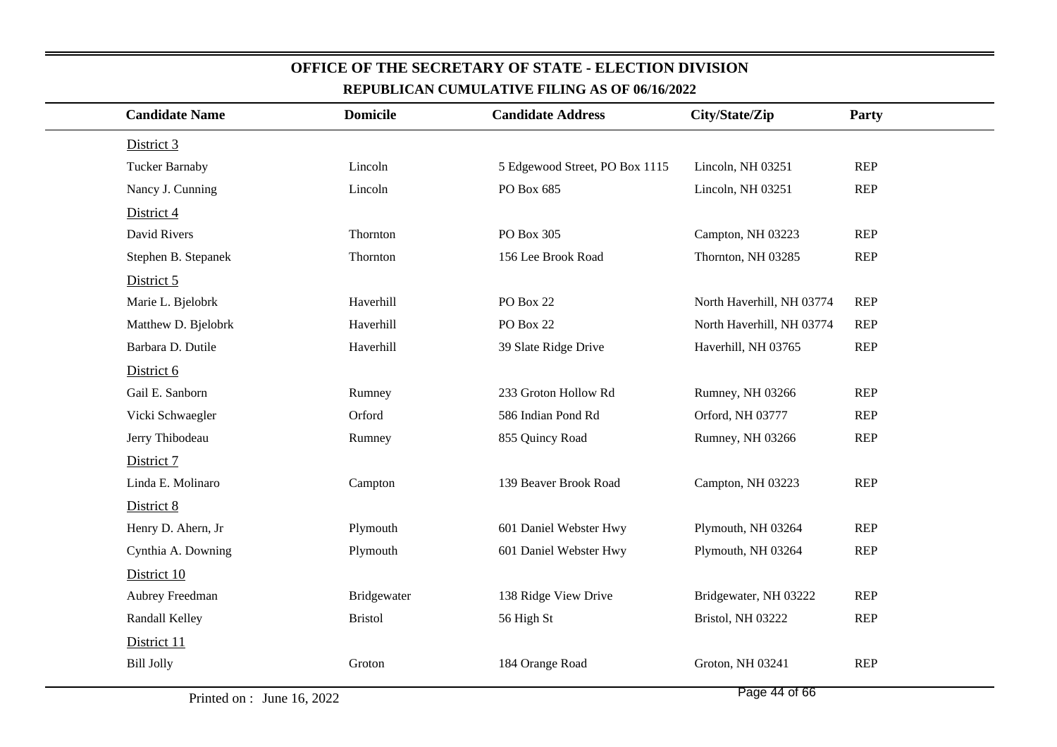## OFFICE OF THE SECRETARY OF STATE - ELECTION DIVISION

### REPUBLICAN CUMULATIVE FILING AS OF 06/16/2022

| Candidate Name | Domicile | Candidate Address | City/State/Zip | Party |
|---|---|---|---|---|
| District 3 | | | | |
| Tucker Barnaby | Lincoln | 5 Edgewood Street, PO Box 1115 | Lincoln, NH 03251 | REP |
| Nancy J. Cunning | Lincoln | PO Box 685 | Lincoln, NH 03251 | REP |
| District 4 | | | | |
| David Rivers | Thornton | PO Box 305 | Campton, NH 03223 | REP |
| Stephen B. Stepanek | Thornton | 156 Lee Brook Road | Thornton, NH 03285 | REP |
| District 5 | | | | |
| Marie L. Bjelobrk | Haverhill | PO Box 22 | North Haverhill, NH 03774 | REP |
| Matthew D. Bjelobrk | Haverhill | PO Box 22 | North Haverhill, NH 03774 | REP |
| Barbara D. Dutile | Haverhill | 39 Slate Ridge Drive | Haverhill, NH 03765 | REP |
| District 6 | | | | |
| Gail E. Sanborn | Rumney | 233 Groton Hollow Rd | Rumney, NH 03266 | REP |
| Vicki Schwaegler | Orford | 586 Indian Pond Rd | Orford, NH 03777 | REP |
| Jerry Thibodeau | Rumney | 855 Quincy Road | Rumney, NH 03266 | REP |
| District 7 | | | | |
| Linda E. Molinaro | Campton | 139 Beaver Brook Road | Campton, NH 03223 | REP |
| District 8 | | | | |
| Henry D. Ahern, Jr | Plymouth | 601 Daniel Webster Hwy | Plymouth, NH 03264 | REP |
| Cynthia A. Downing | Plymouth | 601 Daniel Webster Hwy | Plymouth, NH 03264 | REP |
| District 10 | | | | |
| Aubrey Freedman | Bridgewater | 138 Ridge View Drive | Bridgewater, NH 03222 | REP |
| Randall Kelley | Bristol | 56 High St | Bristol, NH 03222 | REP |
| District 11 | | | | |
| Bill Jolly | Groton | 184 Orange Road | Groton, NH 03241 | REP |

Printed on : June 16, 2022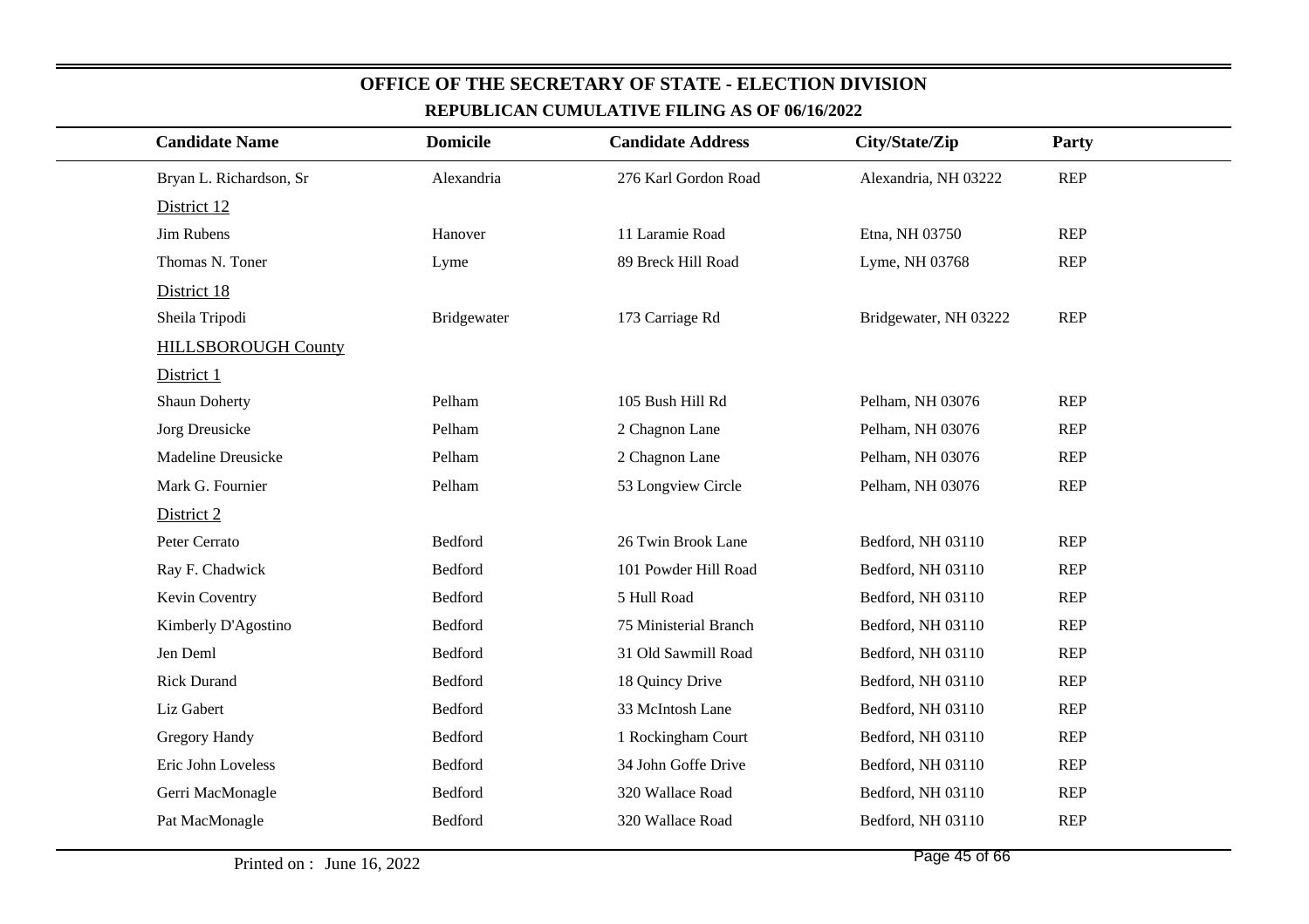# OFFICE OF THE SECRETARY OF STATE - ELECTION DIVISION

## REPUBLICAN CUMULATIVE FILING AS OF 06/16/2022

| Candidate Name | Domicile | Candidate Address | City/State/Zip | Party |
|---|---|---|---|---|
| Bryan L. Richardson, Sr | Alexandria | 276 Karl Gordon Road | Alexandria, NH 03222 | REP |
| District 12 | | | | |
| Jim Rubens | Hanover | 11 Laramie Road | Etna, NH 03750 | REP |
| Thomas N. Toner | Lyme | 89 Breck Hill Road | Lyme, NH 03768 | REP |
| District 18 | | | | |
| Sheila Tripodi | Bridgewater | 173 Carriage Rd | Bridgewater, NH 03222 | REP |
| HILLSBOROUGH County | | | | |
| District 1 | | | | |
| Shaun Doherty | Pelham | 105 Bush Hill Rd | Pelham, NH 03076 | REP |
| Jorg Dreusicke | Pelham | 2 Chagnon Lane | Pelham, NH 03076 | REP |
| Madeline Dreusicke | Pelham | 2 Chagnon Lane | Pelham, NH 03076 | REP |
| Mark G. Fournier | Pelham | 53 Longview Circle | Pelham, NH 03076 | REP |
| District 2 | | | | |
| Peter Cerrato | Bedford | 26 Twin Brook Lane | Bedford, NH 03110 | REP |
| Ray F. Chadwick | Bedford | 101 Powder Hill Road | Bedford, NH 03110 | REP |
| Kevin Coventry | Bedford | 5 Hull Road | Bedford, NH 03110 | REP |
| Kimberly D'Agostino | Bedford | 75 Ministerial Branch | Bedford, NH 03110 | REP |
| Jen Deml | Bedford | 31 Old Sawmill Road | Bedford, NH 03110 | REP |
| Rick Durand | Bedford | 18 Quincy Drive | Bedford, NH 03110 | REP |
| Liz Gabert | Bedford | 33 McIntosh Lane | Bedford, NH 03110 | REP |
| Gregory Handy | Bedford | 1 Rockingham Court | Bedford, NH 03110 | REP |
| Eric John Loveless | Bedford | 34 John Goffe Drive | Bedford, NH 03110 | REP |
| Gerri MacMonagle | Bedford | 320 Wallace Road | Bedford, NH 03110 | REP |
| Pat MacMonagle | Bedford | 320 Wallace Road | Bedford, NH 03110 | REP |

Printed on : June 16, 2022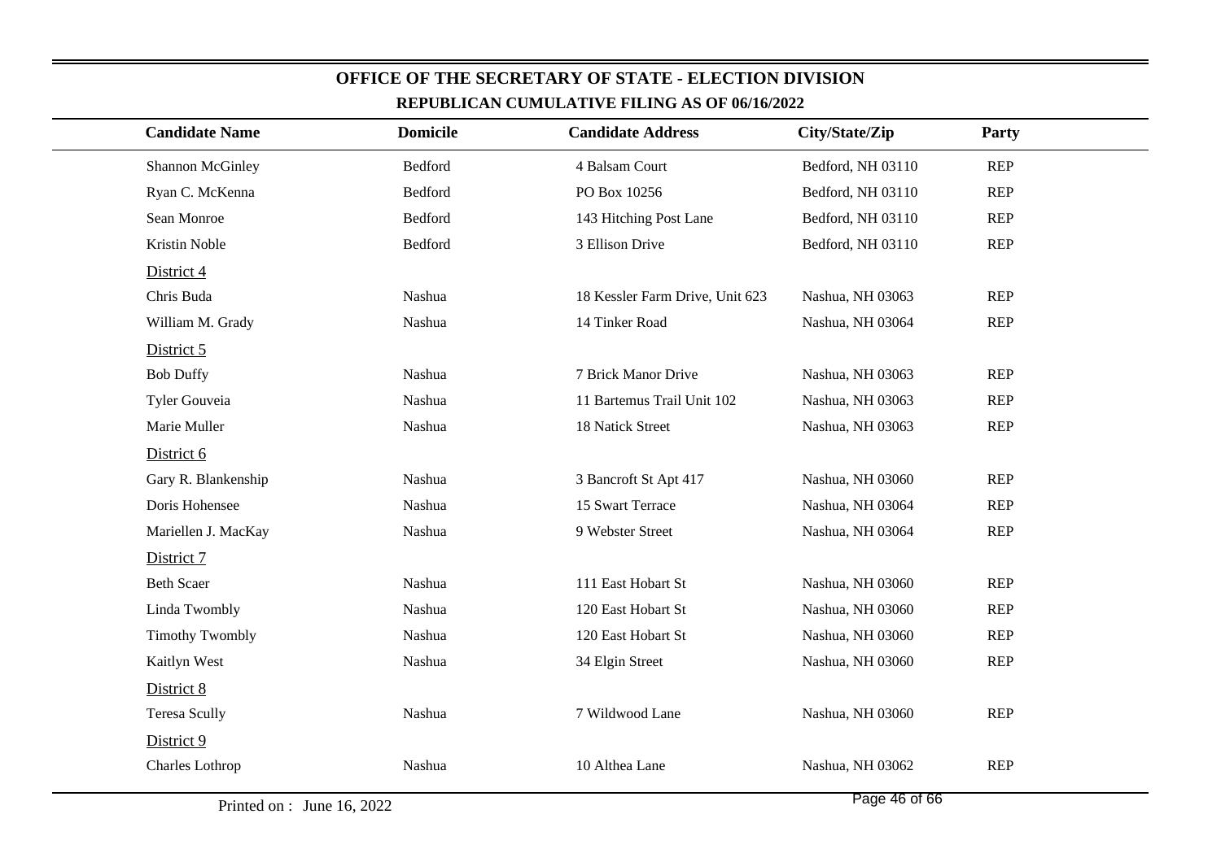## OFFICE OF THE SECRETARY OF STATE - ELECTION DIVISION

### REPUBLICAN CUMULATIVE FILING AS OF 06/16/2022

| Candidate Name | Domicile | Candidate Address | City/State/Zip | Party |
|---|---|---|---|---|
| Shannon McGinley | Bedford | 4 Balsam Court | Bedford, NH 03110 | REP |
| Ryan C. McKenna | Bedford | PO Box 10256 | Bedford, NH 03110 | REP |
| Sean Monroe | Bedford | 143 Hitching Post Lane | Bedford, NH 03110 | REP |
| Kristin Noble | Bedford | 3 Ellison Drive | Bedford, NH 03110 | REP |
| District 4 | | | | |
| Chris Buda | Nashua | 18 Kessler Farm Drive, Unit 623 | Nashua, NH 03063 | REP |
| William M. Grady | Nashua | 14 Tinker Road | Nashua, NH 03064 | REP |
| District 5 | | | | |
| Bob Duffy | Nashua | 7 Brick Manor Drive | Nashua, NH 03063 | REP |
| Tyler Gouveia | Nashua | 11 Bartemus Trail Unit 102 | Nashua, NH 03063 | REP |
| Marie Muller | Nashua | 18 Natick Street | Nashua, NH 03063 | REP |
| District 6 | | | | |
| Gary R. Blankenship | Nashua | 3 Bancroft St Apt 417 | Nashua, NH 03060 | REP |
| Doris Hohensee | Nashua | 15 Swart Terrace | Nashua, NH 03064 | REP |
| Mariellen J. MacKay | Nashua | 9 Webster Street | Nashua, NH 03064 | REP |
| District 7 | | | | |
| Beth Scaer | Nashua | 111 East Hobart St | Nashua, NH 03060 | REP |
| Linda Twombly | Nashua | 120 East Hobart St | Nashua, NH 03060 | REP |
| Timothy Twombly | Nashua | 120 East Hobart St | Nashua, NH 03060 | REP |
| Kaitlyn West | Nashua | 34 Elgin Street | Nashua, NH 03060 | REP |
| District 8 | | | | |
| Teresa Scully | Nashua | 7 Wildwood Lane | Nashua, NH 03060 | REP |
| District 9 | | | | |
| Charles Lothrop | Nashua | 10 Althea Lane | Nashua, NH 03062 | REP |

Printed on : June 16, 2022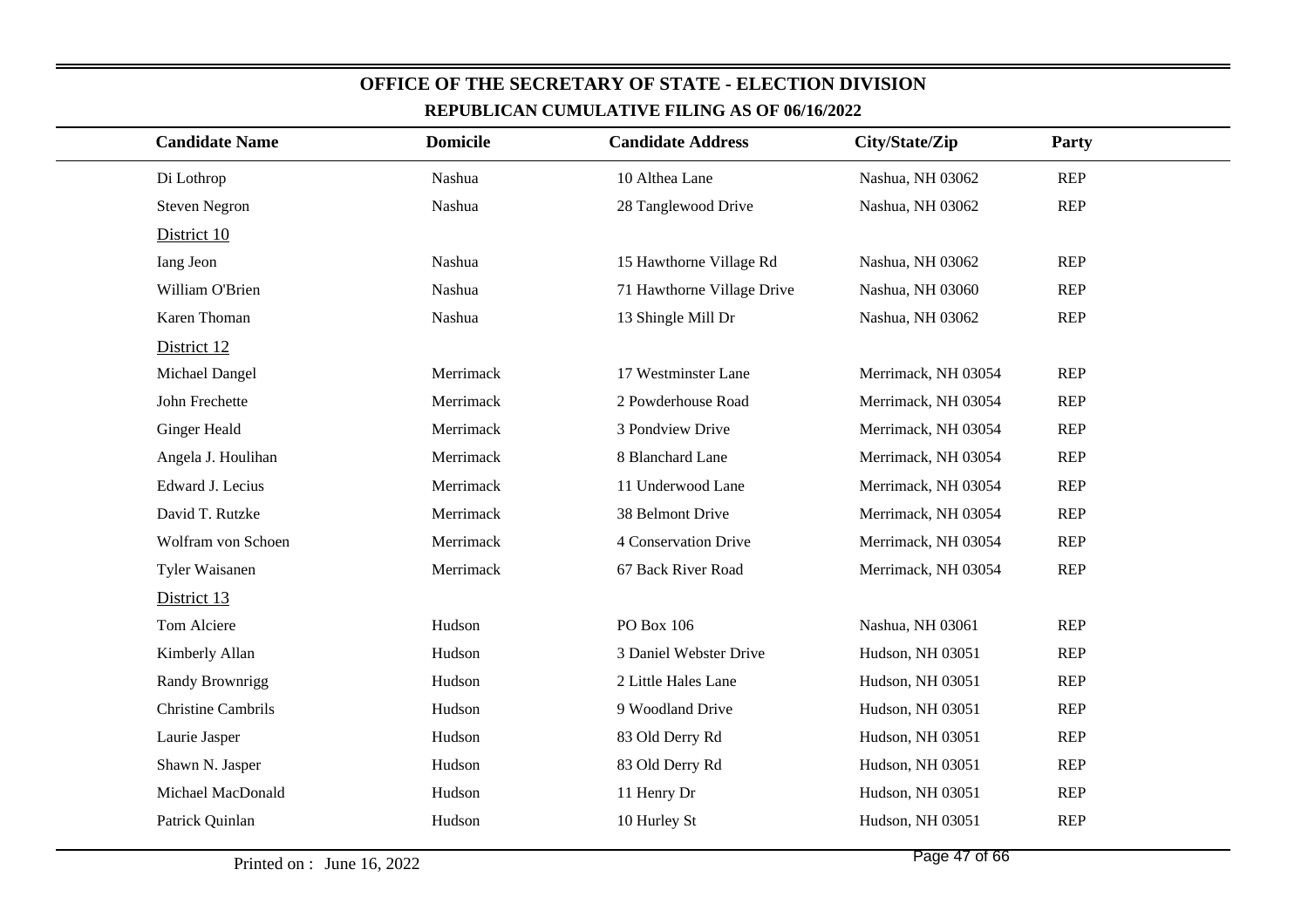# OFFICE OF THE SECRETARY OF STATE - ELECTION DIVISION

## REPUBLICAN CUMULATIVE FILING AS OF 06/16/2022

| Candidate Name | Domicile | Candidate Address | City/State/Zip | Party |
|---|---|---|---|---|
| Di Lothrop | Nashua | 10 Althea Lane | Nashua, NH 03062 | REP |
| Steven Negron | Nashua | 28 Tanglewood Drive | Nashua, NH 03062 | REP |
| District 10 | | | | |
| Iang Jeon | Nashua | 15 Hawthorne Village Rd | Nashua, NH 03062 | REP |
| William O'Brien | Nashua | 71 Hawthorne Village Drive | Nashua, NH 03060 | REP |
| Karen Thoman | Nashua | 13 Shingle Mill Dr | Nashua, NH 03062 | REP |
| District 12 | | | | |
| Michael Dangel | Merrimack | 17 Westminster Lane | Merrimack, NH 03054 | REP |
| John Frechette | Merrimack | 2 Powderhouse Road | Merrimack, NH 03054 | REP |
| Ginger Heald | Merrimack | 3 Pondview Drive | Merrimack, NH 03054 | REP |
| Angela J. Houlihan | Merrimack | 8 Blanchard Lane | Merrimack, NH 03054 | REP |
| Edward J. Lecius | Merrimack | 11 Underwood Lane | Merrimack, NH 03054 | REP |
| David T. Rutzke | Merrimack | 38 Belmont Drive | Merrimack, NH 03054 | REP |
| Wolfram von Schoen | Merrimack | 4 Conservation Drive | Merrimack, NH 03054 | REP |
| Tyler Waisanen | Merrimack | 67 Back River Road | Merrimack, NH 03054 | REP |
| District 13 | | | | |
| Tom Alciere | Hudson | PO Box 106 | Nashua, NH 03061 | REP |
| Kimberly Allan | Hudson | 3 Daniel Webster Drive | Hudson, NH 03051 | REP |
| Randy Brownrigg | Hudson | 2 Little Hales Lane | Hudson, NH 03051 | REP |
| Christine Cambrils | Hudson | 9 Woodland Drive | Hudson, NH 03051 | REP |
| Laurie Jasper | Hudson | 83 Old Derry Rd | Hudson, NH 03051 | REP |
| Shawn N. Jasper | Hudson | 83 Old Derry Rd | Hudson, NH 03051 | REP |
| Michael MacDonald | Hudson | 11 Henry Dr | Hudson, NH 03051 | REP |
| Patrick Quinlan | Hudson | 10 Hurley St | Hudson, NH 03051 | REP |

Printed on : June 16, 2022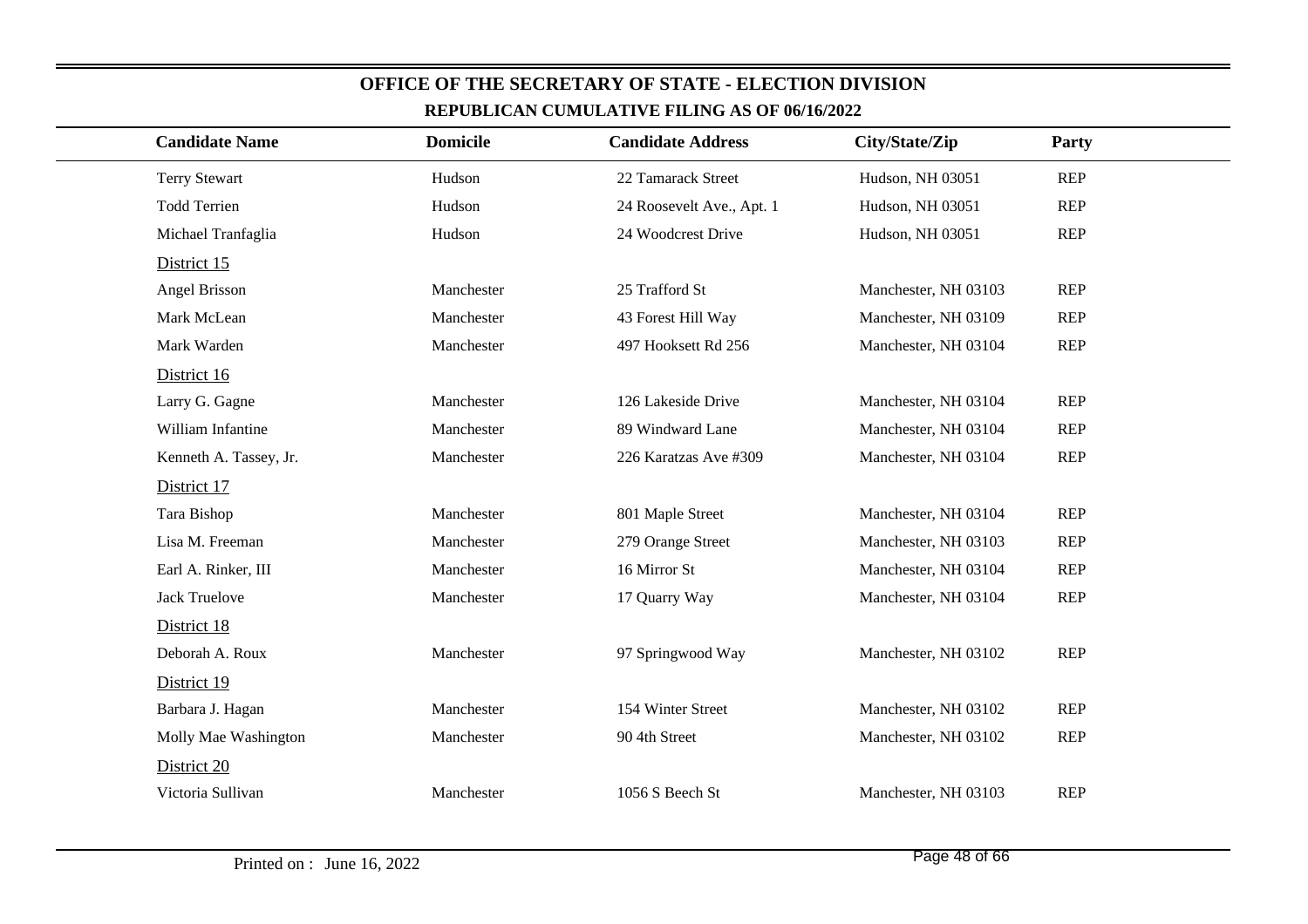# OFFICE OF THE SECRETARY OF STATE - ELECTION DIVISION

## REPUBLICAN CUMULATIVE FILING AS OF 06/16/2022

| Candidate Name | Domicile | Candidate Address | City/State/Zip | Party |
|---|---|---|---|---|
| Terry Stewart | Hudson | 22 Tamarack Street | Hudson, NH 03051 | REP |
| Todd Terrien | Hudson | 24 Roosevelt Ave., Apt. 1 | Hudson, NH 03051 | REP |
| Michael Tranfaglia | Hudson | 24 Woodcrest Drive | Hudson, NH 03051 | REP |
| District 15 | | | | |
| Angel Brisson | Manchester | 25 Trafford St | Manchester, NH 03103 | REP |
| Mark McLean | Manchester | 43 Forest Hill Way | Manchester, NH 03109 | REP |
| Mark Warden | Manchester | 497 Hooksett Rd 256 | Manchester, NH 03104 | REP |
| District 16 | | | | |
| Larry G. Gagne | Manchester | 126 Lakeside Drive | Manchester, NH 03104 | REP |
| William Infantine | Manchester | 89 Windward Lane | Manchester, NH 03104 | REP |
| Kenneth A. Tassey, Jr. | Manchester | 226 Karatzas Ave #309 | Manchester, NH 03104 | REP |
| District 17 | | | | |
| Tara Bishop | Manchester | 801 Maple Street | Manchester, NH 03104 | REP |
| Lisa M. Freeman | Manchester | 279 Orange Street | Manchester, NH 03103 | REP |
| Earl A. Rinker, III | Manchester | 16 Mirror St | Manchester, NH 03104 | REP |
| Jack Truelove | Manchester | 17 Quarry Way | Manchester, NH 03104 | REP |
| District 18 | | | | |
| Deborah A. Roux | Manchester | 97 Springwood Way | Manchester, NH 03102 | REP |
| District 19 | | | | |
| Barbara J. Hagan | Manchester | 154 Winter Street | Manchester, NH 03102 | REP |
| Molly Mae Washington | Manchester | 90 4th Street | Manchester, NH 03102 | REP |
| District 20 | | | | |
| Victoria Sullivan | Manchester | 1056 S Beech St | Manchester, NH 03103 | REP |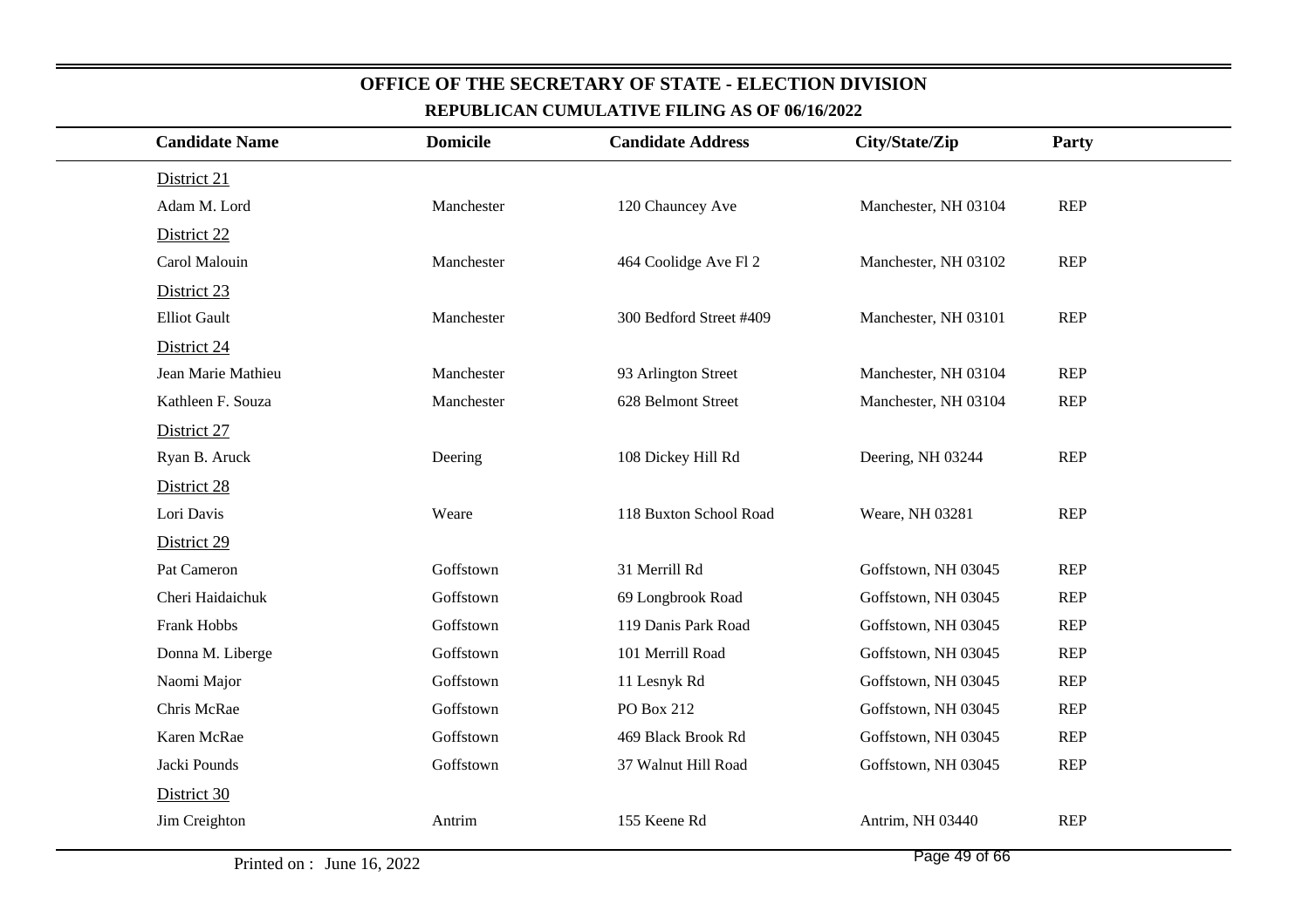## OFFICE OF THE SECRETARY OF STATE - ELECTION DIVISION

### REPUBLICAN CUMULATIVE FILING AS OF 06/16/2022

| Candidate Name | Domicile | Candidate Address | City/State/Zip | Party |
|---|---|---|---|---|
| District 21 | | | | |
| Adam M. Lord | Manchester | 120 Chauncey Ave | Manchester, NH 03104 | REP |
| District 22 | | | | |
| Carol Malouin | Manchester | 464 Coolidge Ave Fl 2 | Manchester, NH 03102 | REP |
| District 23 | | | | |
| Elliot Gault | Manchester | 300 Bedford Street #409 | Manchester, NH 03101 | REP |
| District 24 | | | | |
| Jean Marie Mathieu | Manchester | 93 Arlington Street | Manchester, NH 03104 | REP |
| Kathleen F. Souza | Manchester | 628 Belmont Street | Manchester, NH 03104 | REP |
| District 27 | | | | |
| Ryan B. Aruck | Deering | 108 Dickey Hill Rd | Deering, NH 03244 | REP |
| District 28 | | | | |
| Lori Davis | Weare | 118 Buxton School Road | Weare, NH 03281 | REP |
| District 29 | | | | |
| Pat Cameron | Goffstown | 31 Merrill Rd | Goffstown, NH 03045 | REP |
| Cheri Haidaichuk | Goffstown | 69 Longbrook Road | Goffstown, NH 03045 | REP |
| Frank Hobbs | Goffstown | 119 Danis Park Road | Goffstown, NH 03045 | REP |
| Donna M. Liberge | Goffstown | 101 Merrill Road | Goffstown, NH 03045 | REP |
| Naomi Major | Goffstown | 11 Lesnyk Rd | Goffstown, NH 03045 | REP |
| Chris McRae | Goffstown | PO Box 212 | Goffstown, NH 03045 | REP |
| Karen McRae | Goffstown | 469 Black Brook Rd | Goffstown, NH 03045 | REP |
| Jacki Pounds | Goffstown | 37 Walnut Hill Road | Goffstown, NH 03045 | REP |
| District 30 | | | | |
| Jim Creighton | Antrim | 155 Keene Rd | Antrim, NH 03440 | REP |

Printed on : June 16, 2022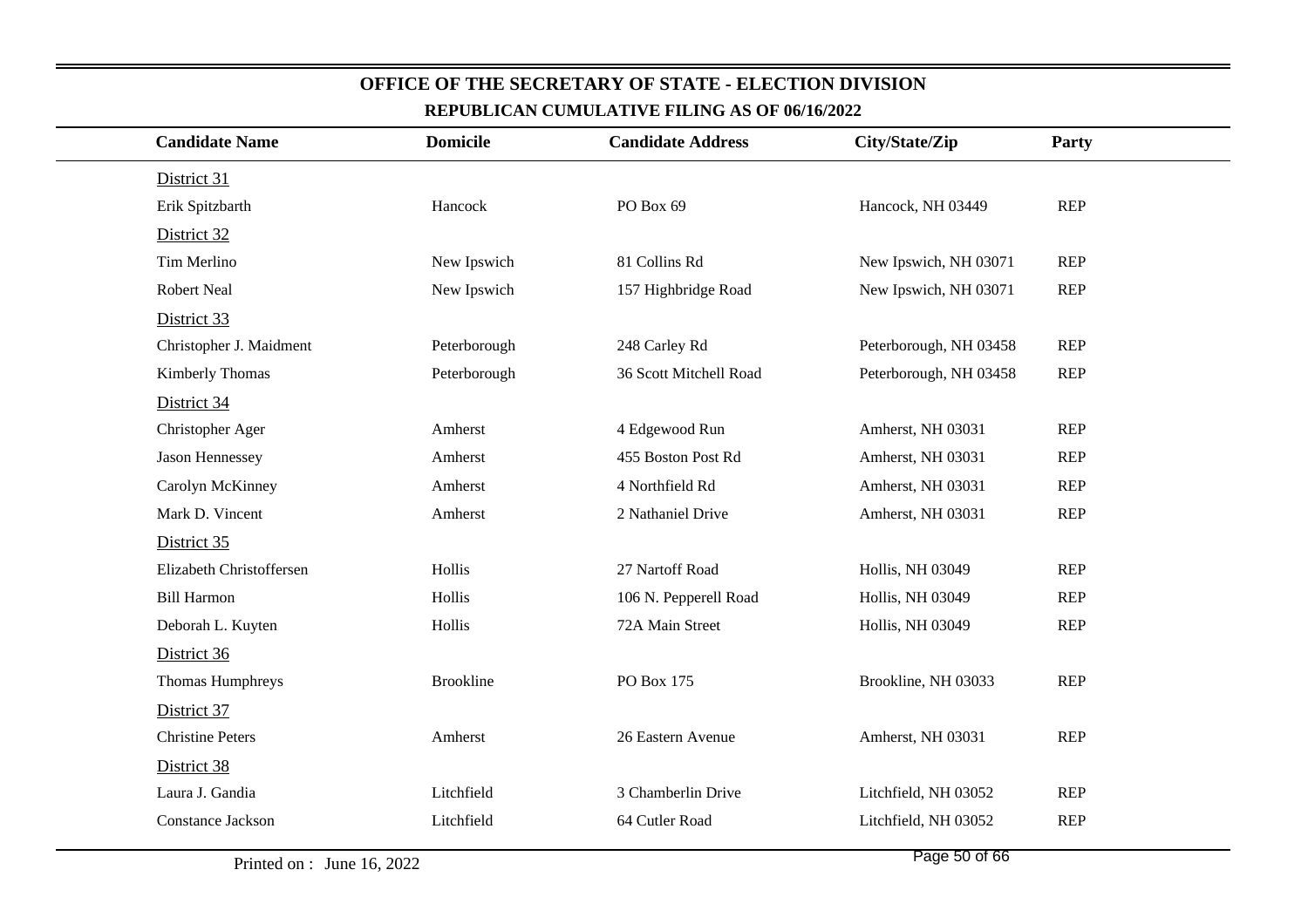## OFFICE OF THE SECRETARY OF STATE - ELECTION DIVISION

### REPUBLICAN CUMULATIVE FILING AS OF 06/16/2022

| Candidate Name | Domicile | Candidate Address | City/State/Zip | Party |
|---|---|---|---|---|
| District 31 | | | | |
| Erik Spitzbarth | Hancock | PO Box 69 | Hancock, NH 03449 | REP |
| District 32 | | | | |
| Tim Merlino | New Ipswich | 81 Collins Rd | New Ipswich, NH 03071 | REP |
| Robert Neal | New Ipswich | 157 Highbridge Road | New Ipswich, NH 03071 | REP |
| District 33 | | | | |
| Christopher J. Maidment | Peterborough | 248 Carley Rd | Peterborough, NH 03458 | REP |
| Kimberly Thomas | Peterborough | 36 Scott Mitchell Road | Peterborough, NH 03458 | REP |
| District 34 | | | | |
| Christopher Ager | Amherst | 4 Edgewood Run | Amherst, NH 03031 | REP |
| Jason Hennessey | Amherst | 455 Boston Post Rd | Amherst, NH 03031 | REP |
| Carolyn McKinney | Amherst | 4 Northfield Rd | Amherst, NH 03031 | REP |
| Mark D. Vincent | Amherst | 2 Nathaniel Drive | Amherst, NH 03031 | REP |
| District 35 | | | | |
| Elizabeth Christoffersen | Hollis | 27 Nartoff Road | Hollis, NH 03049 | REP |
| Bill Harmon | Hollis | 106 N. Pepperell Road | Hollis, NH 03049 | REP |
| Deborah L. Kuyten | Hollis | 72A Main Street | Hollis, NH 03049 | REP |
| District 36 | | | | |
| Thomas Humphreys | Brookline | PO Box 175 | Brookline, NH 03033 | REP |
| District 37 | | | | |
| Christine Peters | Amherst | 26 Eastern Avenue | Amherst, NH 03031 | REP |
| District 38 | | | | |
| Laura J. Gandia | Litchfield | 3 Chamberlin Drive | Litchfield, NH 03052 | REP |
| Constance Jackson | Litchfield | 64 Cutler Road | Litchfield, NH 03052 | REP |

Printed on : June 16, 2022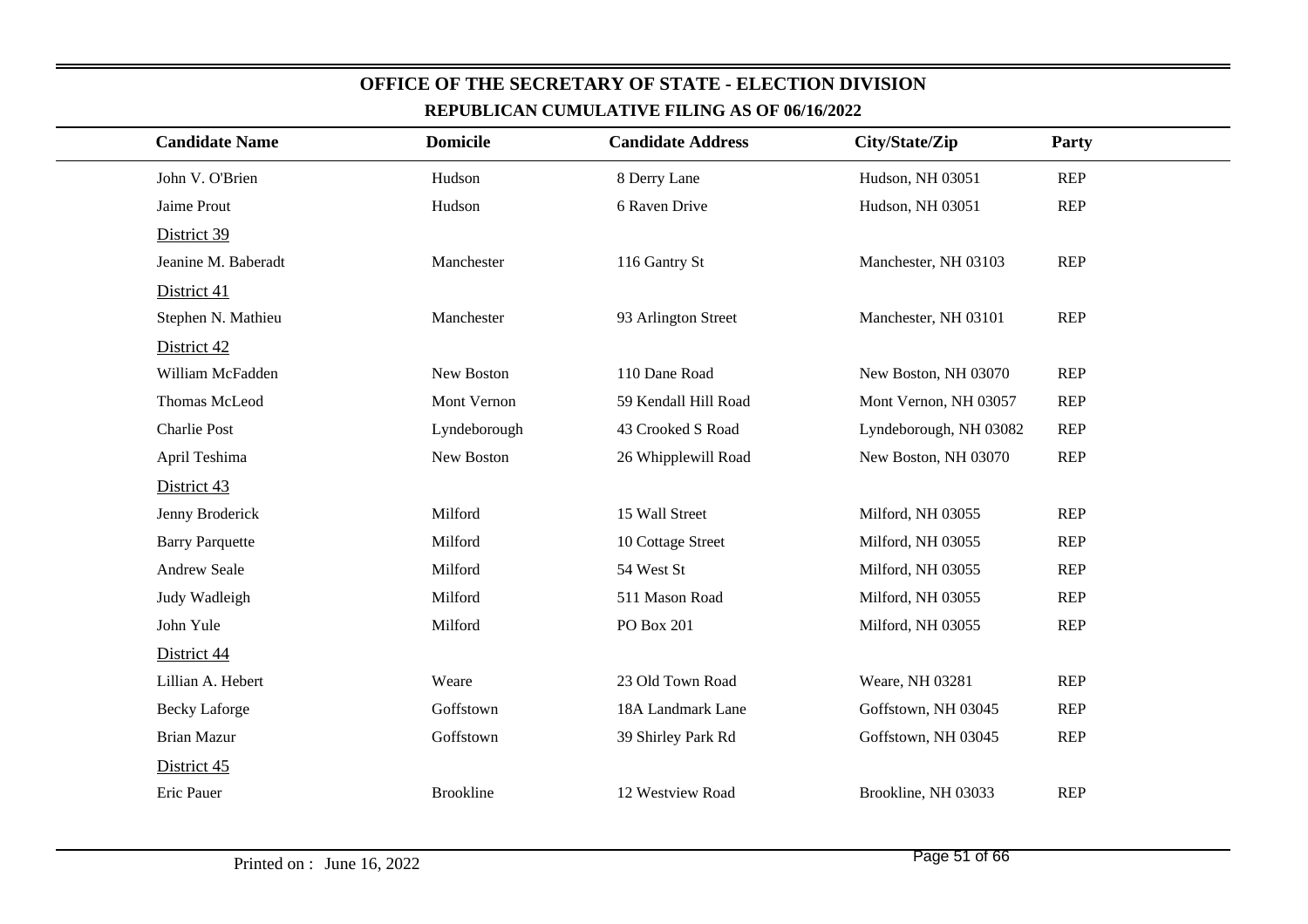## OFFICE OF THE SECRETARY OF STATE - ELECTION DIVISION

### REPUBLICAN CUMULATIVE FILING AS OF 06/16/2022

| Candidate Name | Domicile | Candidate Address | City/State/Zip | Party |
|---|---|---|---|---|
| John V. O'Brien | Hudson | 8 Derry Lane | Hudson, NH 03051 | REP |
| Jaime Prout | Hudson | 6 Raven Drive | Hudson, NH 03051 | REP |
| District 39 | | | | |
| Jeanine M. Baberadt | Manchester | 116 Gantry St | Manchester, NH 03103 | REP |
| District 41 | | | | |
| Stephen N. Mathieu | Manchester | 93 Arlington Street | Manchester, NH 03101 | REP |
| District 42 | | | | |
| William McFadden | New Boston | 110 Dane Road | New Boston, NH 03070 | REP |
| Thomas McLeod | Mont Vernon | 59 Kendall Hill Road | Mont Vernon, NH 03057 | REP |
| Charlie Post | Lyndeborough | 43 Crooked S Road | Lyndeborough, NH 03082 | REP |
| April Teshima | New Boston | 26 Whipplewill Road | New Boston, NH 03070 | REP |
| District 43 | | | | |
| Jenny Broderick | Milford | 15 Wall Street | Milford, NH 03055 | REP |
| Barry Parquette | Milford | 10 Cottage Street | Milford, NH 03055 | REP |
| Andrew Seale | Milford | 54 West St | Milford, NH 03055 | REP |
| Judy Wadleigh | Milford | 511 Mason Road | Milford, NH 03055 | REP |
| John Yule | Milford | PO Box 201 | Milford, NH 03055 | REP |
| District 44 | | | | |
| Lillian A. Hebert | Weare | 23 Old Town Road | Weare, NH 03281 | REP |
| Becky Laforge | Goffstown | 18A Landmark Lane | Goffstown, NH 03045 | REP |
| Brian Mazur | Goffstown | 39 Shirley Park Rd | Goffstown, NH 03045 | REP |
| District 45 | | | | |
| Eric Pauer | Brookline | 12 Westview Road | Brookline, NH 03033 | REP |

Printed on : June 16, 2022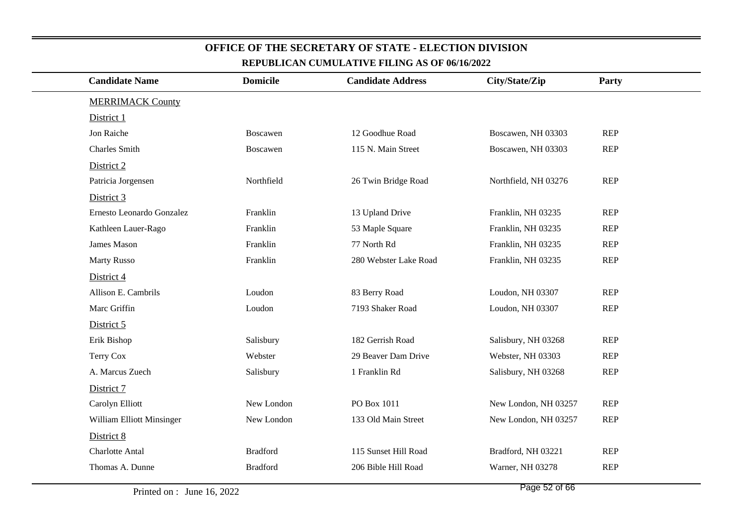# OFFICE OF THE SECRETARY OF STATE - ELECTION DIVISION

## REPUBLICAN CUMULATIVE FILING AS OF 06/16/2022

| Candidate Name | Domicile | Candidate Address | City/State/Zip | Party |
|---|---|---|---|---|
| MERRIMACK County | | | | |
| District 1 | | | | |
| Jon Raiche | Boscawen | 12 Goodhue Road | Boscawen, NH 03303 | REP |
| Charles Smith | Boscawen | 115 N. Main Street | Boscawen, NH 03303 | REP |
| District 2 | | | | |
| Patricia Jorgensen | Northfield | 26 Twin Bridge Road | Northfield, NH 03276 | REP |
| District 3 | | | | |
| Ernesto Leonardo Gonzalez | Franklin | 13 Upland Drive | Franklin, NH 03235 | REP |
| Kathleen Lauer-Rago | Franklin | 53 Maple Square | Franklin, NH 03235 | REP |
| James Mason | Franklin | 77 North Rd | Franklin, NH 03235 | REP |
| Marty Russo | Franklin | 280 Webster Lake Road | Franklin, NH 03235 | REP |
| District 4 | | | | |
| Allison E. Cambrils | Loudon | 83 Berry Road | Loudon, NH 03307 | REP |
| Marc Griffin | Loudon | 7193 Shaker Road | Loudon, NH 03307 | REP |
| District 5 | | | | |
| Erik Bishop | Salisbury | 182 Gerrish Road | Salisbury, NH 03268 | REP |
| Terry Cox | Webster | 29 Beaver Dam Drive | Webster, NH 03303 | REP |
| A. Marcus Zuech | Salisbury | 1 Franklin Rd | Salisbury, NH 03268 | REP |
| District 7 | | | | |
| Carolyn Elliott | New London | PO Box 1011 | New London, NH 03257 | REP |
| William Elliott Minsinger | New London | 133 Old Main Street | New London, NH 03257 | REP |
| District 8 | | | | |
| Charlotte Antal | Bradford | 115 Sunset Hill Road | Bradford, NH 03221 | REP |
| Thomas A. Dunne | Bradford | 206 Bible Hill Road | Warner, NH 03278 | REP |

Printed on : June 16, 2022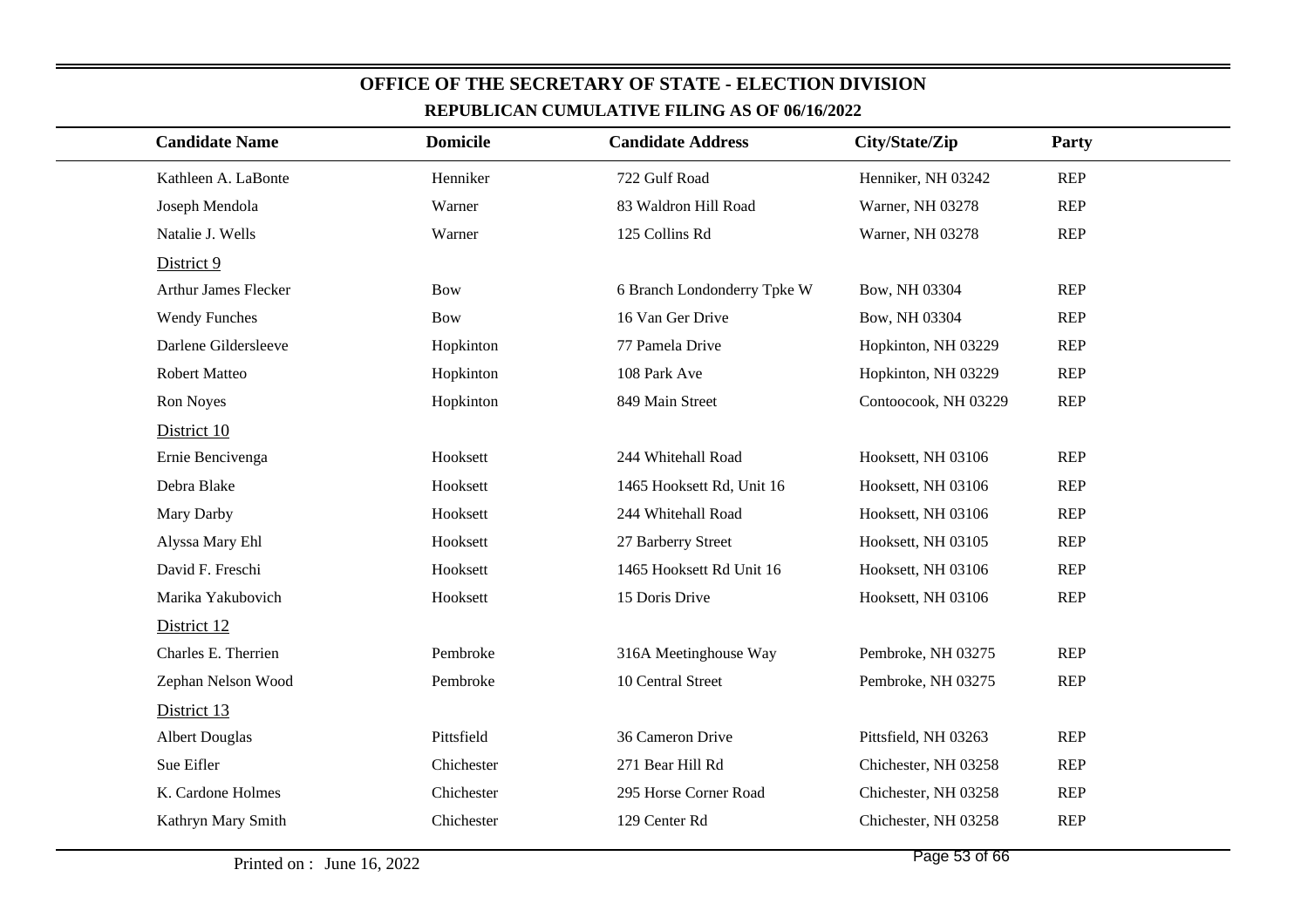# OFFICE OF THE SECRETARY OF STATE - ELECTION DIVISION

## REPUBLICAN CUMULATIVE FILING AS OF 06/16/2022

| Candidate Name | Domicile | Candidate Address | City/State/Zip | Party |
|---|---|---|---|---|
| Kathleen A. LaBonte | Henniker | 722 Gulf Road | Henniker, NH 03242 | REP |
| Joseph Mendola | Warner | 83 Waldron Hill Road | Warner, NH 03278 | REP |
| Natalie J. Wells | Warner | 125 Collins Rd | Warner, NH 03278 | REP |
| District 9 | | | | |
| Arthur James Flecker | Bow | 6 Branch Londonderry Tpke W | Bow, NH 03304 | REP |
| Wendy Funches | Bow | 16 Van Ger Drive | Bow, NH 03304 | REP |
| Darlene Gildersleeve | Hopkinton | 77 Pamela Drive | Hopkinton, NH 03229 | REP |
| Robert Matteo | Hopkinton | 108 Park Ave | Hopkinton, NH 03229 | REP |
| Ron Noyes | Hopkinton | 849 Main Street | Contoocook, NH 03229 | REP |
| District 10 | | | | |
| Ernie Bencivenga | Hooksett | 244 Whitehall Road | Hooksett, NH 03106 | REP |
| Debra Blake | Hooksett | 1465 Hooksett Rd, Unit 16 | Hooksett, NH 03106 | REP |
| Mary Darby | Hooksett | 244 Whitehall Road | Hooksett, NH 03106 | REP |
| Alyssa Mary Ehl | Hooksett | 27 Barberry Street | Hooksett, NH 03105 | REP |
| David F. Freschi | Hooksett | 1465 Hooksett Rd Unit 16 | Hooksett, NH 03106 | REP |
| Marika Yakubovich | Hooksett | 15 Doris Drive | Hooksett, NH 03106 | REP |
| District 12 | | | | |
| Charles E. Therrien | Pembroke | 316A Meetinghouse Way | Pembroke, NH 03275 | REP |
| Zephan Nelson Wood | Pembroke | 10 Central Street | Pembroke, NH 03275 | REP |
| District 13 | | | | |
| Albert Douglas | Pittsfield | 36 Cameron Drive | Pittsfield, NH 03263 | REP |
| Sue Eifler | Chichester | 271 Bear Hill Rd | Chichester, NH 03258 | REP |
| K. Cardone Holmes | Chichester | 295 Horse Corner Road | Chichester, NH 03258 | REP |
| Kathryn Mary Smith | Chichester | 129 Center Rd | Chichester, NH 03258 | REP |

Printed on : June 16, 2022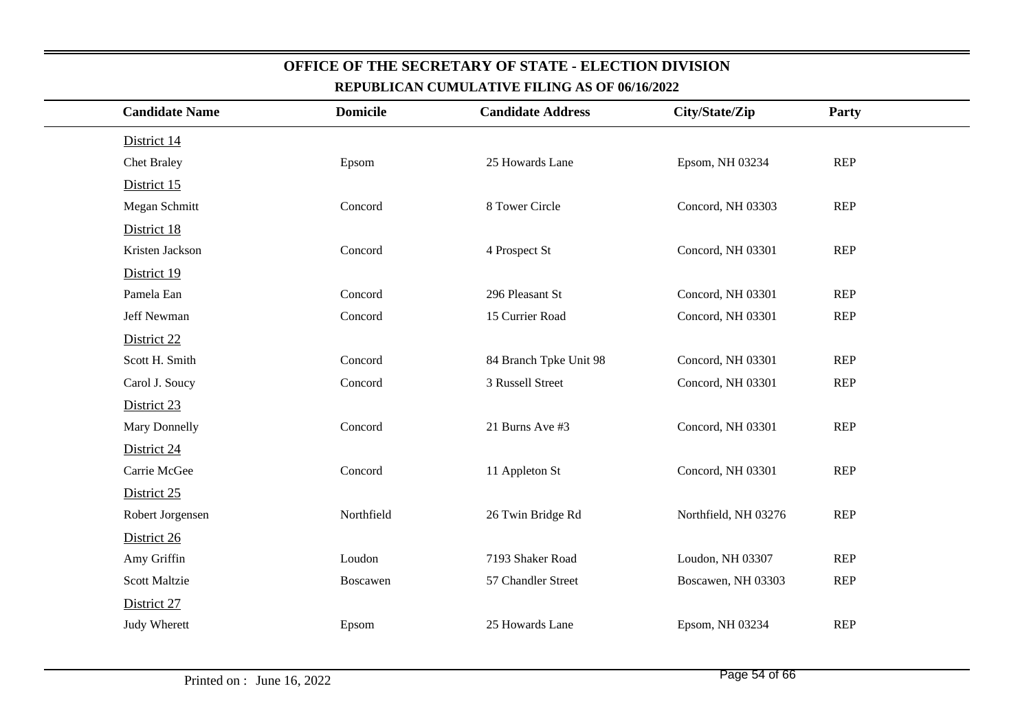## OFFICE OF THE SECRETARY OF STATE - ELECTION DIVISION

### REPUBLICAN CUMULATIVE FILING AS OF 06/16/2022

| Candidate Name | Domicile | Candidate Address | City/State/Zip | Party |
|---|---|---|---|---|
| District 14 | | | | |
| Chet Braley | Epsom | 25 Howards Lane | Epsom, NH 03234 | REP |
| District 15 | | | | |
| Megan Schmitt | Concord | 8 Tower Circle | Concord, NH 03303 | REP |
| District 18 | | | | |
| Kristen Jackson | Concord | 4 Prospect St | Concord, NH 03301 | REP |
| District 19 | | | | |
| Pamela Ean | Concord | 296 Pleasant St | Concord, NH 03301 | REP |
| Jeff Newman | Concord | 15 Currier Road | Concord, NH 03301 | REP |
| District 22 | | | | |
| Scott H. Smith | Concord | 84 Branch Tpke Unit 98 | Concord, NH 03301 | REP |
| Carol J. Soucy | Concord | 3 Russell Street | Concord, NH 03301 | REP |
| District 23 | | | | |
| Mary Donnelly | Concord | 21 Burns Ave #3 | Concord, NH 03301 | REP |
| District 24 | | | | |
| Carrie McGee | Concord | 11 Appleton St | Concord, NH 03301 | REP |
| District 25 | | | | |
| Robert Jorgensen | Northfield | 26 Twin Bridge Rd | Northfield, NH 03276 | REP |
| District 26 | | | | |
| Amy Griffin | Loudon | 7193 Shaker Road | Loudon, NH 03307 | REP |
| Scott Maltzie | Boscawen | 57 Chandler Street | Boscawen, NH 03303 | REP |
| District 27 | | | | |
| Judy Wherett | Epsom | 25 Howards Lane | Epsom, NH 03234 | REP |

Printed on : June 16, 2022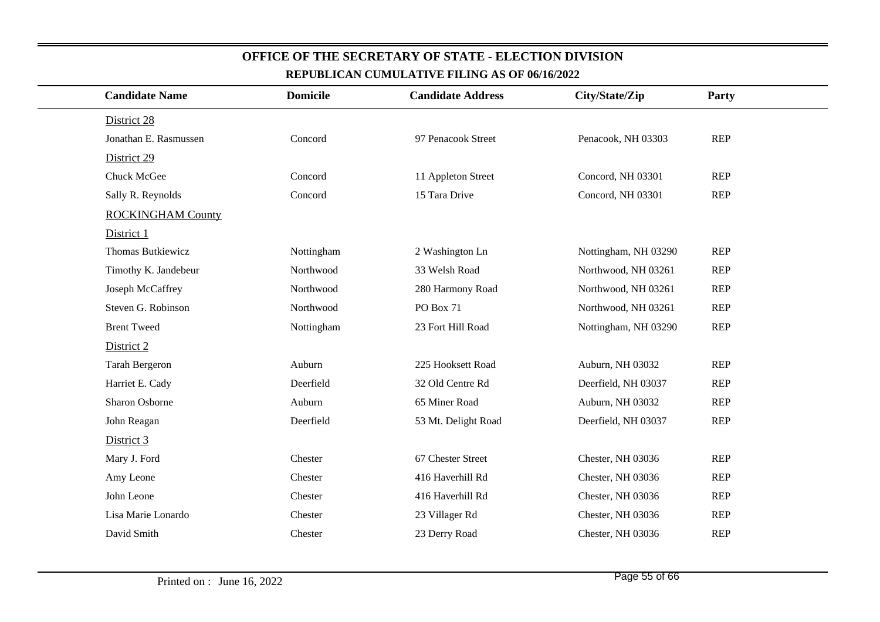# OFFICE OF THE SECRETARY OF STATE - ELECTION DIVISION

## REPUBLICAN CUMULATIVE FILING AS OF 06/16/2022

| Candidate Name | Domicile | Candidate Address | City/State/Zip | Party |
|---|---|---|---|---|
| District 28 | | | | |
| Jonathan E. Rasmussen | Concord | 97 Penacook Street | Penacook, NH 03303 | REP |
| District 29 | | | | |
| Chuck McGee | Concord | 11 Appleton Street | Concord, NH 03301 | REP |
| Sally R. Reynolds | Concord | 15 Tara Drive | Concord, NH 03301 | REP |
| ROCKINGHAM County | | | | |
| District 1 | | | | |
| Thomas Butkiewicz | Nottingham | 2 Washington Ln | Nottingham, NH 03290 | REP |
| Timothy K. Jandebeur | Northwood | 33 Welsh Road | Northwood, NH 03261 | REP |
| Joseph McCaffrey | Northwood | 280 Harmony Road | Northwood, NH 03261 | REP |
| Steven G. Robinson | Northwood | PO Box 71 | Northwood, NH 03261 | REP |
| Brent Tweed | Nottingham | 23 Fort Hill Road | Nottingham, NH 03290 | REP |
| District 2 | | | | |
| Tarah Bergeron | Auburn | 225 Hooksett Road | Auburn, NH 03032 | REP |
| Harriet E. Cady | Deerfield | 32 Old Centre Rd | Deerfield, NH 03037 | REP |
| Sharon Osborne | Auburn | 65 Miner Road | Auburn, NH 03032 | REP |
| John Reagan | Deerfield | 53 Mt. Delight Road | Deerfield, NH 03037 | REP |
| District 3 | | | | |
| Mary J. Ford | Chester | 67 Chester Street | Chester, NH 03036 | REP |
| Amy Leone | Chester | 416 Haverhill Rd | Chester, NH 03036 | REP |
| John Leone | Chester | 416 Haverhill Rd | Chester, NH 03036 | REP |
| Lisa Marie Lonardo | Chester | 23 Villager Rd | Chester, NH 03036 | REP |
| David Smith | Chester | 23 Derry Road | Chester, NH 03036 | REP |

Printed on : June 16, 2022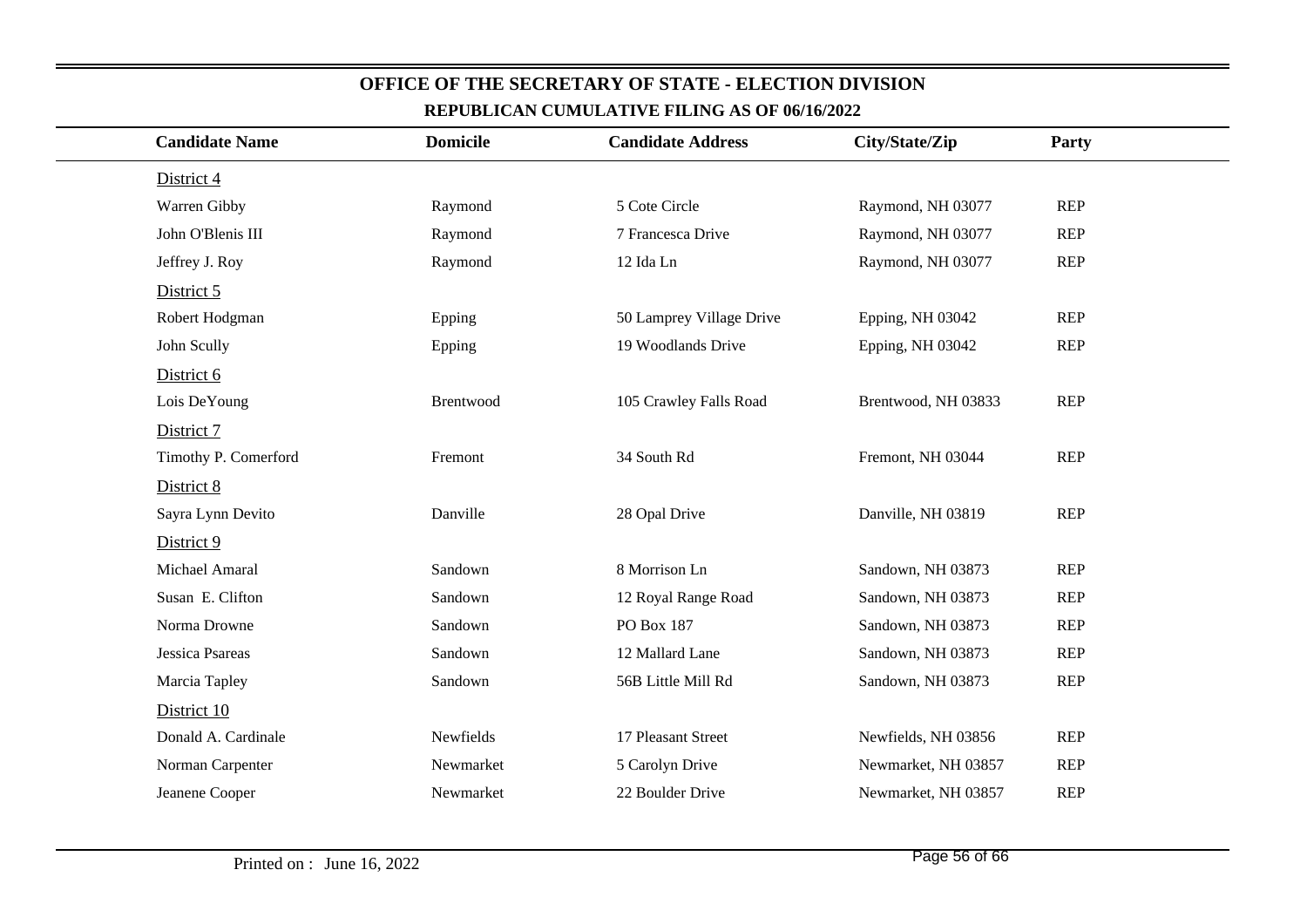## OFFICE OF THE SECRETARY OF STATE - ELECTION DIVISION

### REPUBLICAN CUMULATIVE FILING AS OF 06/16/2022

| Candidate Name | Domicile | Candidate Address | City/State/Zip | Party |
|---|---|---|---|---|
| District 4 | | | | |
| Warren Gibby | Raymond | 5 Cote Circle | Raymond, NH 03077 | REP |
| John O'Blenis III | Raymond | 7 Francesca Drive | Raymond, NH 03077 | REP |
| Jeffrey J. Roy | Raymond | 12 Ida Ln | Raymond, NH 03077 | REP |
| District 5 | | | | |
| Robert Hodgman | Epping | 50 Lamprey Village Drive | Epping, NH 03042 | REP |
| John Scully | Epping | 19 Woodlands Drive | Epping, NH 03042 | REP |
| District 6 | | | | |
| Lois DeYoung | Brentwood | 105 Crawley Falls Road | Brentwood, NH 03833 | REP |
| District 7 | | | | |
| Timothy P. Comerford | Fremont | 34 South Rd | Fremont, NH 03044 | REP |
| District 8 | | | | |
| Sayra Lynn Devito | Danville | 28 Opal Drive | Danville, NH 03819 | REP |
| District 9 | | | | |
| Michael Amaral | Sandown | 8 Morrison Ln | Sandown, NH 03873 | REP |
| Susan E. Clifton | Sandown | 12 Royal Range Road | Sandown, NH 03873 | REP |
| Norma Drowne | Sandown | PO Box 187 | Sandown, NH 03873 | REP |
| Jessica Psareas | Sandown | 12 Mallard Lane | Sandown, NH 03873 | REP |
| Marcia Tapley | Sandown | 56B Little Mill Rd | Sandown, NH 03873 | REP |
| District 10 | | | | |
| Donald A. Cardinale | Newfields | 17 Pleasant Street | Newfields, NH 03856 | REP |
| Norman Carpenter | Newmarket | 5 Carolyn Drive | Newmarket, NH 03857 | REP |
| Jeanene Cooper | Newmarket | 22 Boulder Drive | Newmarket, NH 03857 | REP |

Printed on : June 16, 2022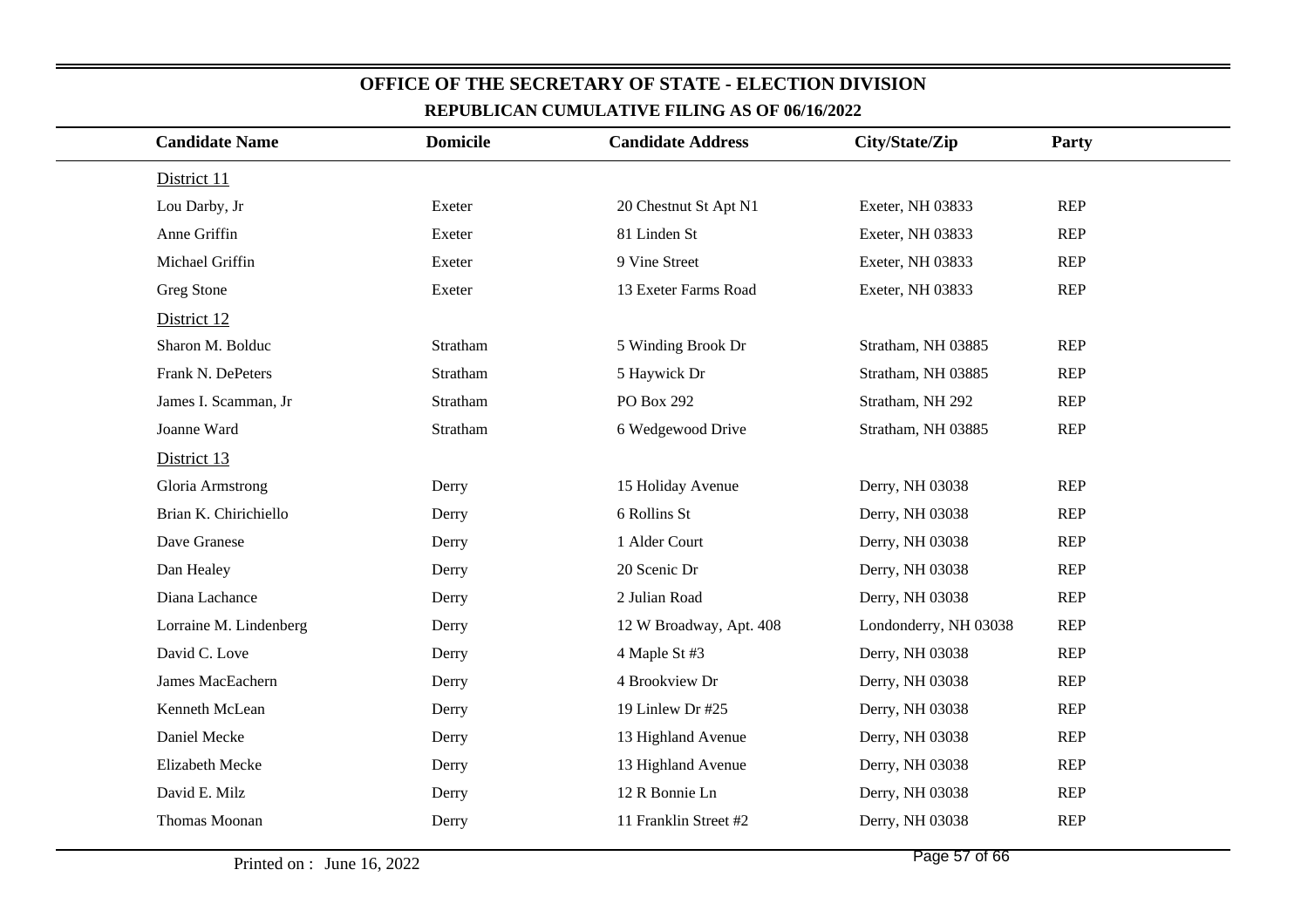# OFFICE OF THE SECRETARY OF STATE - ELECTION DIVISION

## REPUBLICAN CUMULATIVE FILING AS OF 06/16/2022

| Candidate Name | Domicile | Candidate Address | City/State/Zip | Party |
|---|---|---|---|---|
| District 11 | | | | |
| Lou Darby, Jr | Exeter | 20 Chestnut St Apt N1 | Exeter, NH 03833 | REP |
| Anne Griffin | Exeter | 81 Linden St | Exeter, NH 03833 | REP |
| Michael Griffin | Exeter | 9 Vine Street | Exeter, NH 03833 | REP |
| Greg Stone | Exeter | 13 Exeter Farms Road | Exeter, NH 03833 | REP |
| District 12 | | | | |
| Sharon M. Bolduc | Stratham | 5 Winding Brook Dr | Stratham, NH 03885 | REP |
| Frank N. DePeters | Stratham | 5 Haywick Dr | Stratham, NH 03885 | REP |
| James I. Scamman, Jr | Stratham | PO Box 292 | Stratham, NH 292 | REP |
| Joanne Ward | Stratham | 6 Wedgewood Drive | Stratham, NH 03885 | REP |
| District 13 | | | | |
| Gloria Armstrong | Derry | 15 Holiday Avenue | Derry, NH 03038 | REP |
| Brian K. Chirichiello | Derry | 6 Rollins St | Derry, NH 03038 | REP |
| Dave Granese | Derry | 1 Alder Court | Derry, NH 03038 | REP |
| Dan Healey | Derry | 20 Scenic Dr | Derry, NH 03038 | REP |
| Diana Lachance | Derry | 2 Julian Road | Derry, NH 03038 | REP |
| Lorraine M. Lindenberg | Derry | 12 W Broadway, Apt. 408 | Londonderry, NH 03038 | REP |
| David C. Love | Derry | 4 Maple St #3 | Derry, NH 03038 | REP |
| James MacEachern | Derry | 4 Brookview Dr | Derry, NH 03038 | REP |
| Kenneth McLean | Derry | 19 Linlew Dr #25 | Derry, NH 03038 | REP |
| Daniel Mecke | Derry | 13 Highland Avenue | Derry, NH 03038 | REP |
| Elizabeth Mecke | Derry | 13 Highland Avenue | Derry, NH 03038 | REP |
| David E. Milz | Derry | 12 R Bonnie Ln | Derry, NH 03038 | REP |
| Thomas Moonan | Derry | 11 Franklin Street #2 | Derry, NH 03038 | REP |

Printed on : June 16, 2022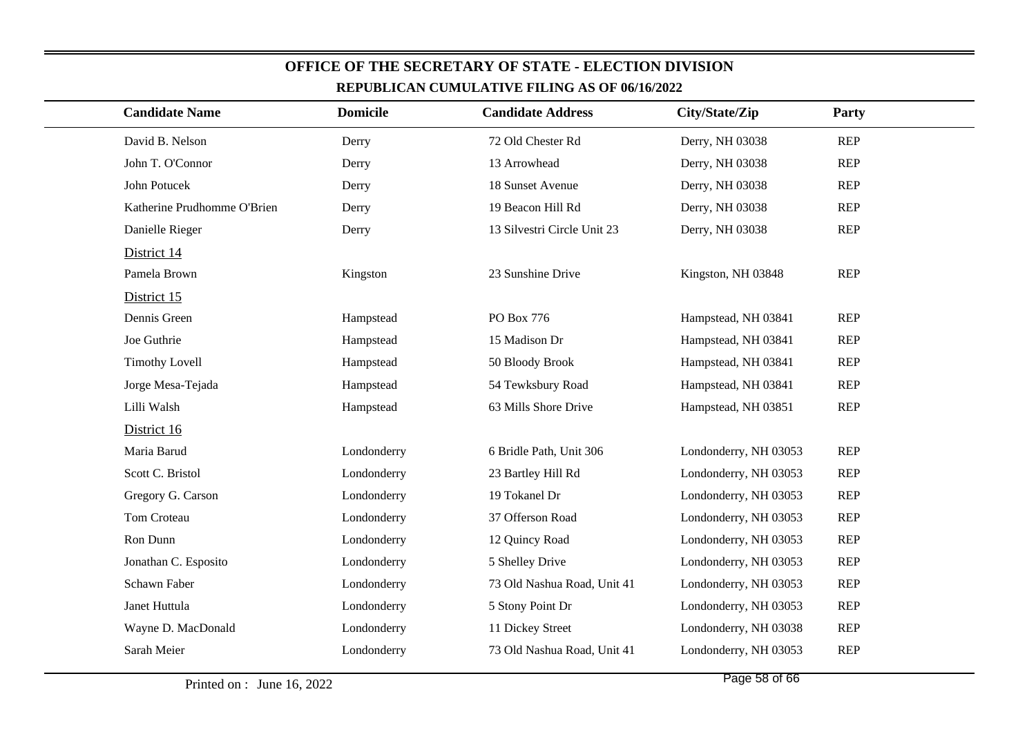# OFFICE OF THE SECRETARY OF STATE - ELECTION DIVISION

## REPUBLICAN CUMULATIVE FILING AS OF 06/16/2022

| Candidate Name | Domicile | Candidate Address | City/State/Zip | Party |
|---|---|---|---|---|
| David B. Nelson | Derry | 72 Old Chester Rd | Derry, NH 03038 | REP |
| John T. O'Connor | Derry | 13 Arrowhead | Derry, NH 03038 | REP |
| John Potucek | Derry | 18 Sunset Avenue | Derry, NH 03038 | REP |
| Katherine Prudhomme O'Brien | Derry | 19 Beacon Hill Rd | Derry, NH 03038 | REP |
| Danielle Rieger | Derry | 13 Silvestri Circle Unit 23 | Derry, NH 03038 | REP |
| District 14 | | | | |
| Pamela Brown | Kingston | 23 Sunshine Drive | Kingston, NH 03848 | REP |
| District 15 | | | | |
| Dennis Green | Hampstead | PO Box 776 | Hampstead, NH 03841 | REP |
| Joe Guthrie | Hampstead | 15 Madison Dr | Hampstead, NH 03841 | REP |
| Timothy Lovell | Hampstead | 50 Bloody Brook | Hampstead, NH 03841 | REP |
| Jorge Mesa-Tejada | Hampstead | 54 Tewksbury Road | Hampstead, NH 03841 | REP |
| Lilli Walsh | Hampstead | 63 Mills Shore Drive | Hampstead, NH 03851 | REP |
| District 16 | | | | |
| Maria Barud | Londonderry | 6 Bridle Path, Unit 306 | Londonderry, NH 03053 | REP |
| Scott C. Bristol | Londonderry | 23 Bartley Hill Rd | Londonderry, NH 03053 | REP |
| Gregory G. Carson | Londonderry | 19 Tokanel Dr | Londonderry, NH 03053 | REP |
| Tom Croteau | Londonderry | 37 Offerson Road | Londonderry, NH 03053 | REP |
| Ron Dunn | Londonderry | 12 Quincy Road | Londonderry, NH 03053 | REP |
| Jonathan C. Esposito | Londonderry | 5 Shelley Drive | Londonderry, NH 03053 | REP |
| Schawn Faber | Londonderry | 73 Old Nashua Road, Unit 41 | Londonderry, NH 03053 | REP |
| Janet Huttula | Londonderry | 5 Stony Point Dr | Londonderry, NH 03053 | REP |
| Wayne D. MacDonald | Londonderry | 11 Dickey Street | Londonderry, NH 03038 | REP |
| Sarah Meier | Londonderry | 73 Old Nashua Road, Unit 41 | Londonderry, NH 03053 | REP |

Printed on : June 16, 2022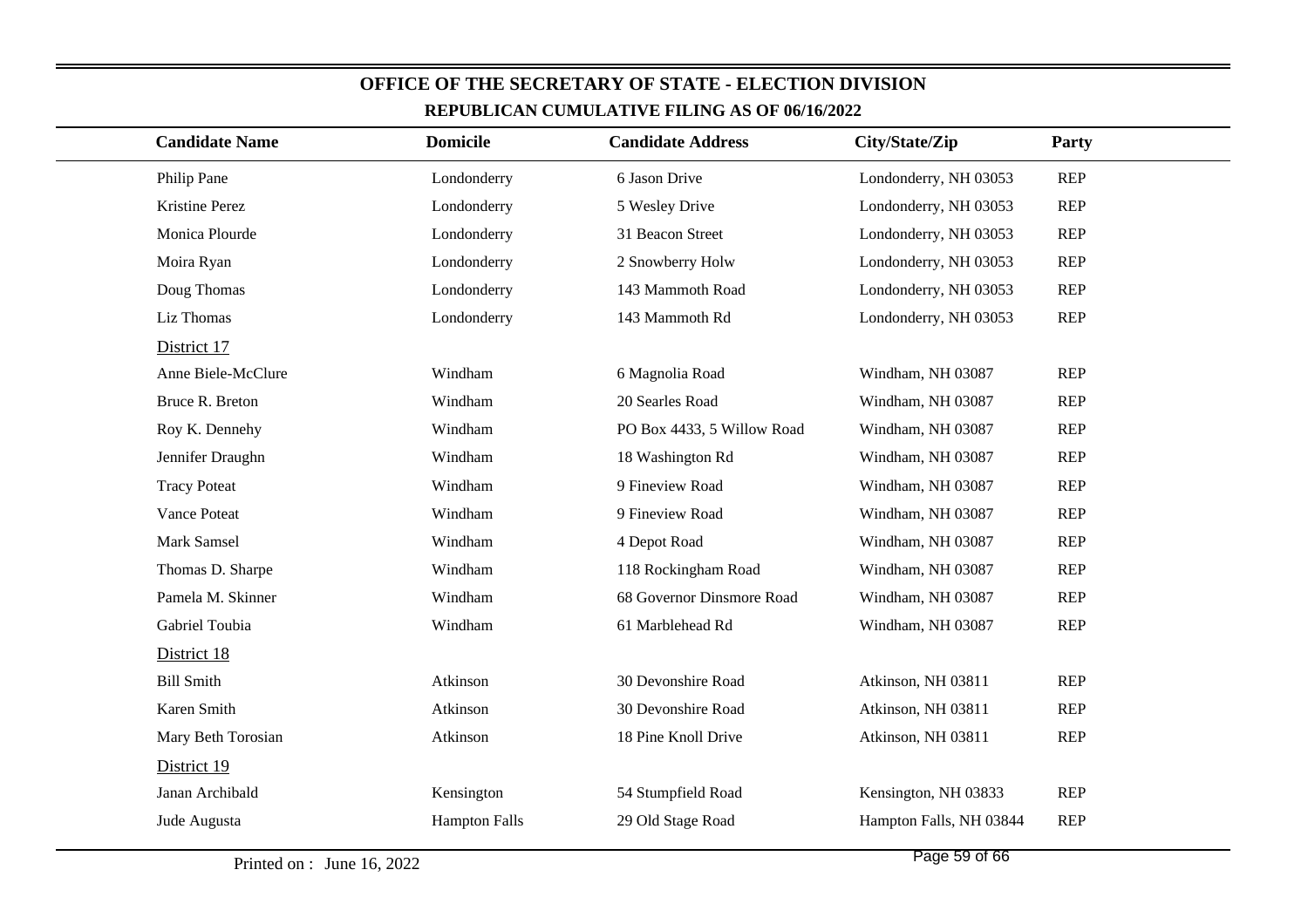## OFFICE OF THE SECRETARY OF STATE - ELECTION DIVISION

### REPUBLICAN CUMULATIVE FILING AS OF 06/16/2022

| Candidate Name | Domicile | Candidate Address | City/State/Zip | Party |
|---|---|---|---|---|
| Philip Pane | Londonderry | 6 Jason Drive | Londonderry, NH 03053 | REP |
| Kristine Perez | Londonderry | 5 Wesley Drive | Londonderry, NH 03053 | REP |
| Monica Plourde | Londonderry | 31 Beacon Street | Londonderry, NH 03053 | REP |
| Moira Ryan | Londonderry | 2 Snowberry Holw | Londonderry, NH 03053 | REP |
| Doug Thomas | Londonderry | 143 Mammoth Road | Londonderry, NH 03053 | REP |
| Liz Thomas | Londonderry | 143 Mammoth Rd | Londonderry, NH 03053 | REP |
| District 17 | | | | |
| Anne Biele-McClure | Windham | 6 Magnolia Road | Windham, NH 03087 | REP |
| Bruce R. Breton | Windham | 20 Searles Road | Windham, NH 03087 | REP |
| Roy K. Dennehy | Windham | PO Box 4433, 5 Willow Road | Windham, NH 03087 | REP |
| Jennifer Draughn | Windham | 18 Washington Rd | Windham, NH 03087 | REP |
| Tracy Poteat | Windham | 9 Fineview Road | Windham, NH 03087 | REP |
| Vance Poteat | Windham | 9 Fineview Road | Windham, NH 03087 | REP |
| Mark Samsel | Windham | 4 Depot Road | Windham, NH 03087 | REP |
| Thomas D. Sharpe | Windham | 118 Rockingham Road | Windham, NH 03087 | REP |
| Pamela M. Skinner | Windham | 68 Governor Dinsmore Road | Windham, NH 03087 | REP |
| Gabriel Toubia | Windham | 61 Marblehead Rd | Windham, NH 03087 | REP |
| District 18 | | | | |
| Bill Smith | Atkinson | 30 Devonshire Road | Atkinson, NH 03811 | REP |
| Karen Smith | Atkinson | 30 Devonshire Road | Atkinson, NH 03811 | REP |
| Mary Beth Torosian | Atkinson | 18 Pine Knoll Drive | Atkinson, NH 03811 | REP |
| District 19 | | | | |
| Janan Archibald | Kensington | 54 Stumpfield Road | Kensington, NH 03833 | REP |
| Jude Augusta | Hampton Falls | 29 Old Stage Road | Hampton Falls, NH 03844 | REP |

Printed on : June 16, 2022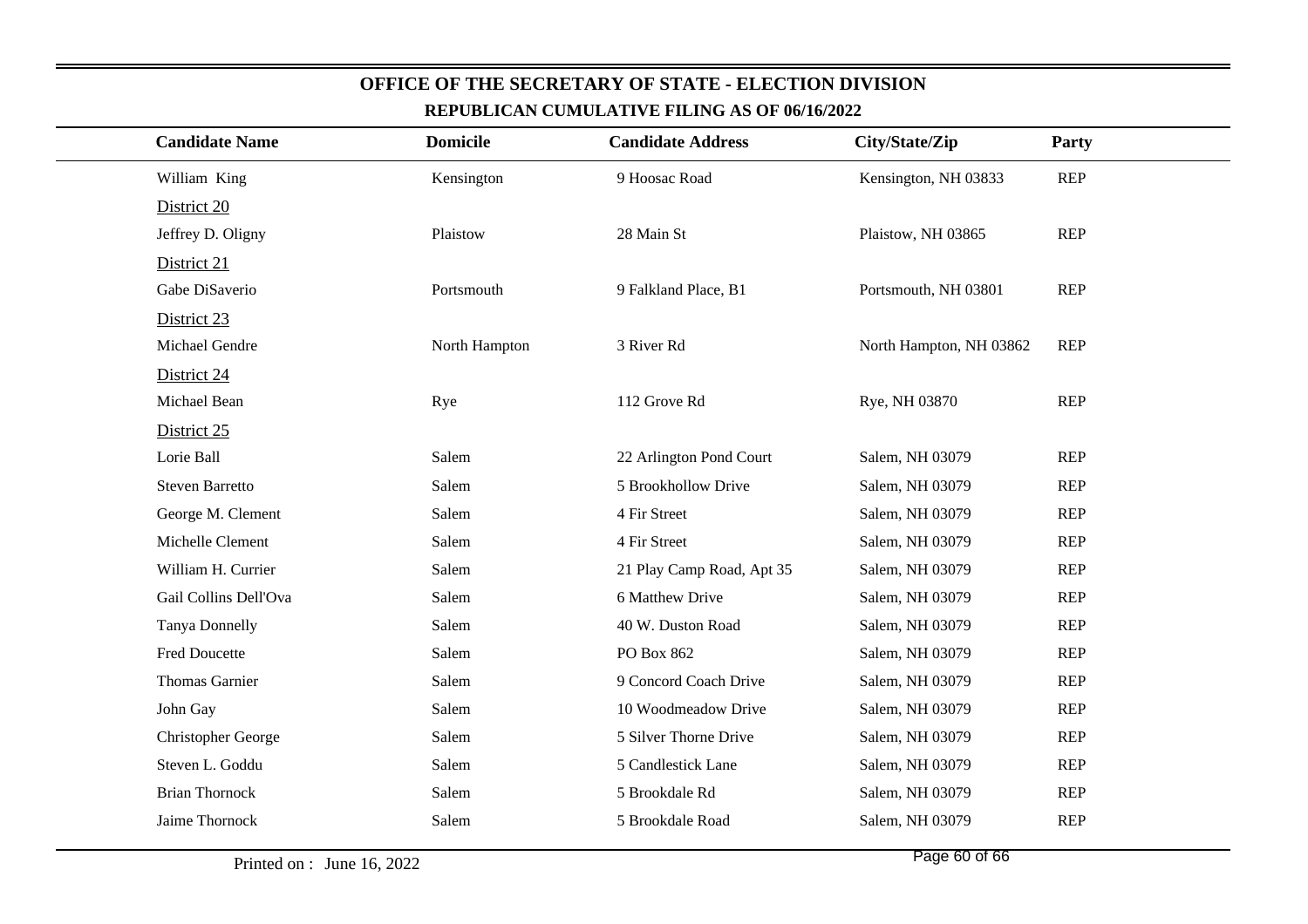# OFFICE OF THE SECRETARY OF STATE - ELECTION DIVISION

## REPUBLICAN CUMULATIVE FILING AS OF 06/16/2022

| Candidate Name | Domicile | Candidate Address | City/State/Zip | Party |
|---|---|---|---|---|
| William King | Kensington | 9 Hoosac Road | Kensington, NH 03833 | REP |
| District 20 | | | | |
| Jeffrey D. Oligny | Plaistow | 28 Main St | Plaistow, NH 03865 | REP |
| District 21 | | | | |
| Gabe DiSaverio | Portsmouth | 9 Falkland Place, B1 | Portsmouth, NH 03801 | REP |
| District 23 | | | | |
| Michael Gendre | North Hampton | 3 River Rd | North Hampton, NH 03862 | REP |
| District 24 | | | | |
| Michael Bean | Rye | 112 Grove Rd | Rye, NH 03870 | REP |
| District 25 | | | | |
| Lorie Ball | Salem | 22 Arlington Pond Court | Salem, NH 03079 | REP |
| Steven Barretto | Salem | 5 Brookhollow Drive | Salem, NH 03079 | REP |
| George M. Clement | Salem | 4 Fir Street | Salem, NH 03079 | REP |
| Michelle Clement | Salem | 4 Fir Street | Salem, NH 03079 | REP |
| William H. Currier | Salem | 21 Play Camp Road, Apt 35 | Salem, NH 03079 | REP |
| Gail Collins Dell'Ova | Salem | 6 Matthew Drive | Salem, NH 03079 | REP |
| Tanya Donnelly | Salem | 40 W. Duston Road | Salem, NH 03079 | REP |
| Fred Doucette | Salem | PO Box 862 | Salem, NH 03079 | REP |
| Thomas Garnier | Salem | 9 Concord Coach Drive | Salem, NH 03079 | REP |
| John Gay | Salem | 10 Woodmeadow Drive | Salem, NH 03079 | REP |
| Christopher George | Salem | 5 Silver Thorne Drive | Salem, NH 03079 | REP |
| Steven L. Goddu | Salem | 5 Candlestick Lane | Salem, NH 03079 | REP |
| Brian Thornock | Salem | 5 Brookdale Rd | Salem, NH 03079 | REP |
| Jaime Thornock | Salem | 5 Brookdale Road | Salem, NH 03079 | REP |

Printed on : June 16, 2022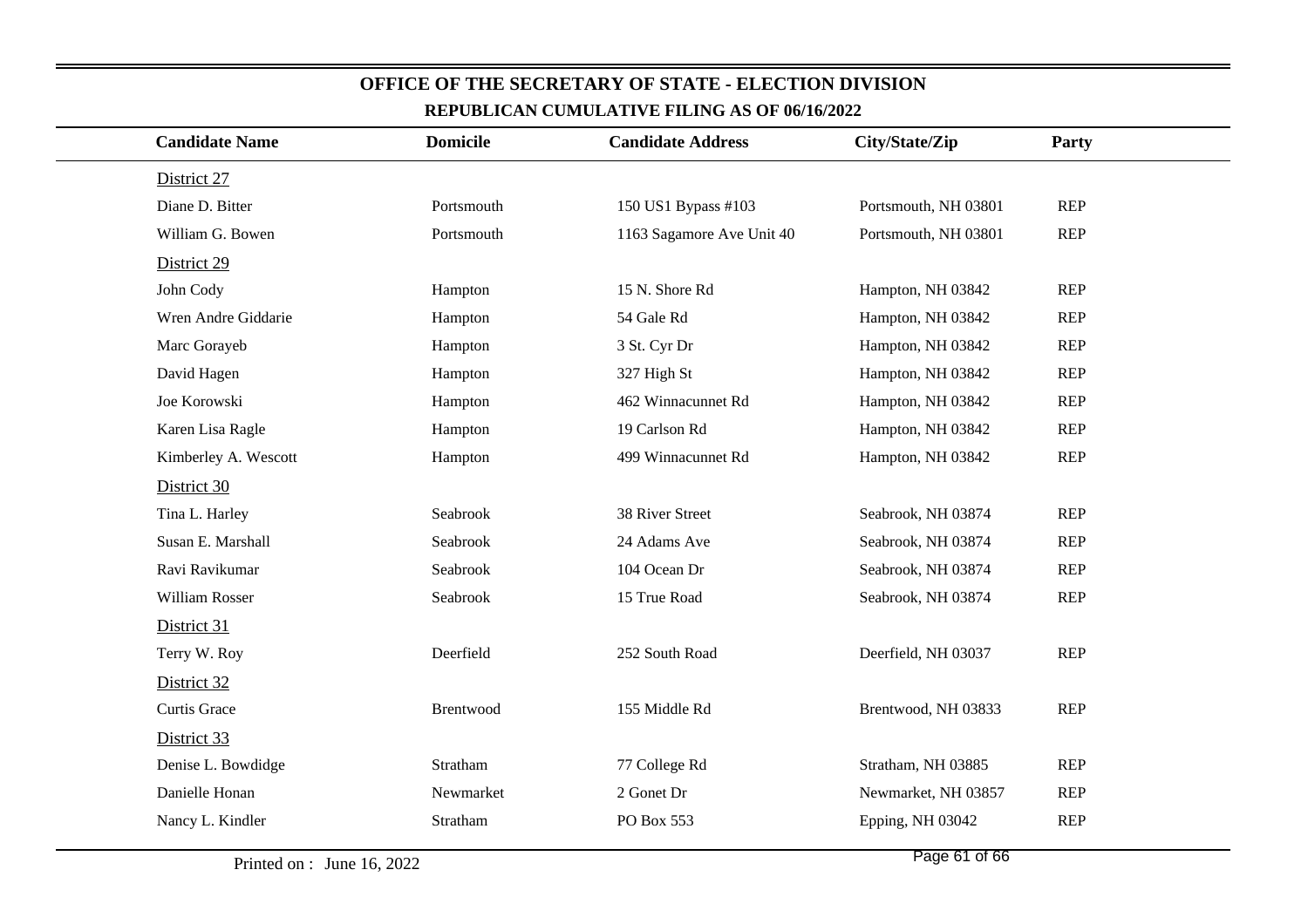## OFFICE OF THE SECRETARY OF STATE - ELECTION DIVISION

### REPUBLICAN CUMULATIVE FILING AS OF 06/16/2022

| Candidate Name | Domicile | Candidate Address | City/State/Zip | Party |
|---|---|---|---|---|
| District 27 | | | | |
| Diane D. Bitter | Portsmouth | 150 US1 Bypass #103 | Portsmouth, NH 03801 | REP |
| William G. Bowen | Portsmouth | 1163 Sagamore Ave Unit 40 | Portsmouth, NH 03801 | REP |
| District 29 | | | | |
| John Cody | Hampton | 15 N. Shore Rd | Hampton, NH 03842 | REP |
| Wren Andre Giddarie | Hampton | 54 Gale Rd | Hampton, NH 03842 | REP |
| Marc Gorayeb | Hampton | 3 St. Cyr Dr | Hampton, NH 03842 | REP |
| David Hagen | Hampton | 327 High St | Hampton, NH 03842 | REP |
| Joe Korowski | Hampton | 462 Winnacunnet Rd | Hampton, NH 03842 | REP |
| Karen Lisa Ragle | Hampton | 19 Carlson Rd | Hampton, NH 03842 | REP |
| Kimberley A. Wescott | Hampton | 499 Winnacunnet Rd | Hampton, NH 03842 | REP |
| District 30 | | | | |
| Tina L. Harley | Seabrook | 38 River Street | Seabrook, NH 03874 | REP |
| Susan E. Marshall | Seabrook | 24 Adams Ave | Seabrook, NH 03874 | REP |
| Ravi Ravikumar | Seabrook | 104 Ocean Dr | Seabrook, NH 03874 | REP |
| William Rosser | Seabrook | 15 True Road | Seabrook, NH 03874 | REP |
| District 31 | | | | |
| Terry W. Roy | Deerfield | 252 South Road | Deerfield, NH 03037 | REP |
| District 32 | | | | |
| Curtis Grace | Brentwood | 155 Middle Rd | Brentwood, NH 03833 | REP |
| District 33 | | | | |
| Denise L. Bowdidge | Stratham | 77 College Rd | Stratham, NH 03885 | REP |
| Danielle Honan | Newmarket | 2 Gonet Dr | Newmarket, NH 03857 | REP |
| Nancy L. Kindler | Stratham | PO Box 553 | Epping, NH 03042 | REP |

Printed on : June 16, 2022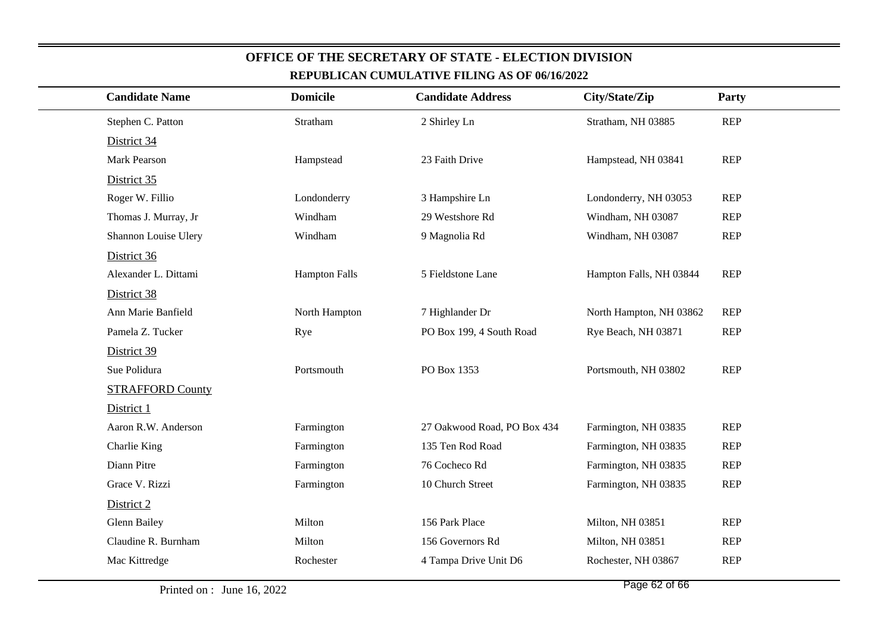# OFFICE OF THE SECRETARY OF STATE - ELECTION DIVISION

## REPUBLICAN CUMULATIVE FILING AS OF 06/16/2022

| Candidate Name | Domicile | Candidate Address | City/State/Zip | Party |
|---|---|---|---|---|
| Stephen C. Patton | Stratham | 2 Shirley Ln | Stratham, NH 03885 | REP |
| District 34 | | | | |
| Mark Pearson | Hampstead | 23 Faith Drive | Hampstead, NH 03841 | REP |
| District 35 | | | | |
| Roger W. Fillio | Londonderry | 3 Hampshire Ln | Londonderry, NH 03053 | REP |
| Thomas J. Murray, Jr | Windham | 29 Westshore Rd | Windham, NH 03087 | REP |
| Shannon Louise Ulery | Windham | 9 Magnolia Rd | Windham, NH 03087 | REP |
| District 36 | | | | |
| Alexander L. Dittami | Hampton Falls | 5 Fieldstone Lane | Hampton Falls, NH 03844 | REP |
| District 38 | | | | |
| Ann Marie Banfield | North Hampton | 7 Highlander Dr | North Hampton, NH 03862 | REP |
| Pamela Z. Tucker | Rye | PO Box 199, 4 South Road | Rye Beach, NH 03871 | REP |
| District 39 | | | | |
| Sue Polidura | Portsmouth | PO Box 1353 | Portsmouth, NH 03802 | REP |
| STRAFFORD County | | | | |
| District 1 | | | | |
| Aaron R.W. Anderson | Farmington | 27 Oakwood Road, PO Box 434 | Farmington, NH 03835 | REP |
| Charlie King | Farmington | 135 Ten Rod Road | Farmington, NH 03835 | REP |
| Diann Pitre | Farmington | 76 Cocheco Rd | Farmington, NH 03835 | REP |
| Grace V. Rizzi | Farmington | 10 Church Street | Farmington, NH 03835 | REP |
| District 2 | | | | |
| Glenn Bailey | Milton | 156 Park Place | Milton, NH 03851 | REP |
| Claudine R. Burnham | Milton | 156 Governors Rd | Milton, NH 03851 | REP |
| Mac Kittredge | Rochester | 4 Tampa Drive Unit D6 | Rochester, NH 03867 | REP |

Printed on : June 16, 2022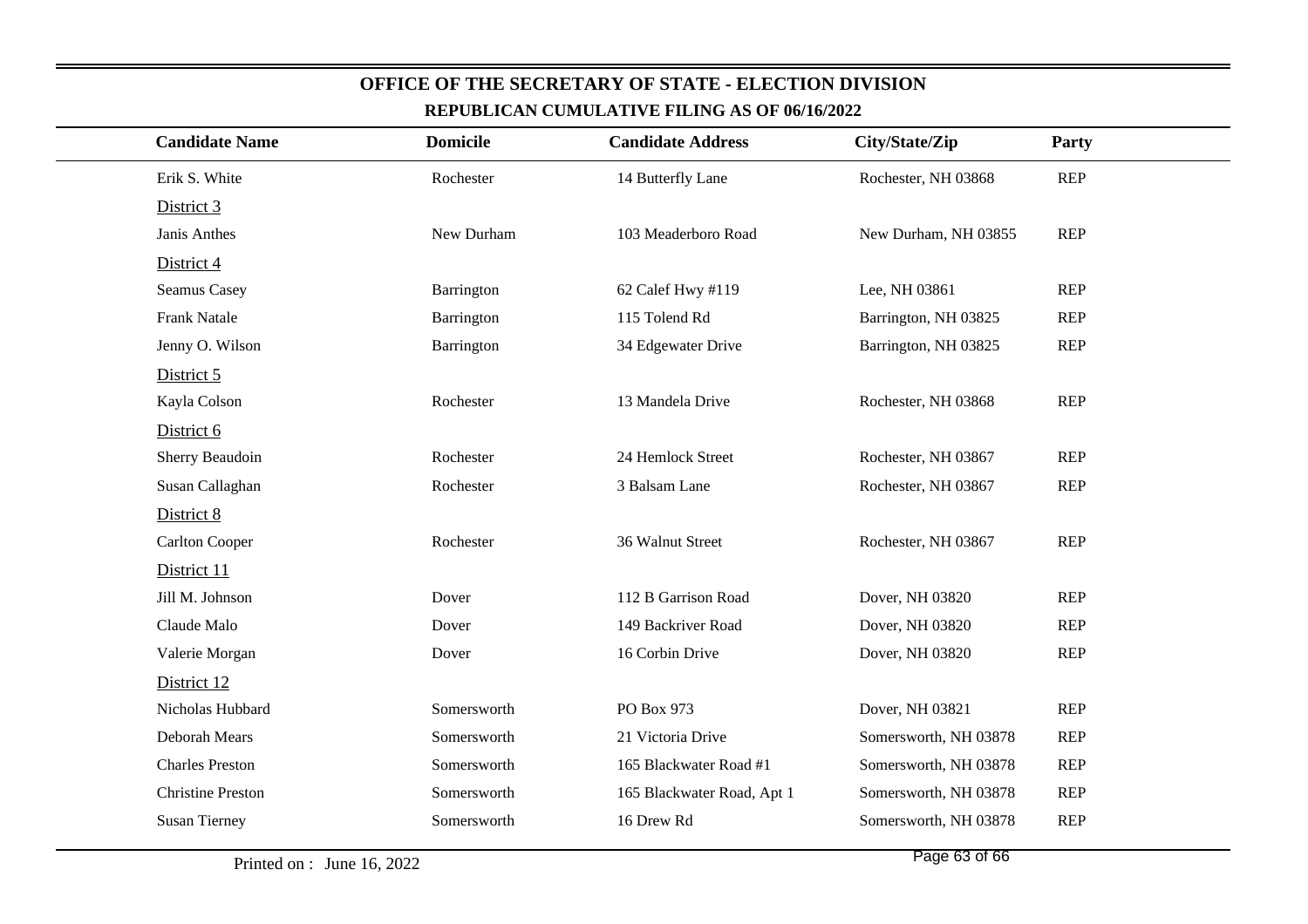# OFFICE OF THE SECRETARY OF STATE - ELECTION DIVISION

## REPUBLICAN CUMULATIVE FILING AS OF 06/16/2022

| Candidate Name | Domicile | Candidate Address | City/State/Zip | Party |
|---|---|---|---|---|
| Erik S. White | Rochester | 14 Butterfly Lane | Rochester, NH 03868 | REP |
| District 3 | | | | |
| Janis Anthes | New Durham | 103 Meaderboro Road | New Durham, NH 03855 | REP |
| District 4 | | | | |
| Seamus Casey | Barrington | 62 Calef Hwy #119 | Lee, NH 03861 | REP |
| Frank Natale | Barrington | 115 Tolend Rd | Barrington, NH 03825 | REP |
| Jenny O. Wilson | Barrington | 34 Edgewater Drive | Barrington, NH 03825 | REP |
| District 5 | | | | |
| Kayla Colson | Rochester | 13 Mandela Drive | Rochester, NH 03868 | REP |
| District 6 | | | | |
| Sherry Beaudoin | Rochester | 24 Hemlock Street | Rochester, NH 03867 | REP |
| Susan Callaghan | Rochester | 3 Balsam Lane | Rochester, NH 03867 | REP |
| District 8 | | | | |
| Carlton Cooper | Rochester | 36 Walnut Street | Rochester, NH 03867 | REP |
| District 11 | | | | |
| Jill M. Johnson | Dover | 112 B Garrison Road | Dover, NH 03820 | REP |
| Claude Malo | Dover | 149 Backriver Road | Dover, NH 03820 | REP |
| Valerie Morgan | Dover | 16 Corbin Drive | Dover, NH 03820 | REP |
| District 12 | | | | |
| Nicholas Hubbard | Somersworth | PO Box 973 | Dover, NH 03821 | REP |
| Deborah Mears | Somersworth | 21 Victoria Drive | Somersworth, NH 03878 | REP |
| Charles Preston | Somersworth | 165 Blackwater Road #1 | Somersworth, NH 03878 | REP |
| Christine Preston | Somersworth | 165 Blackwater Road, Apt 1 | Somersworth, NH 03878 | REP |
| Susan Tierney | Somersworth | 16 Drew Rd | Somersworth, NH 03878 | REP |

Printed on : June 16, 2022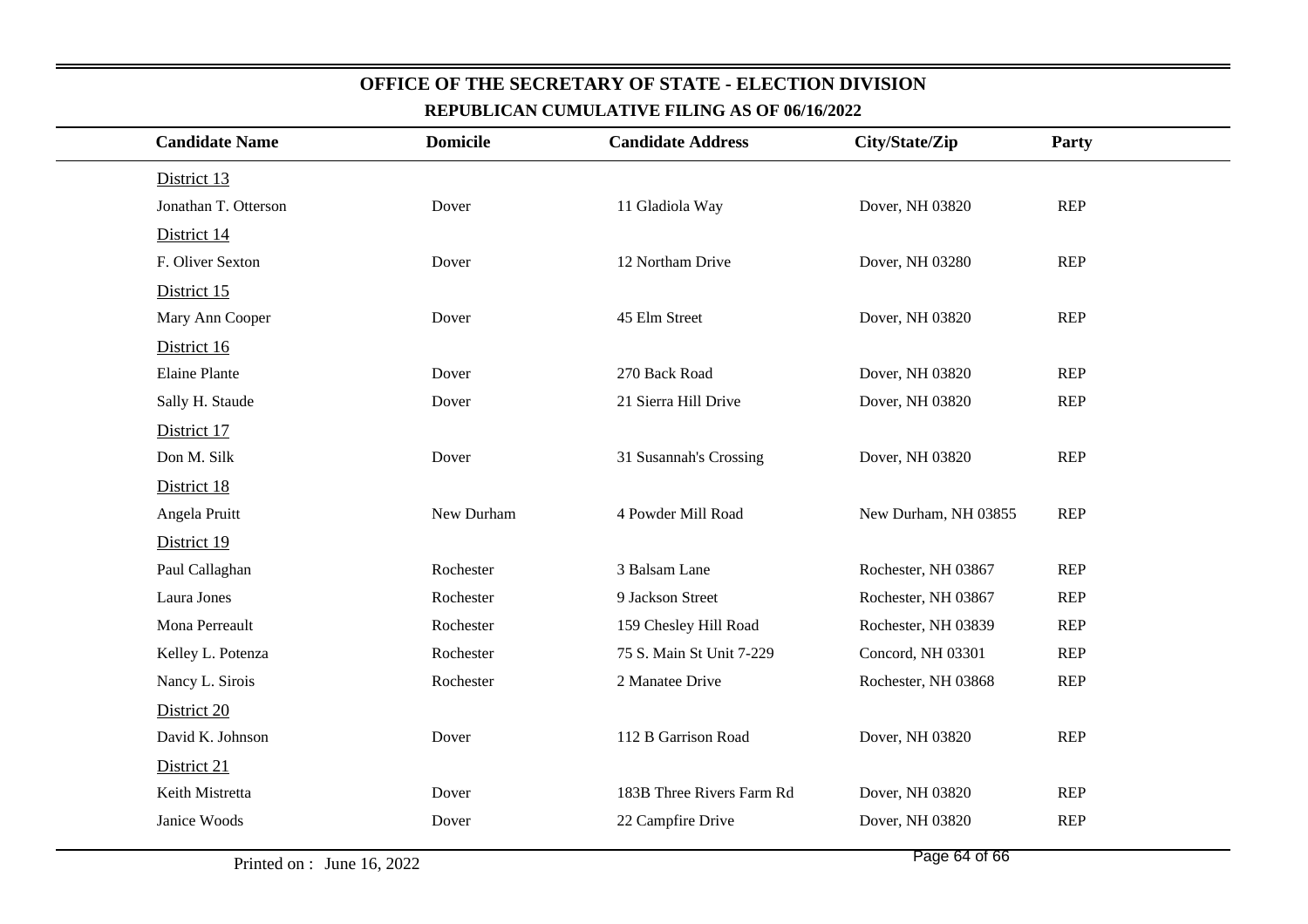## OFFICE OF THE SECRETARY OF STATE - ELECTION DIVISION

### REPUBLICAN CUMULATIVE FILING AS OF 06/16/2022

| Candidate Name | Domicile | Candidate Address | City/State/Zip | Party |
|---|---|---|---|---|
| District 13 | | | | |
| Jonathan T. Otterson | Dover | 11 Gladiola Way | Dover, NH 03820 | REP |
| District 14 | | | | |
| F. Oliver Sexton | Dover | 12 Northam Drive | Dover, NH 03280 | REP |
| District 15 | | | | |
| Mary Ann Cooper | Dover | 45 Elm Street | Dover, NH 03820 | REP |
| District 16 | | | | |
| Elaine Plante | Dover | 270 Back Road | Dover, NH 03820 | REP |
| Sally H. Staude | Dover | 21 Sierra Hill Drive | Dover, NH 03820 | REP |
| District 17 | | | | |
| Don M. Silk | Dover | 31 Susannah's Crossing | Dover, NH 03820 | REP |
| District 18 | | | | |
| Angela Pruitt | New Durham | 4 Powder Mill Road | New Durham, NH 03855 | REP |
| District 19 | | | | |
| Paul Callaghan | Rochester | 3 Balsam Lane | Rochester, NH 03867 | REP |
| Laura Jones | Rochester | 9 Jackson Street | Rochester, NH 03867 | REP |
| Mona Perreault | Rochester | 159 Chesley Hill Road | Rochester, NH 03839 | REP |
| Kelley L. Potenza | Rochester | 75 S. Main St Unit 7-229 | Concord, NH 03301 | REP |
| Nancy L. Sirois | Rochester | 2 Manatee Drive | Rochester, NH 03868 | REP |
| District 20 | | | | |
| David K. Johnson | Dover | 112 B Garrison Road | Dover, NH 03820 | REP |
| District 21 | | | | |
| Keith Mistretta | Dover | 183B Three Rivers Farm Rd | Dover, NH 03820 | REP |
| Janice Woods | Dover | 22 Campfire Drive | Dover, NH 03820 | REP |

Printed on : June 16, 2022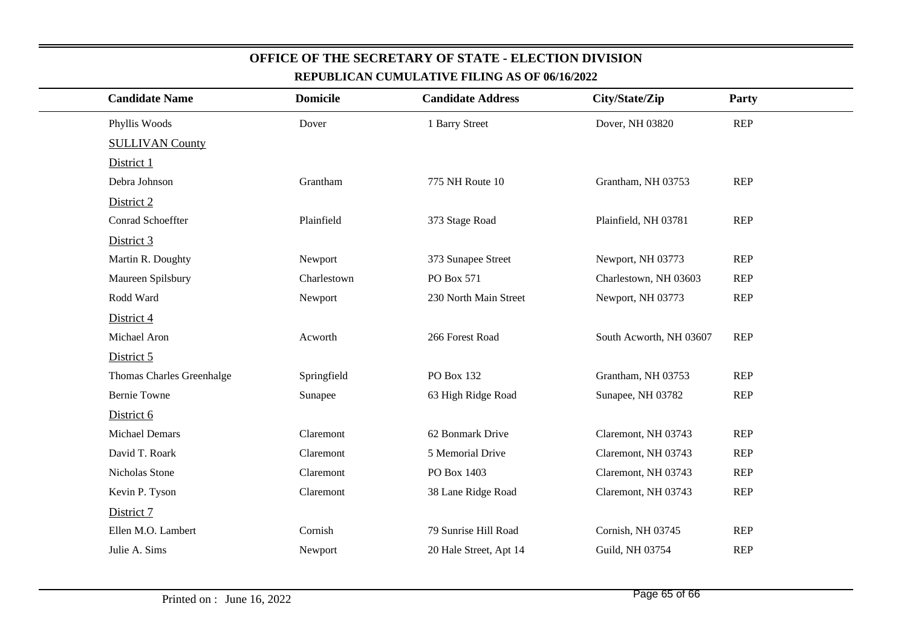# OFFICE OF THE SECRETARY OF STATE - ELECTION DIVISION

## REPUBLICAN CUMULATIVE FILING AS OF 06/16/2022

| Candidate Name | Domicile | Candidate Address | City/State/Zip | Party |
|---|---|---|---|---|
| Phyllis Woods | Dover | 1 Barry Street | Dover, NH 03820 | REP |
| SULLIVAN County | | | | |
| District 1 | | | | |
| Debra Johnson | Grantham | 775 NH Route 10 | Grantham, NH 03753 | REP |
| District 2 | | | | |
| Conrad Schoeffter | Plainfield | 373 Stage Road | Plainfield, NH 03781 | REP |
| District 3 | | | | |
| Martin R. Doughty | Newport | 373 Sunapee Street | Newport, NH 03773 | REP |
| Maureen Spilsbury | Charlestown | PO Box 571 | Charlestown, NH 03603 | REP |
| Rodd Ward | Newport | 230 North Main Street | Newport, NH 03773 | REP |
| District 4 | | | | |
| Michael Aron | Acworth | 266 Forest Road | South Acworth, NH 03607 | REP |
| District 5 | | | | |
| Thomas Charles Greenhalge | Springfield | PO Box 132 | Grantham, NH 03753 | REP |
| Bernie Towne | Sunapee | 63 High Ridge Road | Sunapee, NH 03782 | REP |
| District 6 | | | | |
| Michael Demars | Claremont | 62 Bonmark Drive | Claremont, NH 03743 | REP |
| David T. Roark | Claremont | 5 Memorial Drive | Claremont, NH 03743 | REP |
| Nicholas Stone | Claremont | PO Box 1403 | Claremont, NH 03743 | REP |
| Kevin P. Tyson | Claremont | 38 Lane Ridge Road | Claremont, NH 03743 | REP |
| District 7 | | | | |
| Ellen M.O. Lambert | Cornish | 79 Sunrise Hill Road | Cornish, NH 03745 | REP |
| Julie A. Sims | Newport | 20 Hale Street, Apt 14 | Guild, NH 03754 | REP |

Printed on : June 16, 2022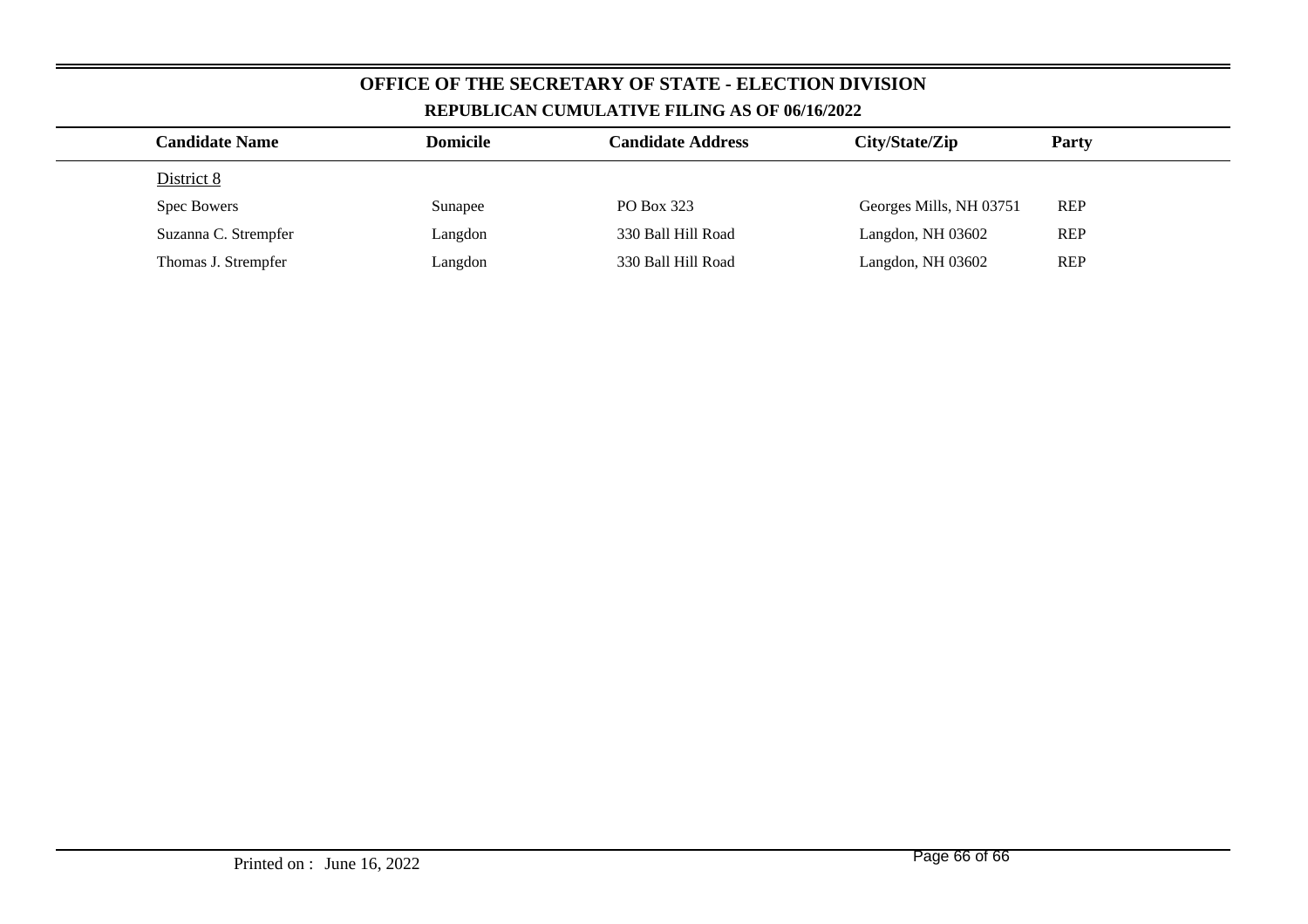## OFFICE OF THE SECRETARY OF STATE - ELECTION DIVISION

### REPUBLICAN CUMULATIVE FILING AS OF 06/16/2022

| Candidate Name | Domicile | Candidate Address | City/State/Zip | Party |
|---|---|---|---|---|
| District 8 | | | | |
| Spec Bowers | Sunapee | PO Box 323 | Georges Mills, NH 03751 | REP |
| Suzanna C. Strempfer | Langdon | 330 Ball Hill Road | Langdon, NH 03602 | REP |
| Thomas J. Strempfer | Langdon | 330 Ball Hill Road | Langdon, NH 03602 | REP |

Printed on : June 16, 2022